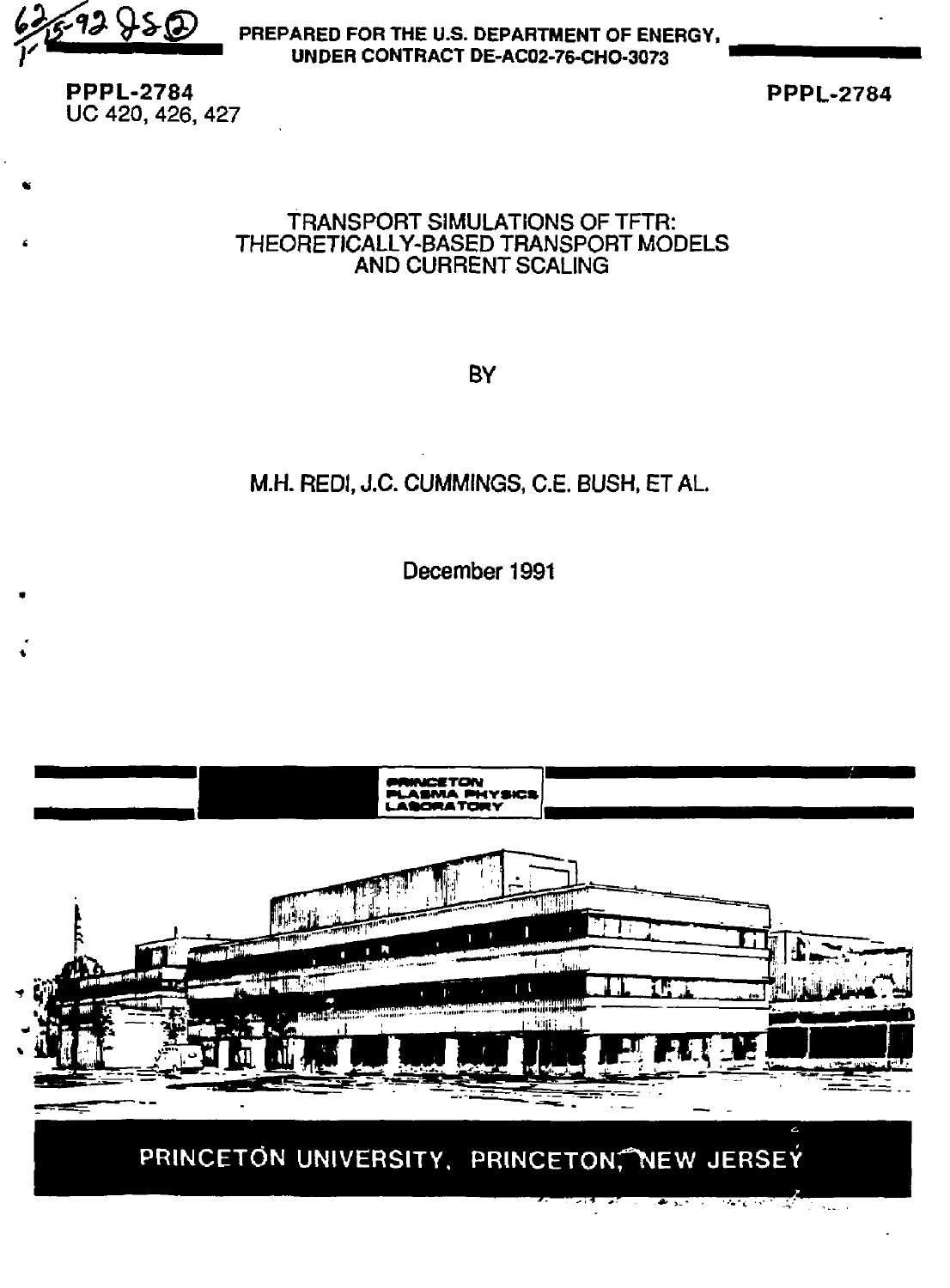PREPARED FOR THE U.S. DEPARTMENT OF ENERGY, UNDER CONTRACT DE-AC02-76-CHO-3073

**PPPL-2784**
UC 420, 426, 427

**PPPL-2784**

# TRANSPORT SIMULATIONS OF TFTR: THEORETICALLY-BASED TRANSPORT MODELS AND CURRENT SCALING

BY

M.H. REDI, J.C. CUMMINGS, C.E. BUSH, ET AL.

December 1991

PRINCETON PLASMA PHYSICS LABORATORY

PRINCETON UNIVERSITY, PRINCETON, NEW JERSEY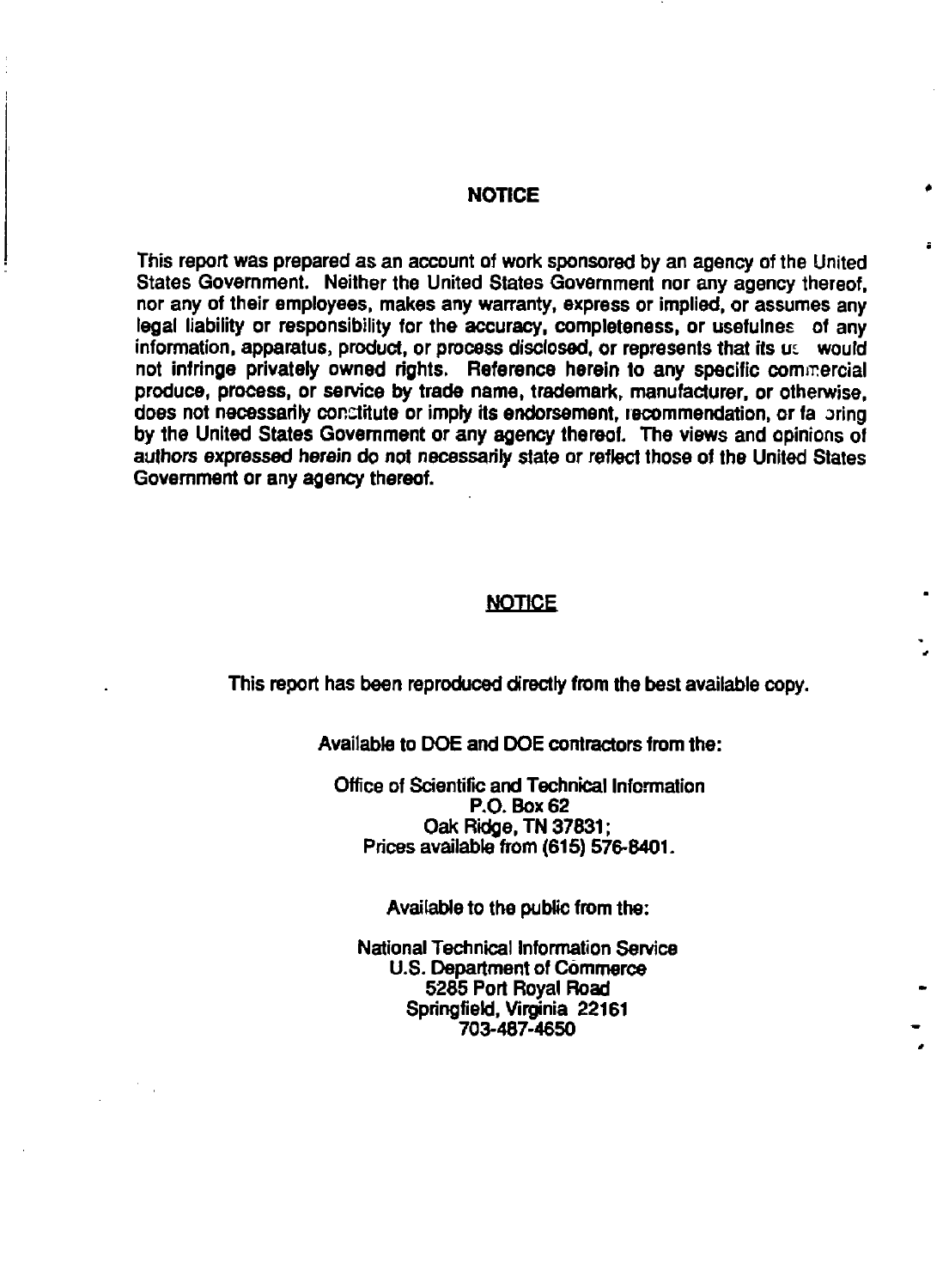## NOTICE

This report was prepared as an account of work sponsored by an agency of the United States Government. Neither the United States Government nor any agency thereof, nor any of their employees, makes any warranty, express or implied, or assumes any legal liability or responsibility for the accuracy, completeness, or usefulness of any information, apparatus, product, or process disclosed, or represents that its use would not infringe privately owned rights. Reference herein to any specific commercial produce, process, or service by trade name, trademark, manufacturer, or otherwise, does not necessarily constitute or imply its endorsement, recommendation, or favoring by the United States Government or any agency thereof. The views and opinions of authors expressed herein do not necessarily state or reflect those of the United States Government or any agency thereof.

## NOTICE

This report has been reproduced directly from the best available copy.

Available to DOE and DOE contractors from the:

Office of Scientific and Technical Information
P.O. Box 62
Oak Ridge, TN 37831;
Prices available from (615) 576-8401.

Available to the public from the:

National Technical Information Service
U.S. Department of Commerce
5285 Port Royal Road
Springfield, Virginia 22161
703-487-4650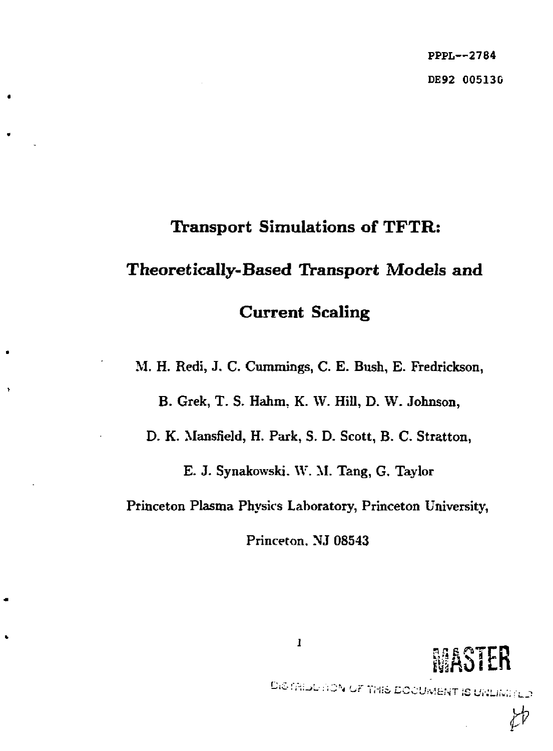PPPL--2784

DE92 005130

# Transport Simulations of TFTR: Theoretically-Based Transport Models and Current Scaling

M. H. Redi, J. C. Cummings, C. E. Bush, E. Fredrickson, B. Grek, T. S. Hahm, K. W. Hill, D. W. Johnson, D. K. Mansfield, H. Park, S. D. Scott, B. C. Stratton, E. J. Synakowski, W. M. Tang, G. Taylor

Princeton Plasma Physics Laboratory, Princeton University, Princeton, NJ 08543

MASTER

DISTRIBUTION OF THIS DOCUMENT IS UNLIMITED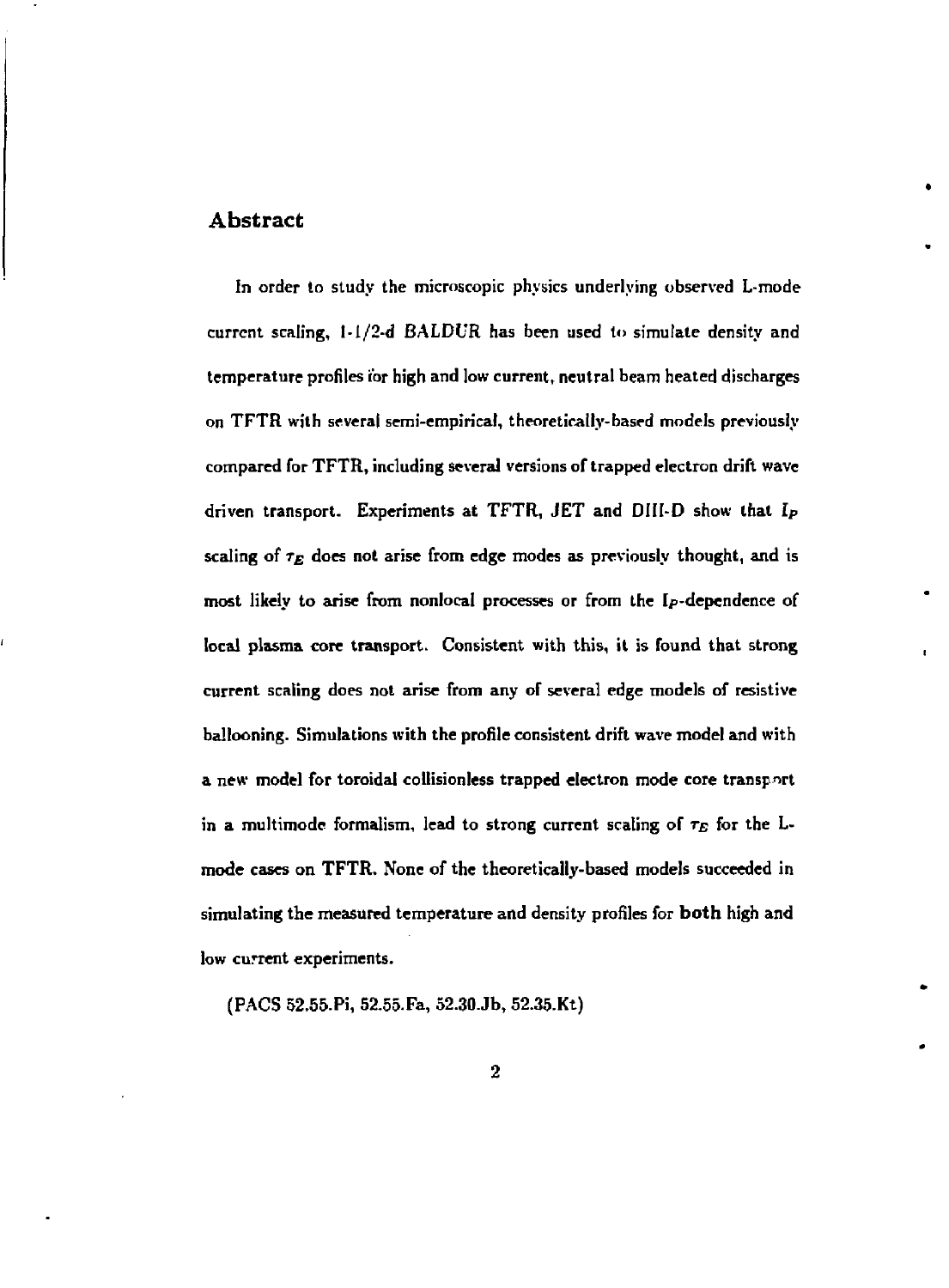## Abstract

In order to study the microscopic physics underlying observed L-mode current scaling, 1-1/2-d *BALDUR* has been used to simulate density and temperature profiles for high and low current, neutral beam heated discharges on TFTR with several semi-empirical, theoretically-based models previously compared for TFTR, including several versions of trapped electron drift wave driven transport. Experiments at TFTR, JET and DIII-D show that $I_P$ scaling of $\tau_E$ does not arise from edge modes as previously thought, and is most likely to arise from nonlocal processes or from the $I_P$-dependence of local plasma core transport. Consistent with this, it is found that strong current scaling does not arise from any of several edge models of resistive ballooning. Simulations with the profile consistent drift wave model and with a new model for toroidal collisionless trapped electron mode core transport in a multimode formalism, lead to strong current scaling of $\tau_E$ for the L-mode cases on TFTR. None of the theoretically-based models succeeded in simulating the measured temperature and density profiles for **both** high and low current experiments.

(PACS 52.55.Pi, 52.55.Fa, 52.30.Jb, 52.35.Kt)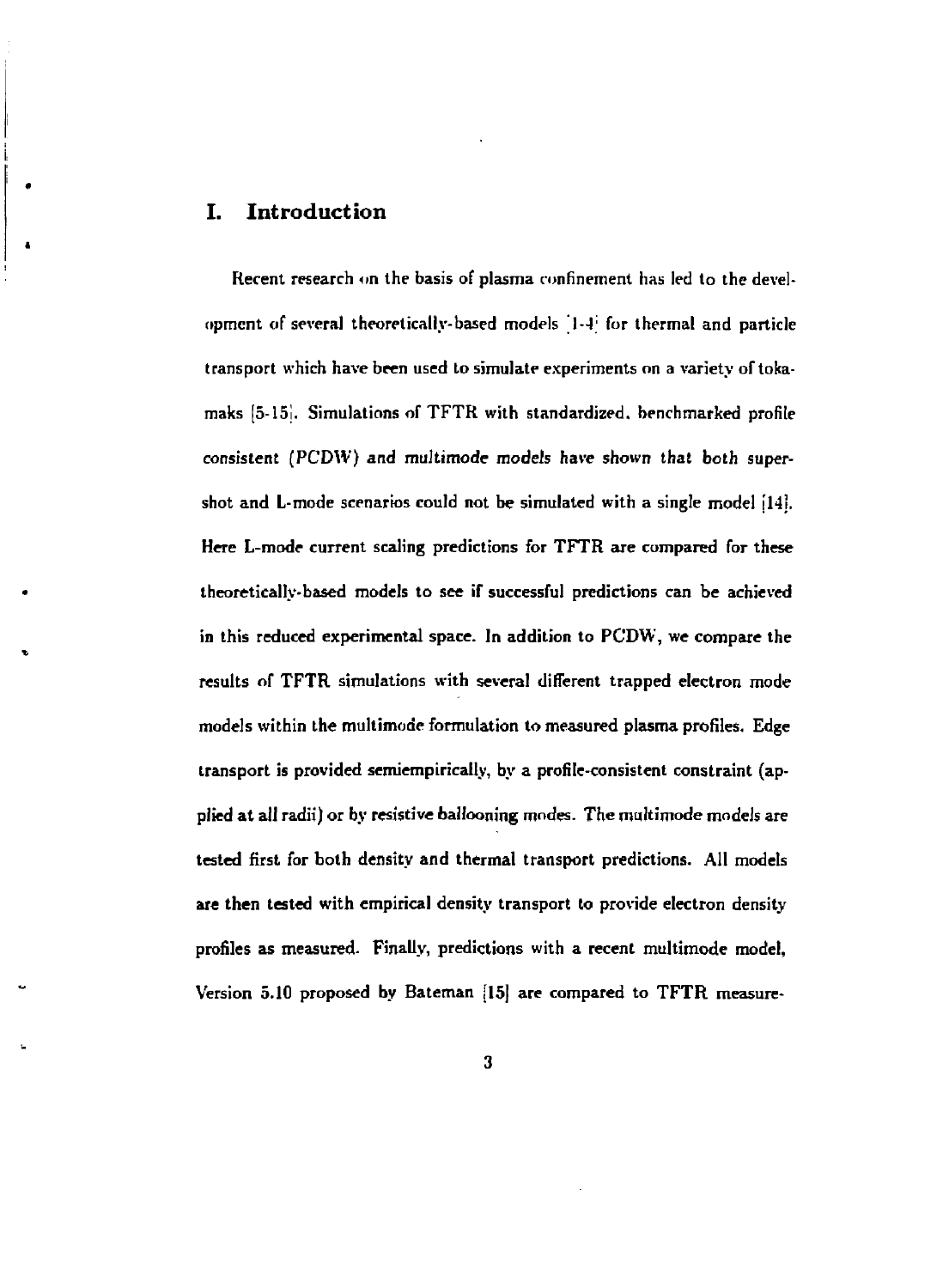## I. Introduction

Recent research on the basis of plasma confinement has led to the development of several theoretically-based models [1-4] for thermal and particle transport which have been used to simulate experiments on a variety of tokamaks [5-15]. Simulations of TFTR with standardized, benchmarked profile consistent (PCDW) and multimode models have shown that both supershot and L-mode scenarios could not be simulated with a single model [14]. Here L-mode current scaling predictions for TFTR are compared for these theoretically-based models to see if successful predictions can be achieved in this reduced experimental space. In addition to PCDW, we compare the results of TFTR simulations with several different trapped electron mode models within the multimode formulation to measured plasma profiles. Edge transport is provided semiempirically, by a profile-consistent constraint (applied at all radii) or by resistive ballooning modes. The multimode models are tested first for both density and thermal transport predictions. All models are then tested with empirical density transport to provide electron density profiles as measured. Finally, predictions with a recent multimode model, Version 5.10 proposed by Bateman [15] are compared to TFTR measure-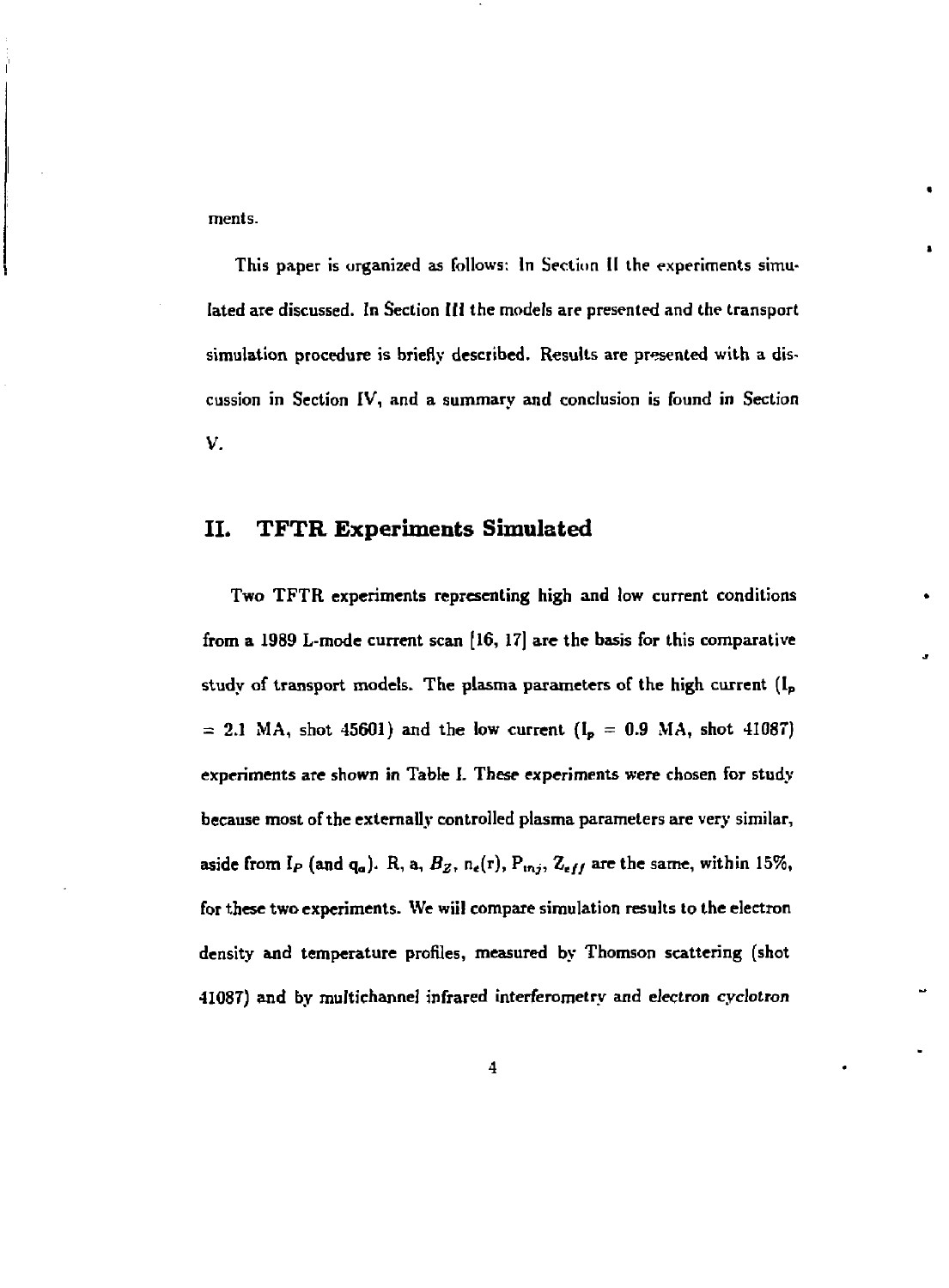ments.

This paper is organized as follows: In Section II the experiments simulated are discussed. In Section III the models are presented and the transport simulation procedure is briefly described. Results are presented with a discussion in Section IV, and a summary and conclusion is found in Section V.

## II. TFTR Experiments Simulated

Two TFTR experiments representing high and low current conditions from a 1989 L-mode current scan [16, 17] are the basis for this comparative study of transport models. The plasma parameters of the high current ($I_p$ = 2.1 MA, shot 45601) and the low current ($I_p$ = 0.9 MA, shot 41087) experiments are shown in Table I. These experiments were chosen for study because most of the externally controlled plasma parameters are very similar, aside from $I_P$ (and $q_a$). R, a, $B_Z$, $n_e(r)$, $P_{inj}$, $Z_{eff}$ are the same, within 15%, for these two experiments. We will compare simulation results to the electron density and temperature profiles, measured by Thomson scattering (shot 41087) and by multichannel infrared interferometry and electron cyclotron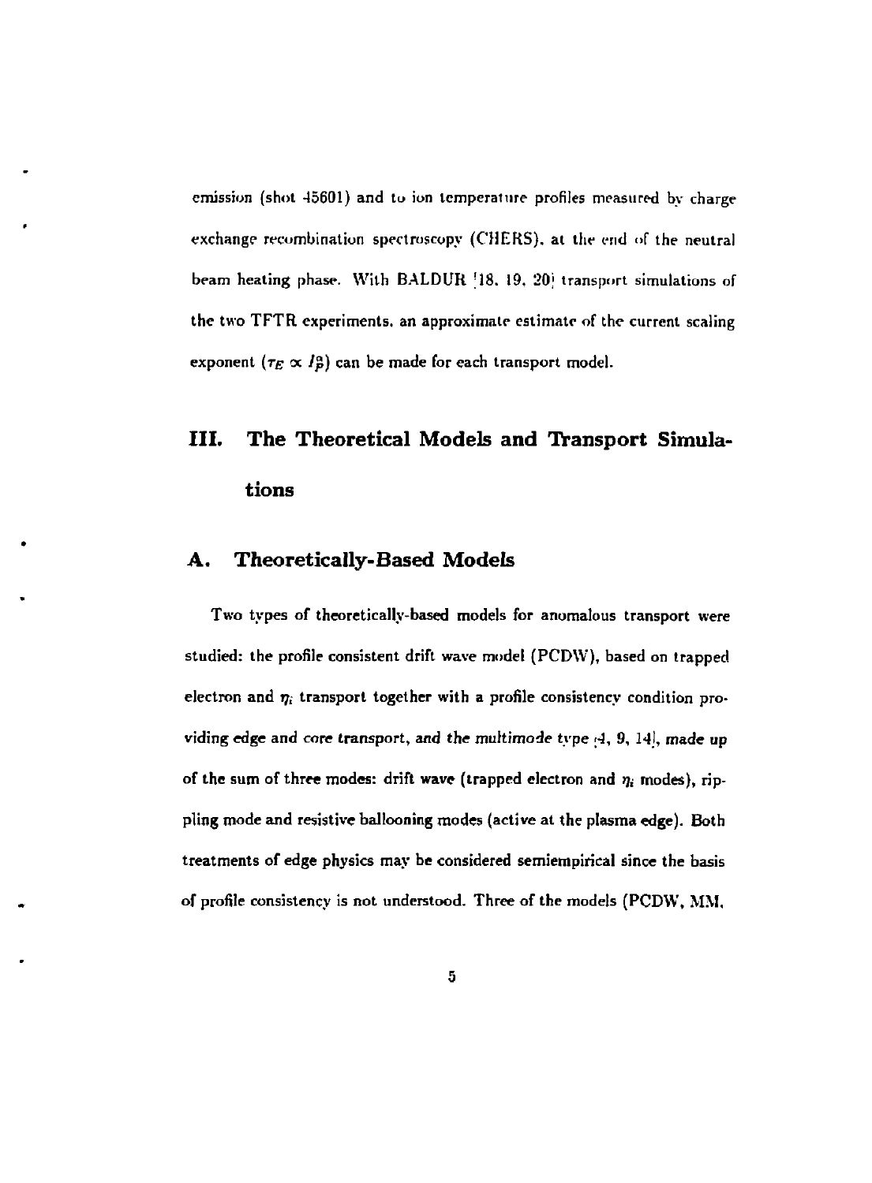emission (shot 45601) and to ion temperature profiles measured by charge exchange recombination spectroscopy (CHERS), at the end of the neutral beam heating phase. With BALDUR [18, 19, 20] transport simulations of the two TFTR experiments, an approximate estimate of the current scaling exponent ($\tau_E \propto I_p^{\alpha}$) can be made for each transport model.

# III. The Theoretical Models and Transport Simulations

## A. Theoretically-Based Models

Two types of theoretically-based models for anomalous transport were studied: the profile consistent drift wave model (PCDW), based on trapped electron and $\eta_i$ transport together with a profile consistency condition providing edge and core transport, and the multimode type [4, 9, 14], made up of the sum of three modes: drift wave (trapped electron and $\eta_i$ modes), rippling mode and resistive ballooning modes (active at the plasma edge). Both treatments of edge physics may be considered semiempirical since the basis of profile consistency is not understood. Three of the models (PCDW, MM,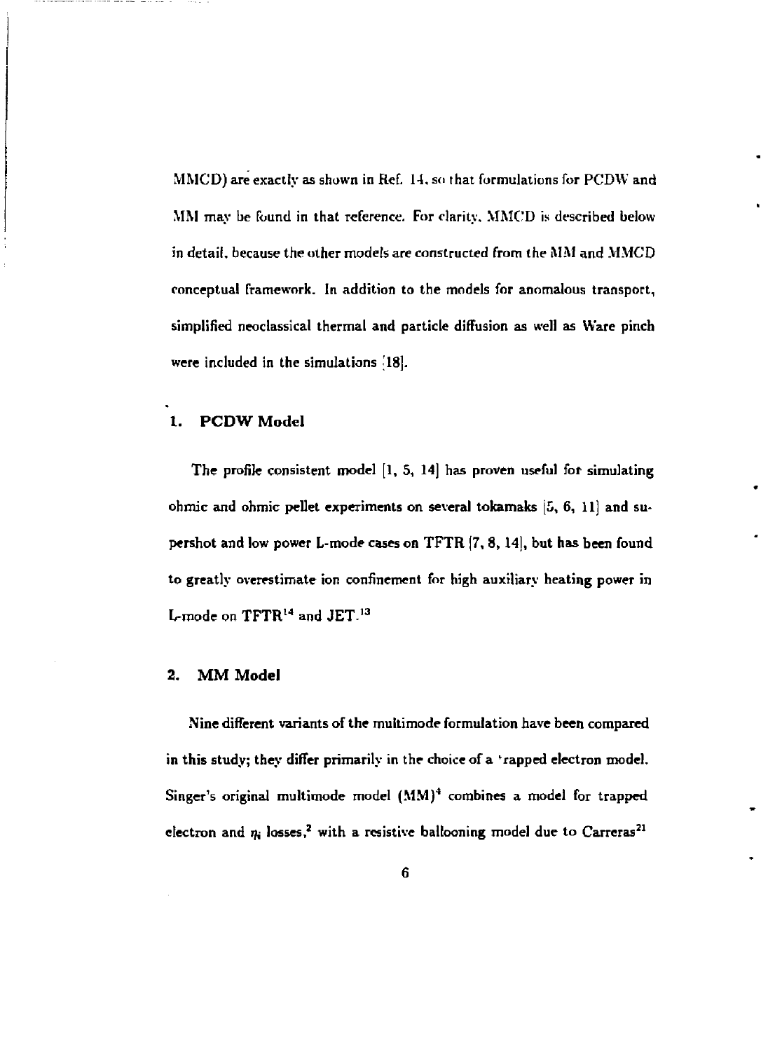MMCD) are exactly as shown in Ref. 14, so that formulations for PCDW and MM may be found in that reference. For clarity, MMCD is described below in detail, because the other models are constructed from the MM and MMCD conceptual framework. In addition to the models for anomalous transport, simplified neoclassical thermal and particle diffusion as well as Ware pinch were included in the simulations [18].

## 1. PCDW Model

The profile consistent model [1, 5, 14] has proven useful for simulating ohmic and ohmic pellet experiments on several tokamaks [5, 6, 11] and supershot and low power L-mode cases on TFTR [7, 8, 14], but has been found to greatly overestimate ion confinement for high auxiliary heating power in L-mode on TFTR[14] and JET.[13]

## 2. MM Model

Nine different variants of the multimode formulation have been compared in this study; they differ primarily in the choice of a trapped electron model. Singer's original multimode model (MM)[4] combines a model for trapped electron and $\eta_i$ losses,[2] with a resistive ballooning model due to Carreras[21]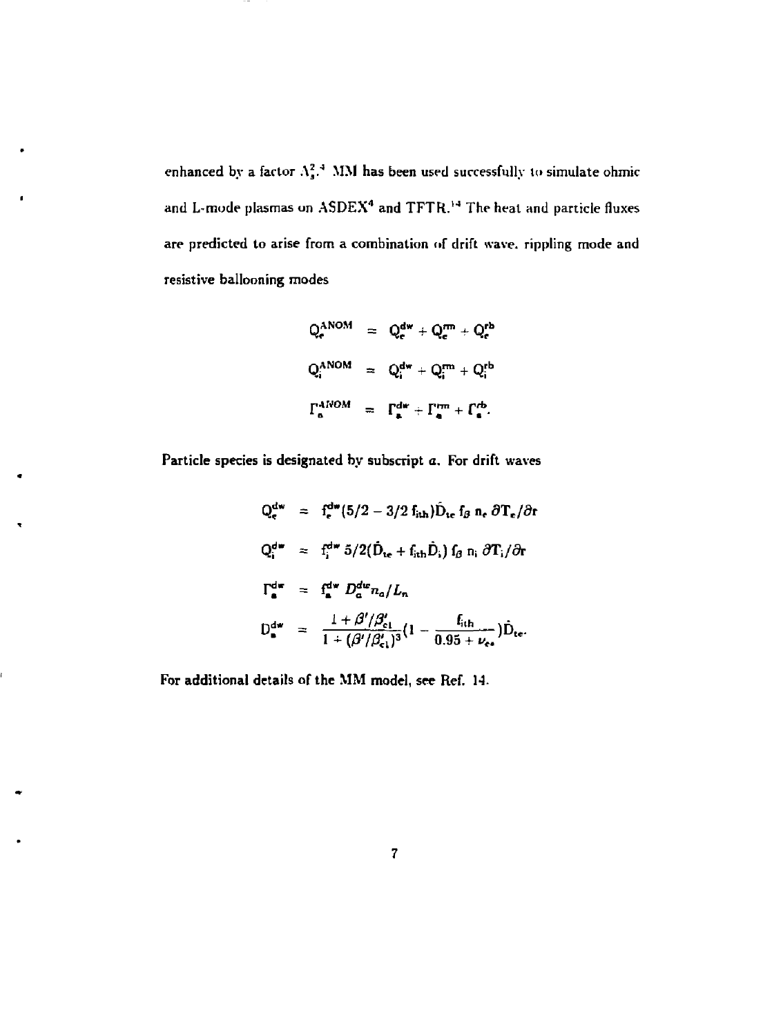enhanced by a factor $\Lambda_s^2$.[3] MM has been used successfully to simulate ohmic and L-mode plasmas on ASDEX[4] and TFTR.[14] The heat and particle fluxes are predicted to arise from a combination of drift wave, rippling mode and resistive ballooning modes

$$
\begin{aligned}
Q_e^{ANOM} &= Q_e^{dw} + Q_e^{rm} + Q_e^{rb} \\
Q_i^{ANOM} &= Q_i^{dw} + Q_i^{rm} + Q_i^{rb} \\
\Gamma_a^{ANOM} &= \Gamma_a^{dw} + \Gamma_a^{rm} + \Gamma_a^{rb}.
\end{aligned}
$$

Particle species is designated by subscript $a$. For drift waves

$$
\begin{aligned}
Q_e^{dw} &= f_e^{dw}(5/2 - 3/2\, f_{ith})\hat{D}_{te}\, f_\beta\, n_e\, \partial T_e/\partial r \\
Q_i^{dw} &= f_i^{dw}\, 5/2(\hat{D}_{te} + f_{ith}\hat{D}_i)\, f_\beta\, n_i\, \partial T_i/\partial r \\
\Gamma_a^{dw} &= f_a^{dw}\, D_a^{dw} n_a/L_n \\
D_a^{dw} &= \frac{1 + \beta'/\beta'_{c1}}{1 + (\beta'/\beta'_{c1})^3}\left(1 - \frac{f_{ith}}{0.95 + \nu_{e*}}\right)\hat{D}_{te}.
\end{aligned}
$$

For additional details of the MM model, see Ref. 14.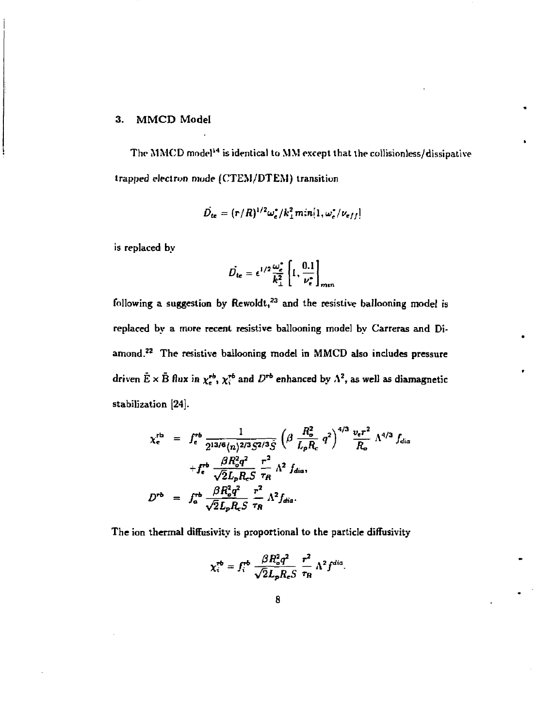## 3. MMCD Model

The MMCD model[14] is identical to MM except that the collisionless/dissipative trapped electron mode (CTEM/DTEM) transition

$$D_{te} = (r/R)^{1/2}\omega_e^*/k_\perp^2 \min[1, \omega_e^*/\nu_{eff}]$$

is replaced by

$$D_{te} = \epsilon^{1/2}\frac{\omega_e^*}{k_\perp^2}\left[1, \frac{0.1}{\nu_e^*}\right]_{min}$$

following a suggestion by Rewoldt,[23] and the resistive ballooning model is replaced by a more recent resistive ballooning model by Carreras and Diamond.[22] The resistive ballooning model in MMCD also includes pressure driven $\tilde{E} \times \tilde{B}$ flux in $\chi_e^{rb}$, $\chi_i^{rb}$ and $D^{rb}$ enhanced by $\Lambda^2$, as well as diamagnetic stabilization [24].

$$\begin{aligned}
\chi_e^{rb} &= f_e^{rb} \frac{1}{2^{13/6}(n)^{2/3}S^{2/3}\hat{S}} \left(\beta \frac{R_o^2}{L_p R_c} q^2\right)^{4/3} \frac{v_e r^2}{R_o} \Lambda^{4/3} f_{dia} \\
&+ f_e^{rb} \frac{\beta R_o^2 q^2}{\sqrt{2} L_p R_c S} \frac{r^2}{\tau_R} \Lambda^2 f_{dia}, \\
D^{rb} &= f_a^{rb} \frac{\beta R_o^2 q^2}{\sqrt{2} L_p R_c S} \frac{r^2}{\tau_R} \Lambda^2 f_{dia}.
\end{aligned}$$

The ion thermal diffusivity is proportional to the particle diffusivity

$$\chi_i^{rb} = f_i^{rb} \frac{\beta R_o^2 q^2}{\sqrt{2} L_p R_c S} \frac{r^2}{\tau_R} \Lambda^2 f^{dia}.$$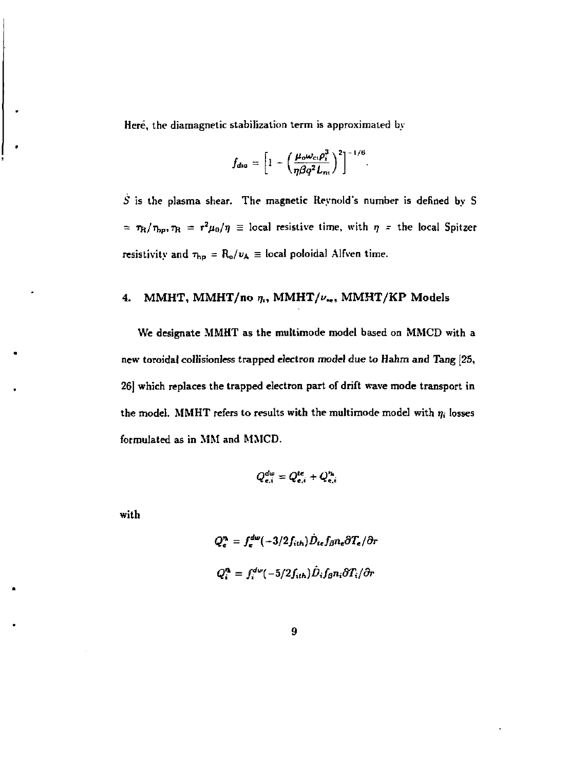Here, the diamagnetic stabilization term is approximated by

$$f_{dia} = \left[1 - \left(\frac{\mu_0 \omega_{ci} \rho_i^3}{\eta \beta q^2 L_n}\right)^2\right]^{-1/6}.$$

$\hat{S}$ is the plasma shear. The magnetic Reynold's number is defined by S $= \tau_R/\tau_{hp}, \tau_R = r^2\mu_0/\eta \equiv$ local resistive time, with $\eta =$ the local Spitzer resistivity and $\tau_{hp} = R_o/v_A \equiv$ local poloidal Alfven time.

## 4. MMHT, MMHT/no $\eta_i$, MMHT/$\nu_{*e}$, MMHT/KP Models

We designate MMHT as the multimode model based on MMCD with a new toroidal collisionless trapped electron model due to Hahm and Tang [25, 26] which replaces the trapped electron part of drift wave mode transport in the model. MMHT refers to results with the multimode model with $\eta_i$ losses formulated as in MM and MMCD.

$$Q_{e,i}^{dw} = Q_{e,i}^{te} + Q_{e,i}^{\eta_i}$$

with

$$Q_e^{\eta_i} = f_e^{dw}(-3/2 f_{ith})\hat{D}_{te} f_B n_e \partial T_e/\partial r$$

$$Q_i^{\eta_i} = f_i^{dw}(-5/2 f_{ith})\hat{D}_i f_B n_i \partial T_i/\partial r$$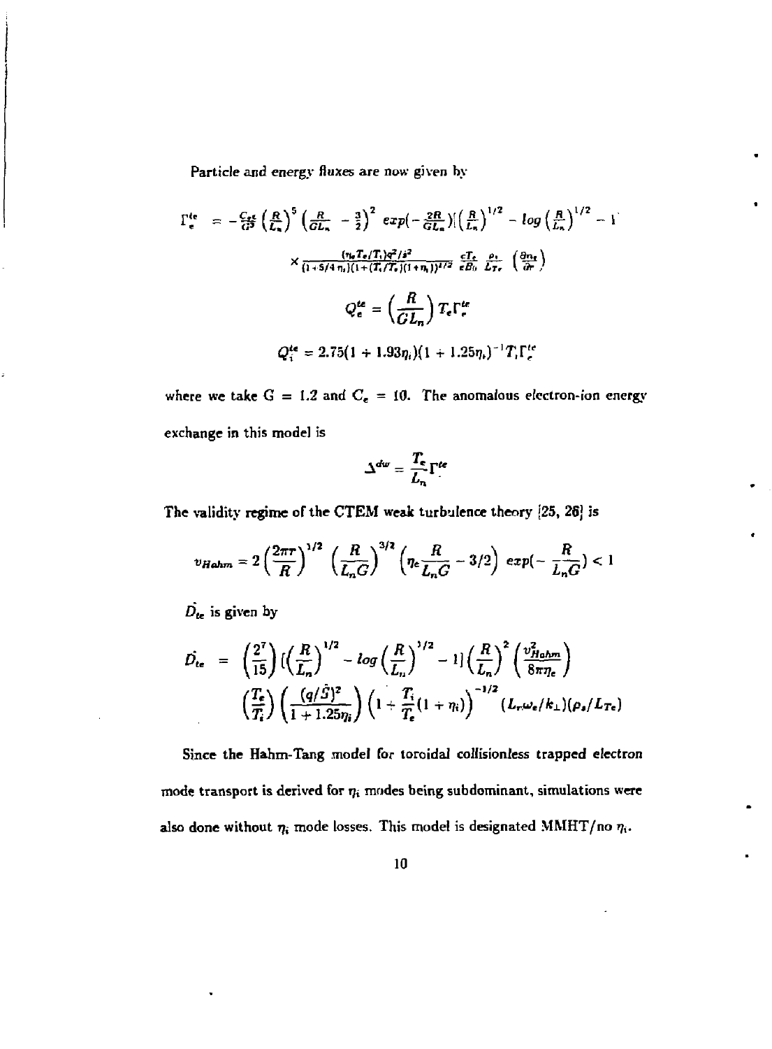Particle and energy fluxes are now given by

$$\Gamma_e^{te} = -\frac{C_e}{G^5}\left(\frac{R}{L_n}\right)^5\left(\frac{R}{GL_n} - \frac{3}{2}\right)^2 exp(-\frac{2R}{GL_n})[\left(\frac{R}{L_n}\right)^{1/2} - log\left(\frac{R}{L_n}\right)^{1/2} - 1]$$

$$\times \frac{(\eta_e T_e/T_i)q^2/\hat{s}^2}{(1+5/4\,\eta_i)(1+(T_i/T_e)(1+\eta_i))^{1/2}}\frac{cT_e}{eB_0}\frac{\rho_s}{L_{Te}}\left(\frac{\partial n_e}{\partial r}\right)$$

$$Q_e^{te} = \left(\frac{R}{GL_n}\right)T_e\Gamma_e^{te}$$

$$Q_i^{te} = 2.75(1 + 1.93\eta_i)(1 + 1.25\eta_i)^{-1}T_i\Gamma_e^{te}$$

where we take G = 1.2 and $C_e$ = 10. The anomalous electron-ion energy exchange in this model is

$$\Delta^{dw} = \frac{T_e}{L_n}\Gamma^{te}$$

The validity regime of the CTEM weak turbulence theory [25, 26] is

$$v_{Hahm} = 2\left(\frac{2\pi r}{R}\right)^{1/2}\left(\frac{R}{L_n G}\right)^{3/2}\left(\eta_e\frac{R}{L_n G} - 3/2\right) exp(-\frac{R}{L_n G}) < 1$$

$\hat{D}_{te}$ is given by

$$\hat{D}_{te} = \left(\frac{2^7}{15}\right)[\left(\frac{R}{L_n}\right)^{1/2} - log\left(\frac{R}{L_n}\right)^{1/2} - 1]\left(\frac{R}{L_n}\right)^2\left(\frac{v_{Hahm}^2}{8\pi\eta_e}\right)$$
$$\left(\frac{T_e}{T_i}\right)\left(\frac{(q/\hat{S})^2}{1+1.25\eta_i}\right)\left(1+\frac{T_i}{T_e}(1+\eta_i)\right)^{-1/2}(L_r\omega_e/k_\perp)(\rho_s/L_{Te})$$

Since the Hahm-Tang model for toroidal collisionless trapped electron mode transport is derived for $\eta_i$ modes being subdominant, simulations were also done without $\eta_i$ mode losses. This model is designated MMHT/no $\eta_i$.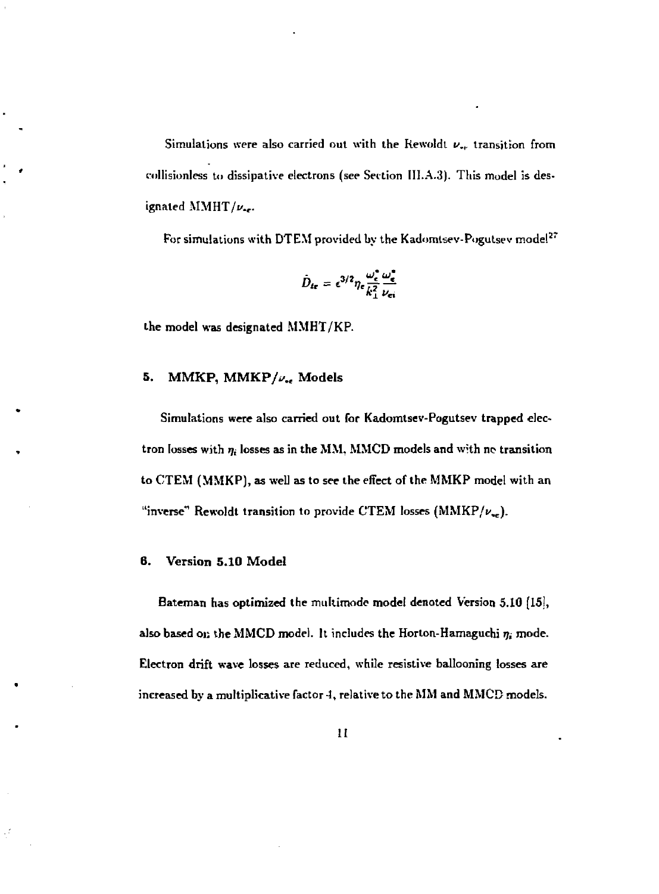Simulations were also carried out with the Rewoldt $\nu_{*e}$ transition from collisionless to dissipative electrons (see Section III.A.3). This model is designated MMHT/$\nu_{*e}$.

For simulations with DTEM provided by the Kadomtsev-Pogutsev model[27]

$$\hat{D}_{te} = \epsilon^{3/2}\eta_e \frac{\omega_e^*}{k_\perp^2}\frac{\omega_e^*}{\nu_{ei}}$$

the model was designated MMHT/KP.

### 5. MMKP, MMKP/$\nu_{*e}$ Models

Simulations were also carried out for Kadomtsev-Pogutsev trapped electron losses with $\eta_i$ losses as in the MM, MMCD models and with no transition to CTEM (MMKP), as well as to see the effect of the MMKP model with an "inverse" Rewoldt transition to provide CTEM losses (MMKP/$\nu_{*e}$).

### 6. Version 5.10 Model

Bateman has optimized the multimode model denoted Version 5.10 [15], also based on the MMCD model. It includes the Horton-Hamaguchi $\eta_i$ mode. Electron drift wave losses are reduced, while resistive ballooning losses are increased by a multiplicative factor 4, relative to the MM and MMCD models.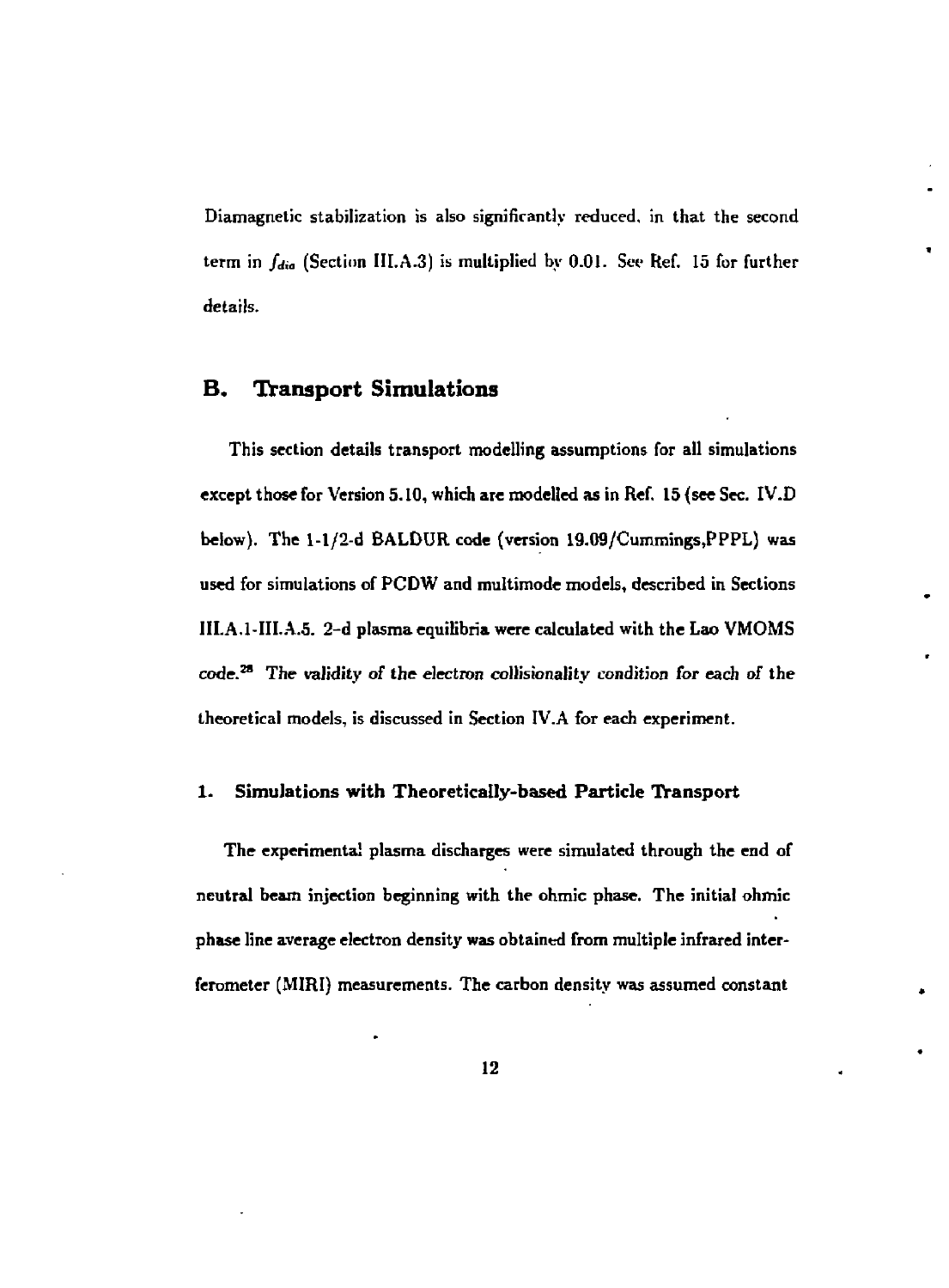Diamagnetic stabilization is also significantly reduced, in that the second term in $f_{dia}$ (Section III.A.3) is multiplied by 0.01. See Ref. 15 for further details.

## B. Transport Simulations

This section details transport modelling assumptions for all simulations except those for Version 5.10, which are modelled as in Ref. 15 (see Sec. IV.D below). The 1-1/2-d BALDUR code (version 19.09/Cummings,PPPL) was used for simulations of PCDW and multimode models, described in Sections III.A.1-III.A.5. 2-d plasma equilibria were calculated with the Lao VMOMS code.[28] *The validity of the electron collisionality condition for each of the* theoretical models, is discussed in Section IV.A for each experiment.

### 1. Simulations with Theoretically-based Particle Transport

The experimental plasma discharges were simulated through the end of neutral beam injection beginning with the ohmic phase. The initial ohmic phase line average electron density was obtained from multiple infrared interferometer (MIRI) measurements. The carbon density was assumed constant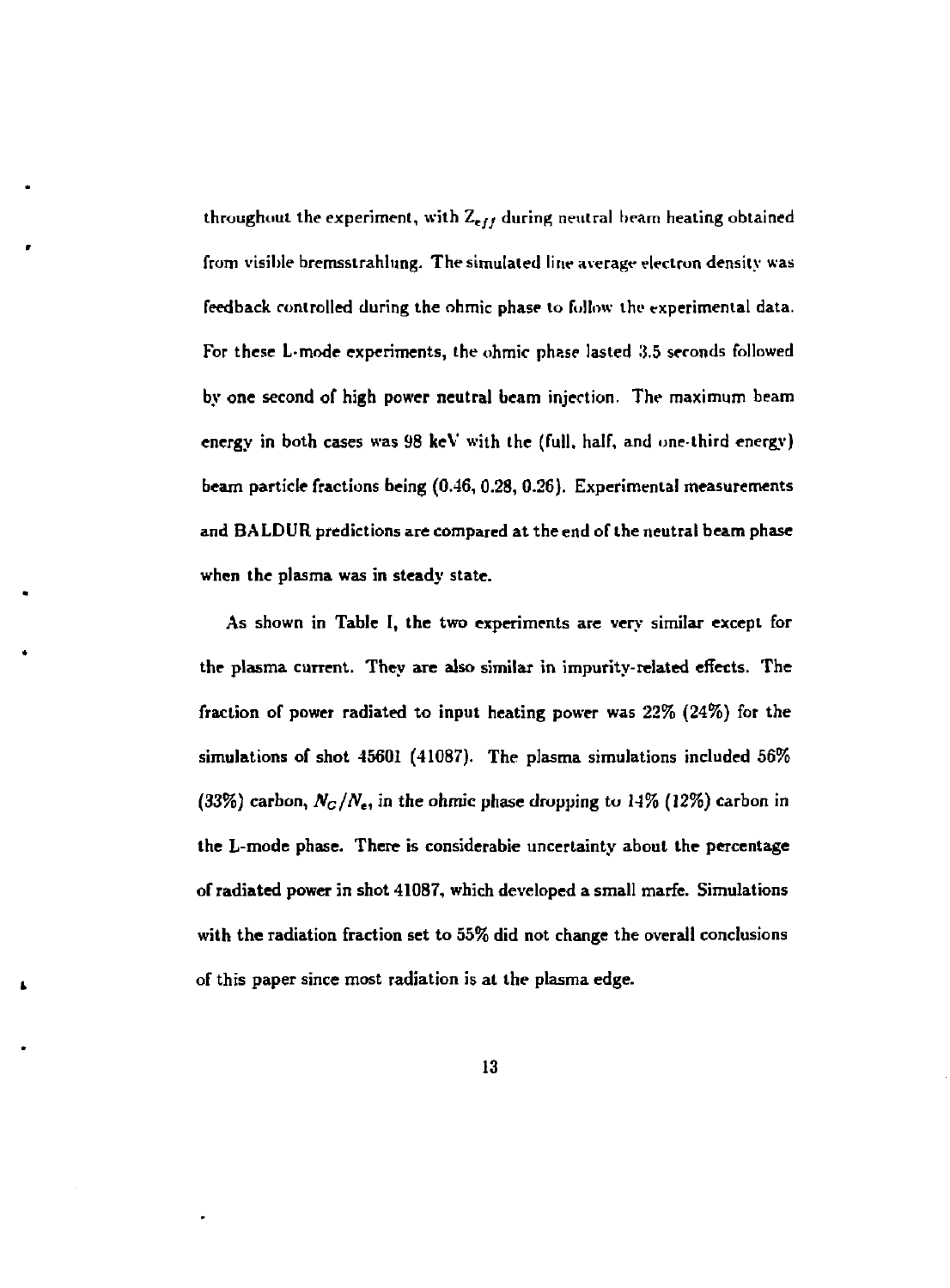throughout the experiment, with $Z_{eff}$ during neutral beam heating obtained from visible bremsstrahlung. The simulated line average electron density was feedback controlled during the ohmic phase to follow the experimental data. For these L-mode experiments, the ohmic phase lasted 3.5 seconds followed by one second of high power neutral beam injection. The maximum beam energy in both cases was 98 keV with the (full, half, and one-third energy) beam particle fractions being (0.46, 0.28, 0.26). Experimental measurements and BALDUR predictions are compared at the end of the neutral beam phase when the plasma was in steady state.

As shown in Table I, the two experiments are very similar except for the plasma current. They are also similar in impurity-related effects. The fraction of power radiated to input heating power was 22% (24%) for the simulations of shot 45601 (41087). The plasma simulations included 56% (33%) carbon, $N_C/N_e$, in the ohmic phase dropping to 14% (12%) carbon in the L-mode phase. There is considerabie uncertainty about the percentage of radiated power in shot 41087, which developed a small marfe. Simulations with the radiation fraction set to 55% did not change the overall conclusions of this paper since most radiation is at the plasma edge.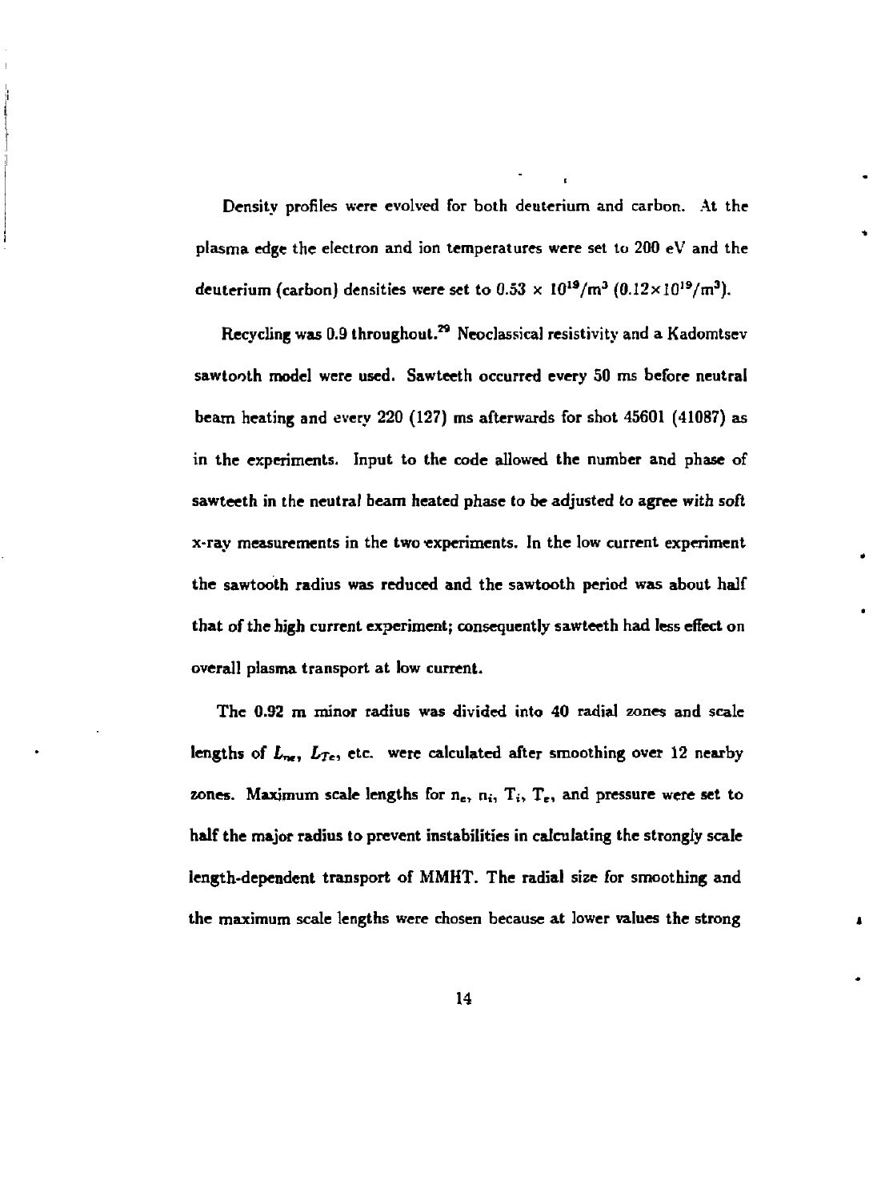Density profiles were evolved for both deuterium and carbon. At the plasma edge the electron and ion temperatures were set to 200 eV and the deuterium (carbon) densities were set to $0.53 \times 10^{19}/\mathrm{m}^3$ ($0.12 \times 10^{19}/\mathrm{m}^3$).

Recycling was 0.9 throughout.[29] Neoclassical resistivity and a Kadomtsev sawtooth model were used. Sawteeth occurred every 50 ms before neutral beam heating and every 220 (127) ms afterwards for shot 45601 (41087) as in the experiments. Input to the code allowed the number and phase of sawteeth in the neutral beam heated phase to be adjusted to agree with soft x-ray measurements in the two experiments. In the low current experiment the sawtooth radius was reduced and the sawtooth period was about half that of the high current experiment; consequently sawteeth had less effect on overall plasma transport at low current.

The 0.92 m minor radius was divided into 40 radial zones and scale lengths of $L_{ne}$, $L_{Te}$, etc. were calculated after smoothing over 12 nearby zones. Maximum scale lengths for $n_e$, $n_i$, $T_i$, $T_e$, and pressure were set to half the major radius to prevent instabilities in calculating the strongly scale length-dependent transport of MMHT. The radial size for smoothing and the maximum scale lengths were chosen because at lower values the strong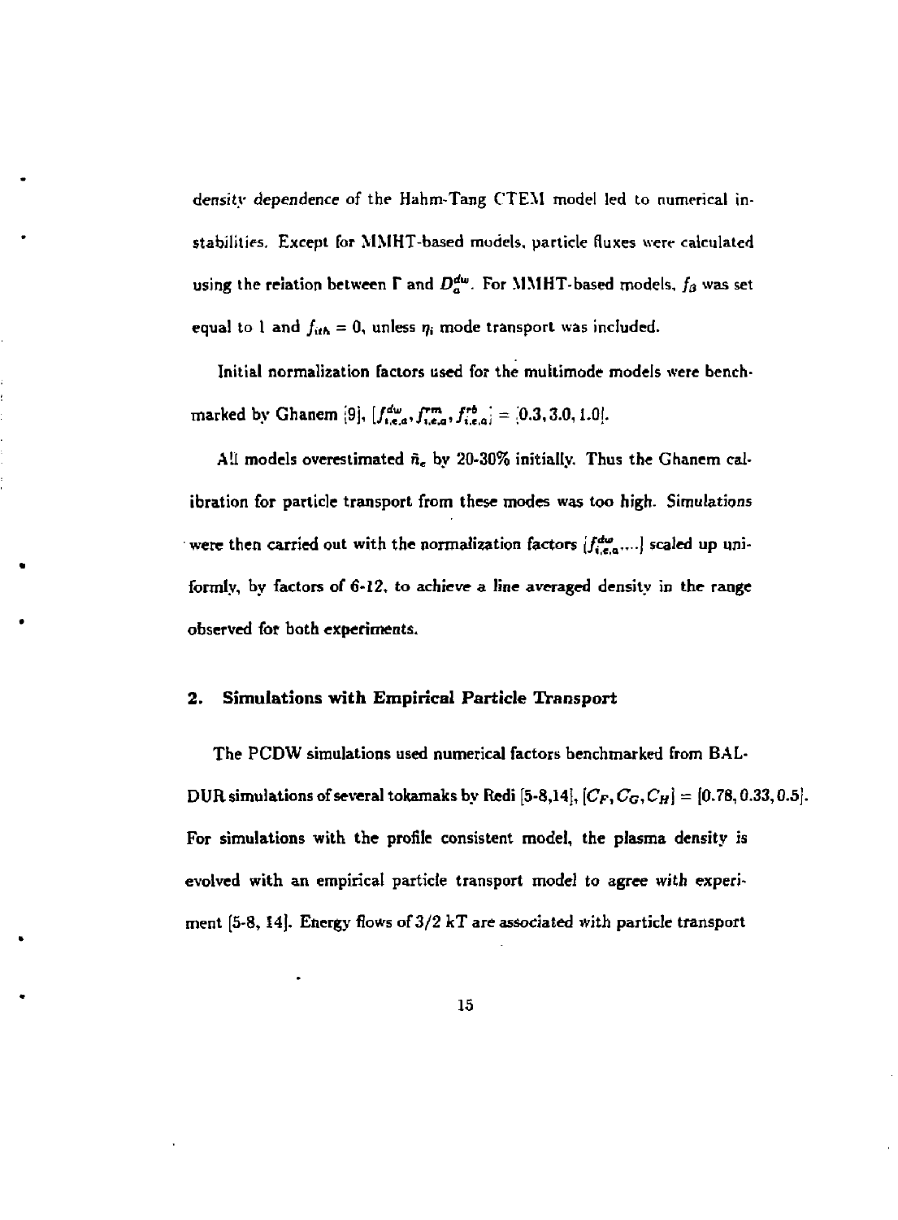density dependence of the Hahm-Tang CTEM model led to numerical instabilities. Except for MMHT-based models, particle fluxes were calculated using the relation between $\Gamma$ and $D_a^{dw}$. For MMHT-based models, $f_\beta$ was set equal to 1 and $f_{ith} = 0$, unless $\eta_i$ mode transport was included.

Initial normalization factors used for the multimode models were benchmarked by Ghanem [9], $[f_{i,e,a}^{dw}, f_{i,e,a}^{rm}, f_{i,e,a}^{rb}] = [0.3, 3.0, 1.0]$.

All models overestimated $\bar{n}_e$ by 20-30% initially. Thus the Ghanem calibration for particle transport from these modes was too high. Simulations were then carried out with the normalization factors $[f_{i,e,a}^{dw}, ...]$ scaled up uniformly, by factors of 6-12, to achieve a line averaged density in the range observed for both experiments.

## 2. Simulations with Empirical Particle Transport

The PCDW simulations used numerical factors benchmarked from BALDUR simulations of several tokamaks by Redi [5-8,14], $[C_F, C_G, C_H] = [0.78, 0.33, 0.5]$. For simulations with the profile consistent model, the plasma density is evolved with an empirical particle transport model to agree with experiment [5-8, 14]. Energy flows of 3/2 kT are associated with particle transport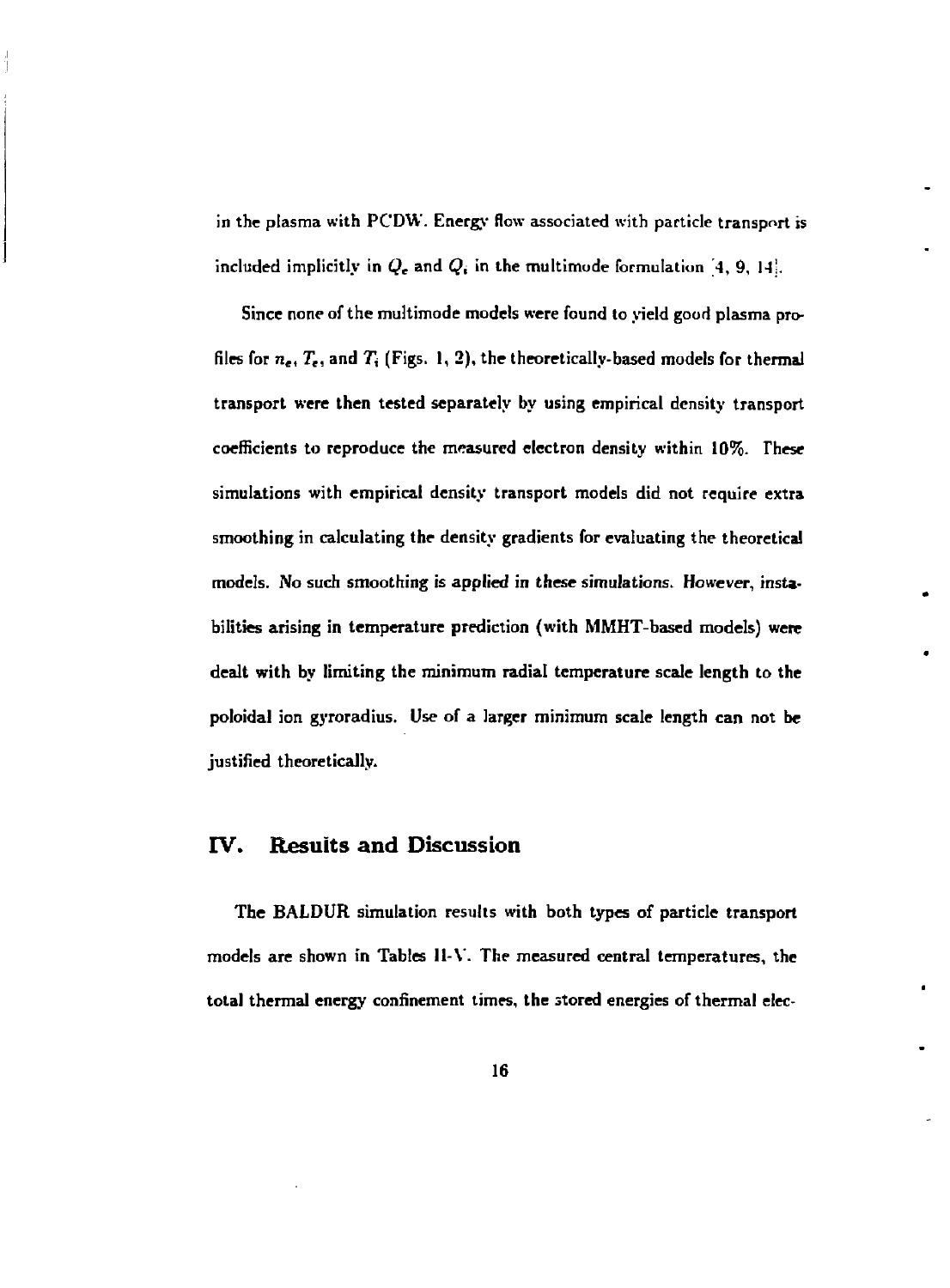in the plasma with PCDW. Energy flow associated with particle transport is included implicitly in $Q_e$ and $Q_i$ in the multimode formulation [4, 9, 14].

Since none of the multimode models were found to yield good plasma profiles for $n_e$, $T_e$, and $T_i$ (Figs. 1, 2), the theoretically-based models for thermal transport were then tested separately by using empirical density transport coefficients to reproduce the measured electron density within 10%. These simulations with empirical density transport models did not require extra smoothing in calculating the density gradients for evaluating the theoretical models. No such smoothing is applied in these simulations. However, instabilities arising in temperature prediction (with MMHT-based models) were dealt with by limiting the minimum radial temperature scale length to the poloidal ion gyroradius. Use of a larger minimum scale length can not be justified theoretically.

## IV. Results and Discussion

The BALDUR simulation results with both types of particle transport models are shown in Tables II-V. The measured central temperatures, the total thermal energy confinement times, the stored energies of thermal elec-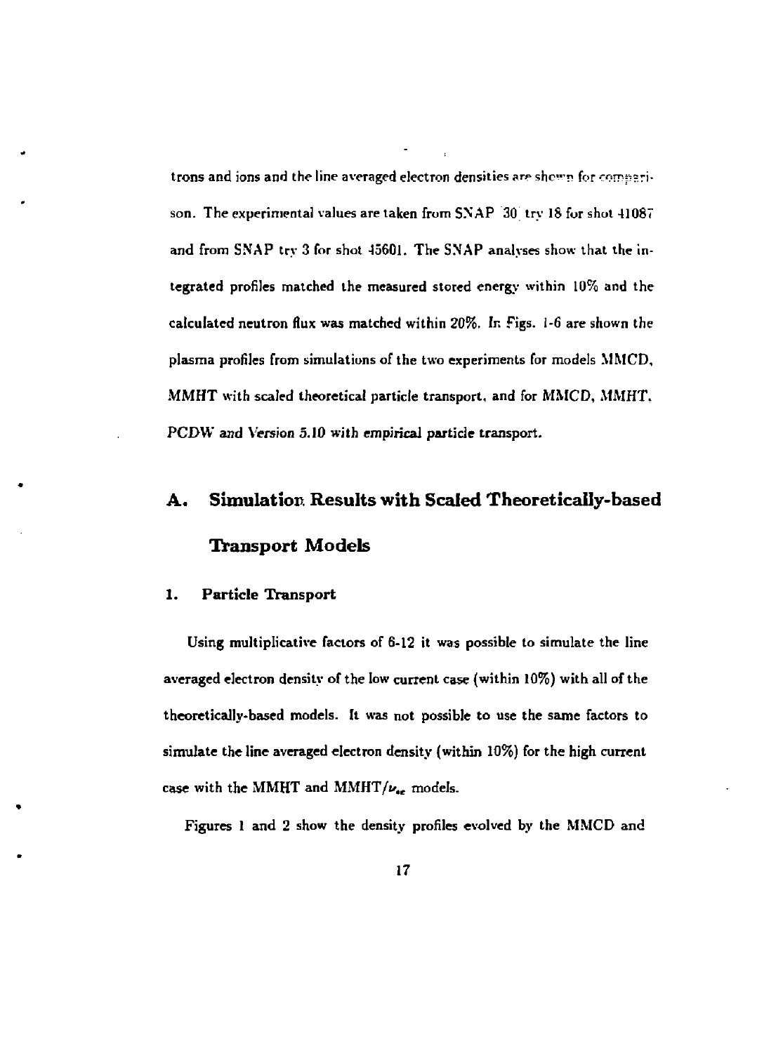trons and ions and the line averaged electron densities are shown for comparison. The experimental values are taken from SNAP 30 try 18 for shot 41087 and from SNAP try 3 for shot 45601. The SNAP analyses show that the integrated profiles matched the measured stored energy within 10% and the calculated neutron flux was matched within 20%. In Figs. 1-6 are shown the plasma profiles from simulations of the two experiments for models MMCD, MMHT with scaled theoretical particle transport, and for MMCD, MMHT, PCDW and Version 5.10 with empirical particle transport.

## A. Simulation Results with Scaled Theoretically-based Transport Models

### 1. Particle Transport

Using multiplicative factors of 6-12 it was possible to simulate the line averaged electron density of the low current case (within 10%) with all of the theoretically-based models. It was not possible to use the same factors to simulate the line averaged electron density (within 10%) for the high current case with the MMHT and MMHT/$\nu_{*e}$ models.

Figures 1 and 2 show the density profiles evolved by the MMCD and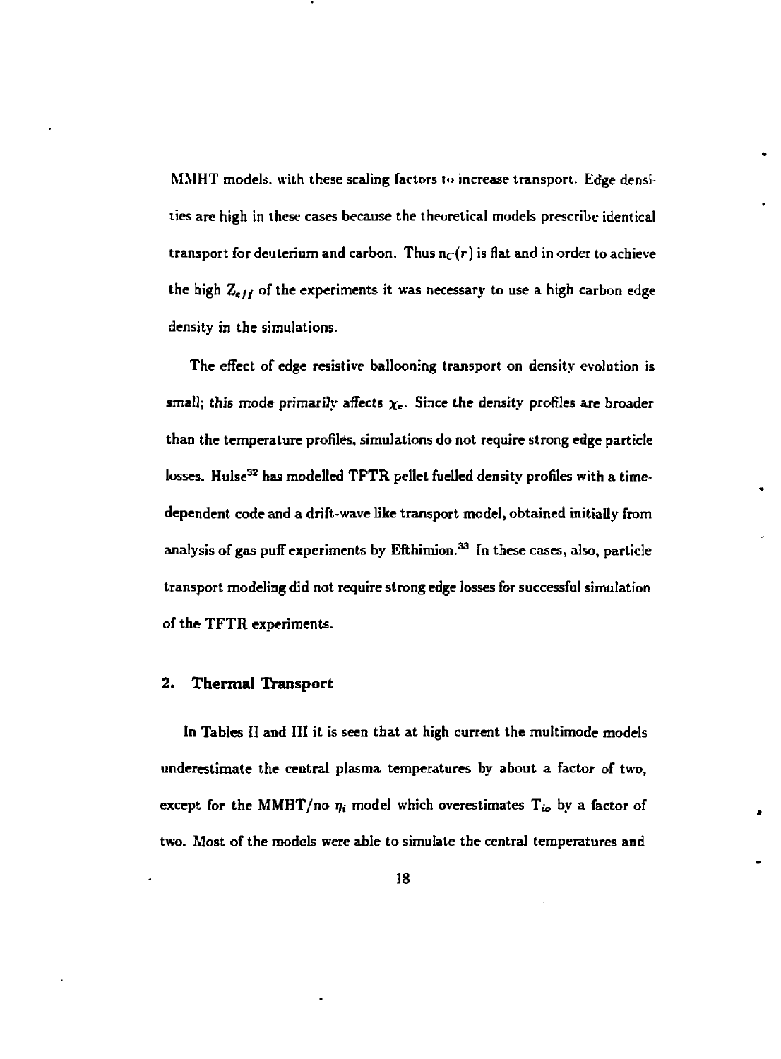MMHT models. with these scaling factors to increase transport. Edge densities are high in these cases because the theoretical models prescribe identical transport for deuterium and carbon. Thus $n_C(r)$ is flat and in order to achieve the high $Z_{eff}$ of the experiments it was necessary to use a high carbon edge density in the simulations.

The effect of edge resistive ballooning transport on density evolution is small; this mode primarily affects $\chi_e$. Since the density profiles are broader than the temperature profiles, simulations do not require strong edge particle losses. Hulse[32] has modelled TFTR pellet fuelled density profiles with a time-dependent code and a drift-wave like transport model, obtained initially from analysis of gas puff experiments by Efthimion.[33] In these cases, also, particle transport modeling did not require strong edge losses for successful simulation of the TFTR experiments.

## 2. Thermal Transport

In Tables II and III it is seen that at high current the multimode models underestimate the central plasma temperatures by about a factor of two, except for the MMHT/no $\eta_i$ model which overestimates $T_{io}$ by a factor of two. Most of the models were able to simulate the central temperatures and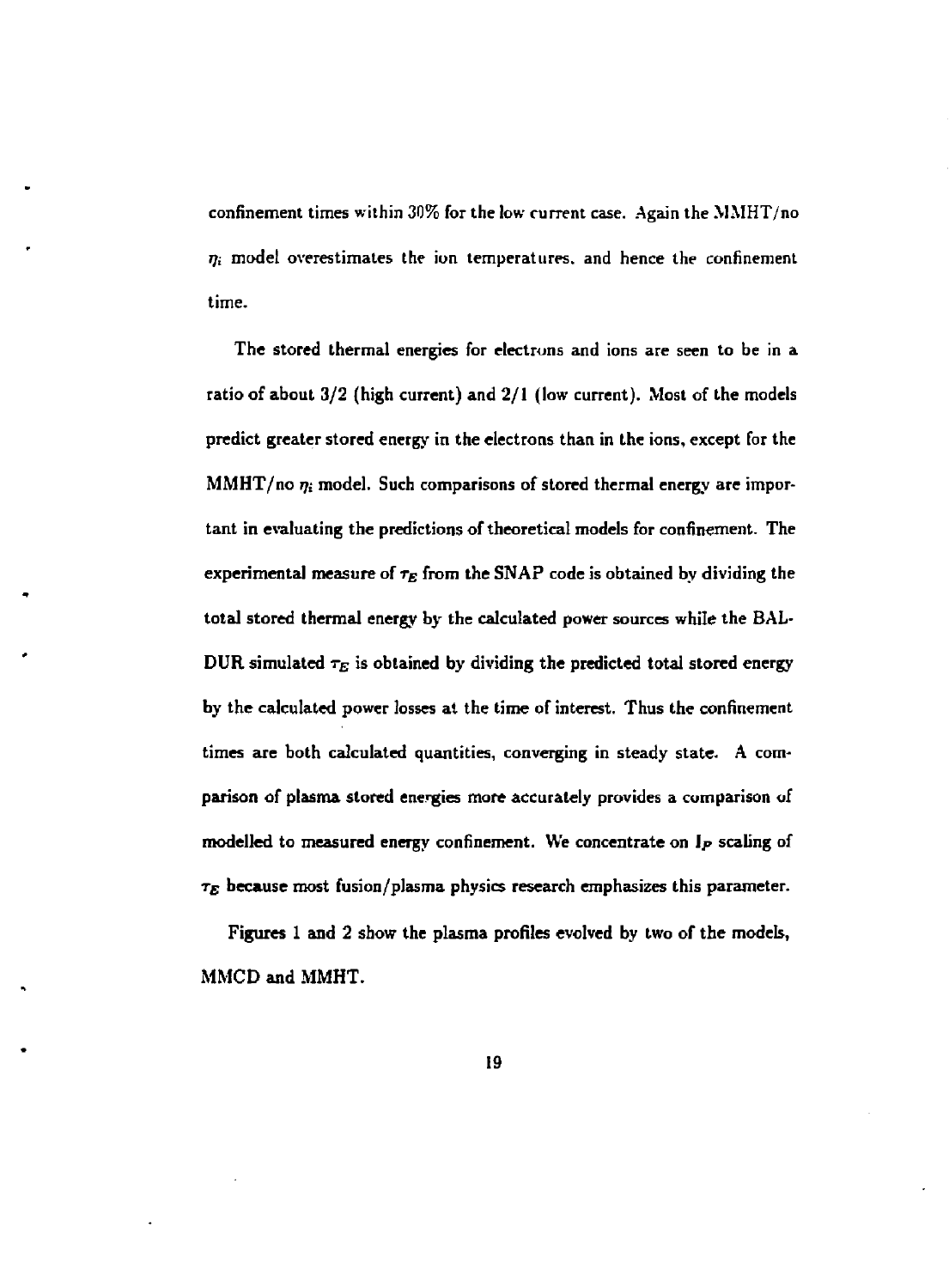confinement times within 30% for the low current case. Again the MMHT/no $\eta_i$ model overestimates the ion temperatures, and hence the confinement time.

The stored thermal energies for electrons and ions are seen to be in a ratio of about 3/2 (high current) and 2/1 (low current). Most of the models predict greater stored energy in the electrons than in the ions, except for the MMHT/no $\eta_i$ model. Such comparisons of stored thermal energy are important in evaluating the predictions of theoretical models for confinement. The experimental measure of $\tau_E$ from the SNAP code is obtained by dividing the total stored thermal energy by the calculated power sources while the BALDUR simulated $\tau_E$ is obtained by dividing the predicted total stored energy by the calculated power losses at the time of interest. Thus the confinement times are both calculated quantities, converging in steady state. A comparison of plasma stored energies more accurately provides a comparison of modelled to measured energy confinement. We concentrate on $I_P$ scaling of $\tau_E$ because most fusion/plasma physics research emphasizes this parameter.

Figures 1 and 2 show the plasma profiles evolved by two of the models, MMCD and MMHT.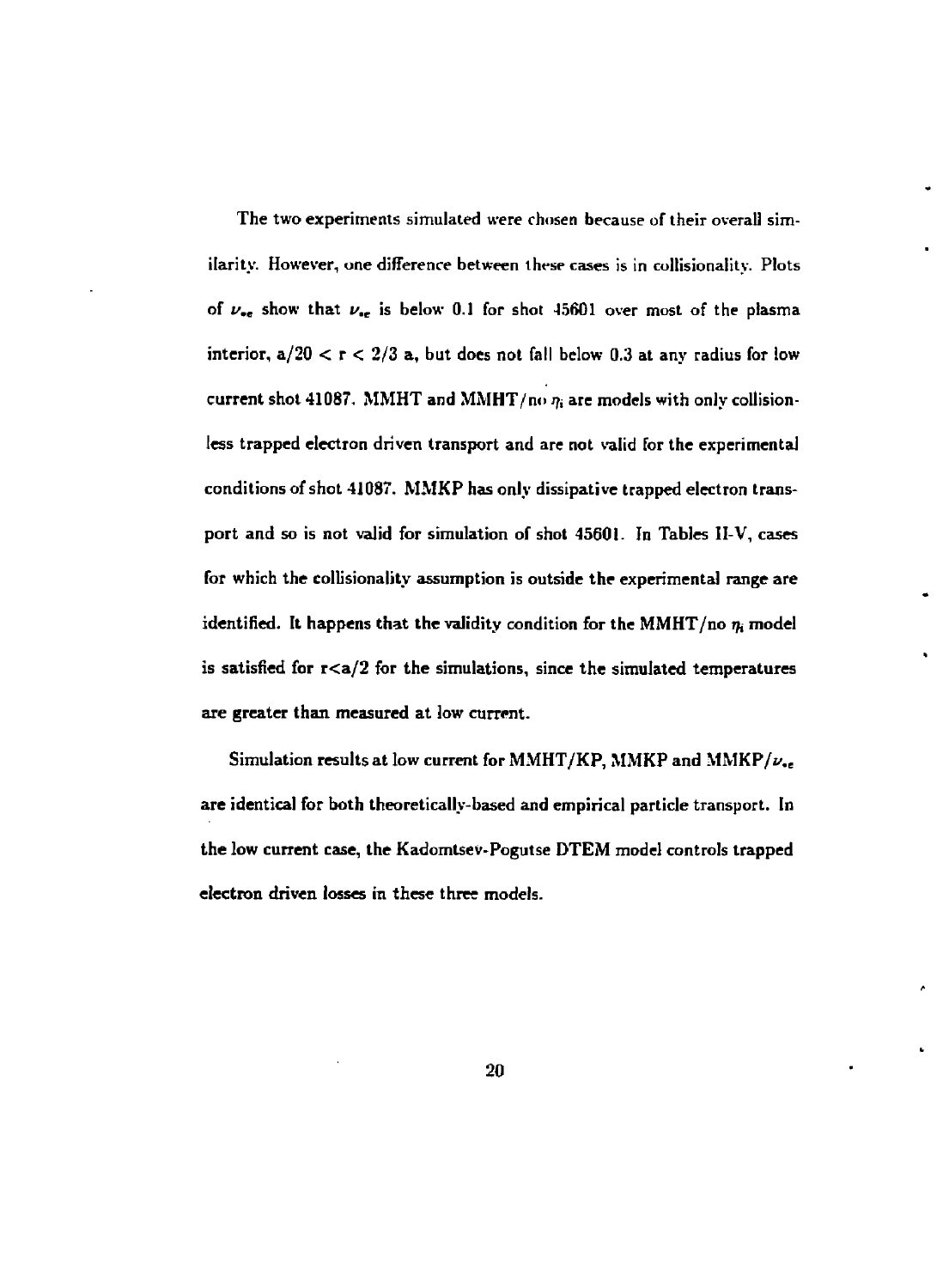The two experiments simulated were chosen because of their overall similarity. However, one difference between these cases is in collisionality. Plots of $\nu_{*e}$ show that $\nu_{*e}$ is below 0.1 for shot 45601 over most of the plasma interior, $a/20 < r < 2/3$ a, but does not fall below 0.3 at any radius for low current shot 41087. MMHT and MMHT/no $\eta_i$ are models with only collisionless trapped electron driven transport and are not valid for the experimental conditions of shot 41087. MMKP has only dissipative trapped electron transport and so is not valid for simulation of shot 45601. In Tables II-V, cases for which the collisionality assumption is outside the experimental range are identified. It happens that the validity condition for the MMHT/no $\eta_i$ model is satisfied for r<a/2 for the simulations, since the simulated temperatures are greater than measured at low current.

Simulation results at low current for MMHT/KP, MMKP and MMKP/$\nu_{*e}$ are identical for both theoretically-based and empirical particle transport. In the low current case, the Kadomtsev-Pogutse DTEM model controls trapped electron driven losses in these three models.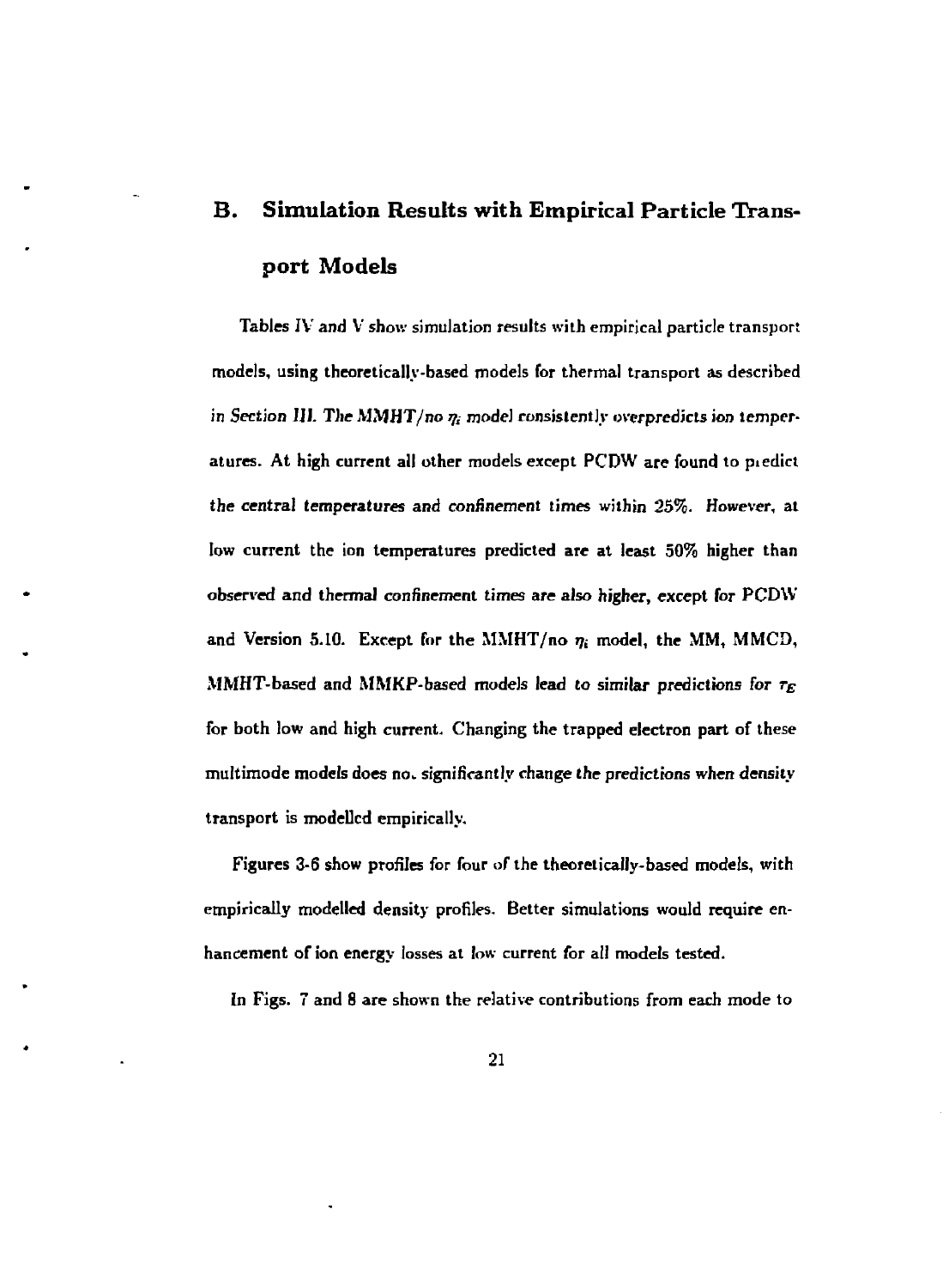## B. Simulation Results with Empirical Particle Transport Models

Tables IV and V show simulation results with empirical particle transport models, using theoretically-based models for thermal transport as described in Section III. The MMHT/no $\eta_i$ model consistently overpredicts ion temperatures. At high current all other models except PCDW are found to predict the central temperatures and confinement times within 25%. However, at low current the ion temperatures predicted are at least 50% higher than observed and thermal confinement times are also higher, except for PCDW and Version 5.10. Except for the MMHT/no $\eta_i$ model, the MM, MMCD, MMHT-based and MMKP-based models lead to similar predictions for $\tau_E$ for both low and high current. Changing the trapped electron part of these multimode models does not significantly change the predictions when density transport is modelled empirically.

Figures 3-6 show profiles for four of the theoretically-based models, with empirically modelled density profiles. Better simulations would require enhancement of ion energy losses at low current for all models tested.

In Figs. 7 and 8 are shown the relative contributions from each mode to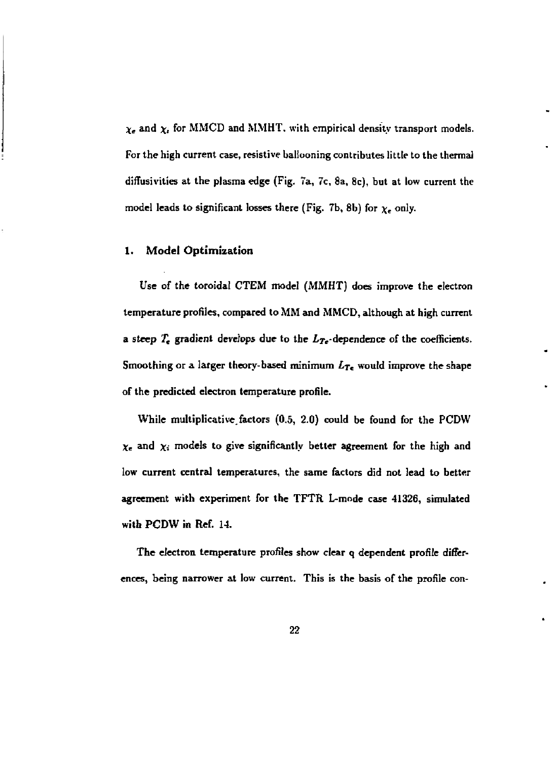$\chi_e$ and $\chi_i$ for MMCD and MMHT, with empirical density transport models. For the high current case, resistive ballooning contributes little to the thermal diffusivities at the plasma edge (Fig. 7a, 7c, 8a, 8c), but at low current the model leads to significant losses there (Fig. 7b, 8b) for $\chi_e$ only.

### 1. Model Optimization

Use of the toroidal CTEM model (MMHT) does improve the electron temperature profiles, compared to MM and MMCD, although at high current a steep $T_e$ gradient develops due to the $L_{Te}$-dependence of the coefficients. Smoothing or a larger theory-based minimum $L_{Te}$ would improve the shape of the predicted electron temperature profile.

While multiplicative factors (0.5, 2.0) could be found for the PCDW $\chi_e$ and $\chi_i$ models to give significantly better agreement for the high and low current central temperatures, the same factors did not lead to better agreement with experiment for the TFTR L-mode case 41326, simulated with PCDW in Ref. 14.

The electron temperature profiles show clear q dependent profile differences, being narrower at low current. This is the basis of the profile con-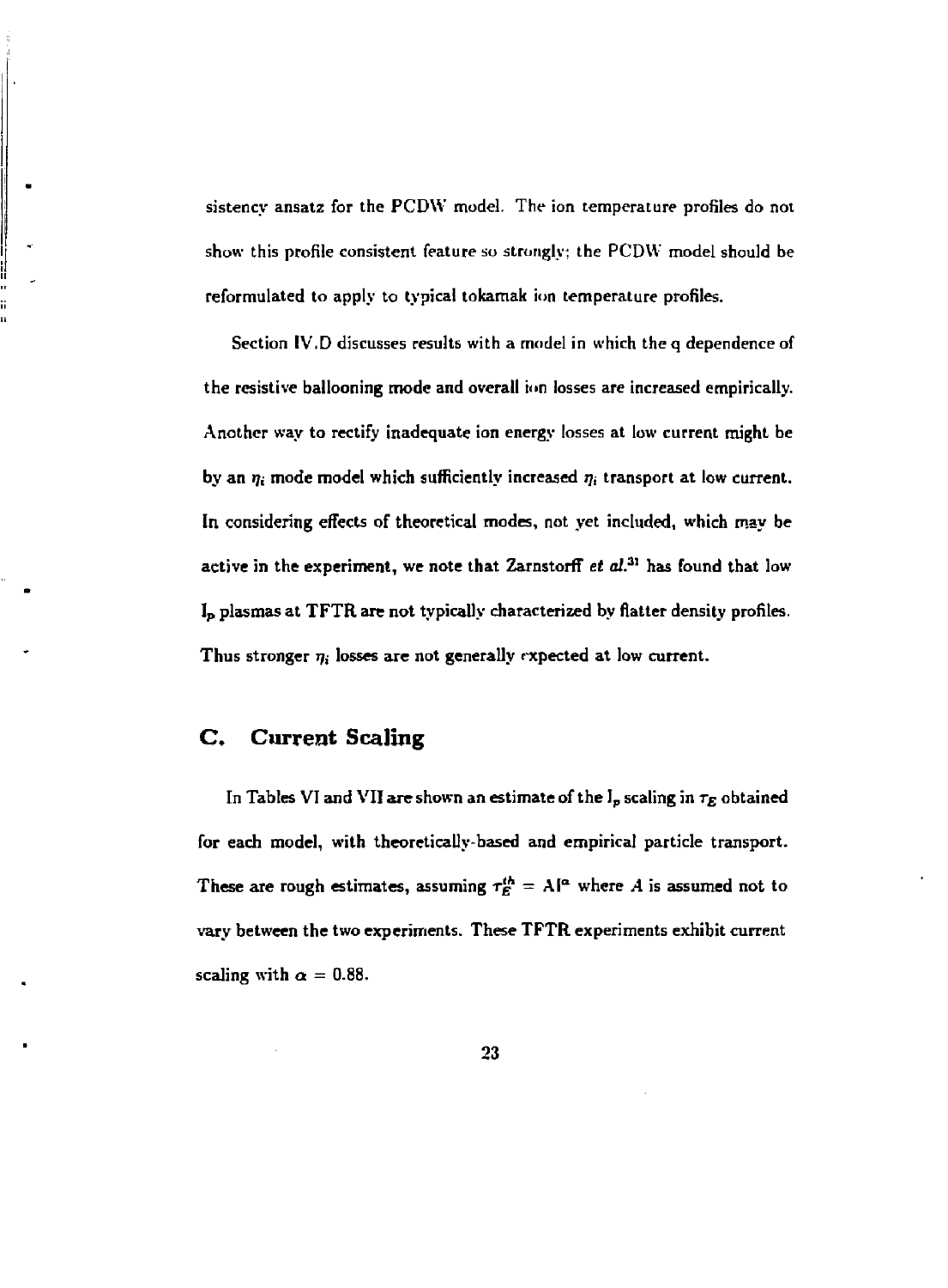sistency ansatz for the PCDW model. The ion temperature profiles do not show this profile consistent feature so strongly; the PCDW model should be reformulated to apply to typical tokamak ion temperature profiles.

Section IV.D discusses results with a model in which the q dependence of the resistive ballooning mode and overall ion losses are increased empirically. Another way to rectify inadequate ion energy losses at low current might be by an $\eta_i$ mode model which sufficiently increased $\eta_i$ transport at low current. In considering effects of theoretical modes, not yet included, which may be active in the experiment, we note that Zarnstorff *et al.*[31] has found that low $I_p$ plasmas at TFTR are not typically characterized by flatter density profiles. Thus stronger $\eta_i$ losses are not generally expected at low current.

## C. Current Scaling

In Tables VI and VII are shown an estimate of the $I_p$ scaling in $\tau_E$ obtained for each model, with theoretically-based and empirical particle transport. These are rough estimates, assuming $\tau_E^{th} = AI^{\alpha}$ where $A$ is assumed not to vary between the two experiments. These TFTR experiments exhibit current scaling with $\alpha = 0.88$.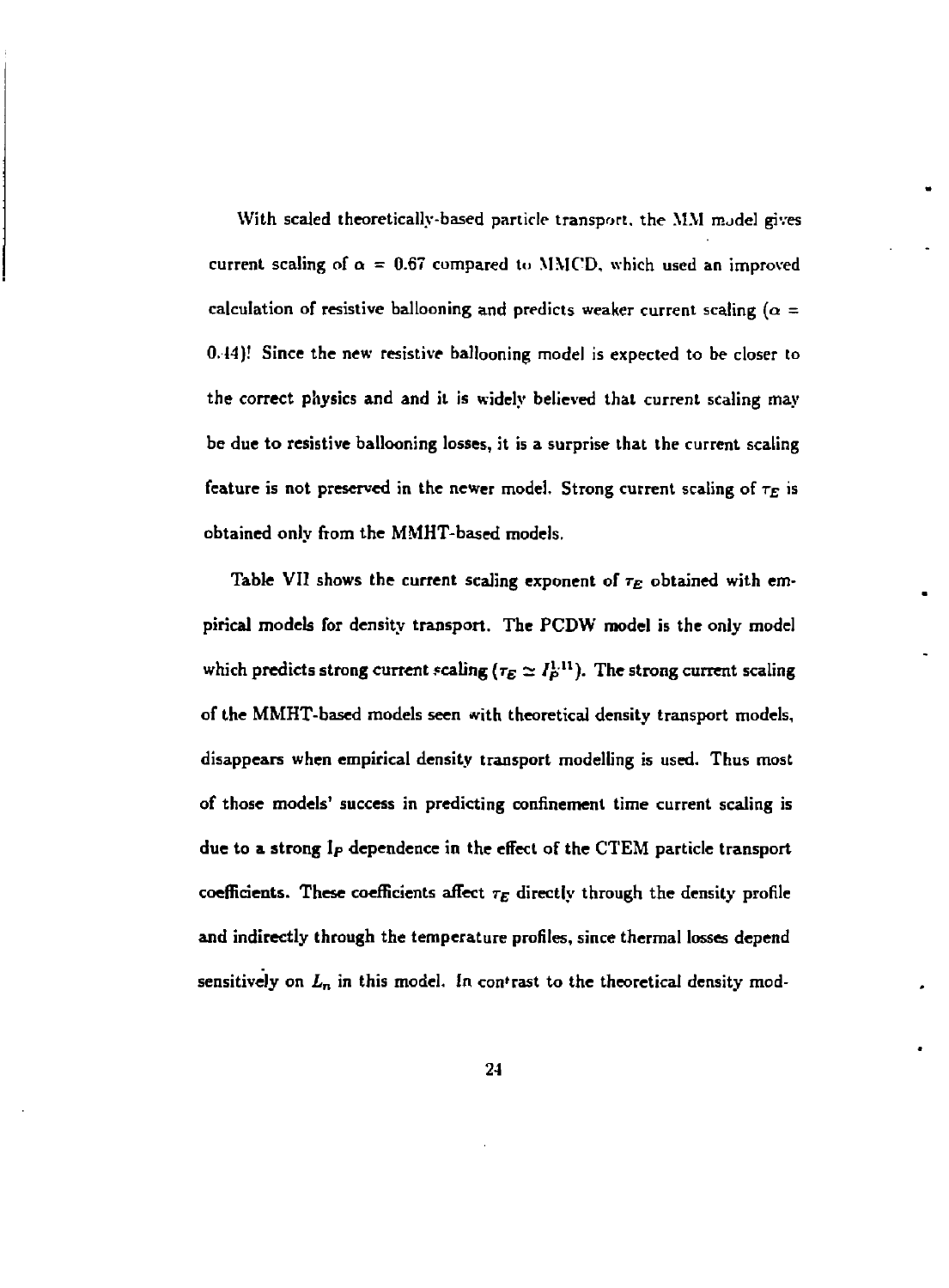With scaled theoretically-based particle transport, the MM model gives current scaling of $\alpha = 0.67$ compared to MMCD, which used an improved calculation of resistive ballooning and predicts weaker current scaling ($\alpha = 0.44$)! Since the new resistive ballooning model is expected to be closer to the correct physics and and it is widely believed that current scaling may be due to resistive ballooning losses, it is a surprise that the current scaling feature is not preserved in the newer model. Strong current scaling of $\tau_E$ is obtained only from the MMHT-based models.

Table VII shows the current scaling exponent of $\tau_E$ obtained with empirical models for density transport. The PCDW model is the only model which predicts strong current scaling ($\tau_E \simeq I_P^{1.11}$). The strong current scaling of the MMHT-based models seen with theoretical density transport models, disappears when empirical density transport modelling is used. Thus most of those models' success in predicting confinement time current scaling is due to a strong $I_P$ dependence in the effect of the CTEM particle transport coefficients. These coefficients affect $\tau_E$ directly through the density profile and indirectly through the temperature profiles, since thermal losses depend sensitively on $L_n$ in this model. In contrast to the theoretical density mod-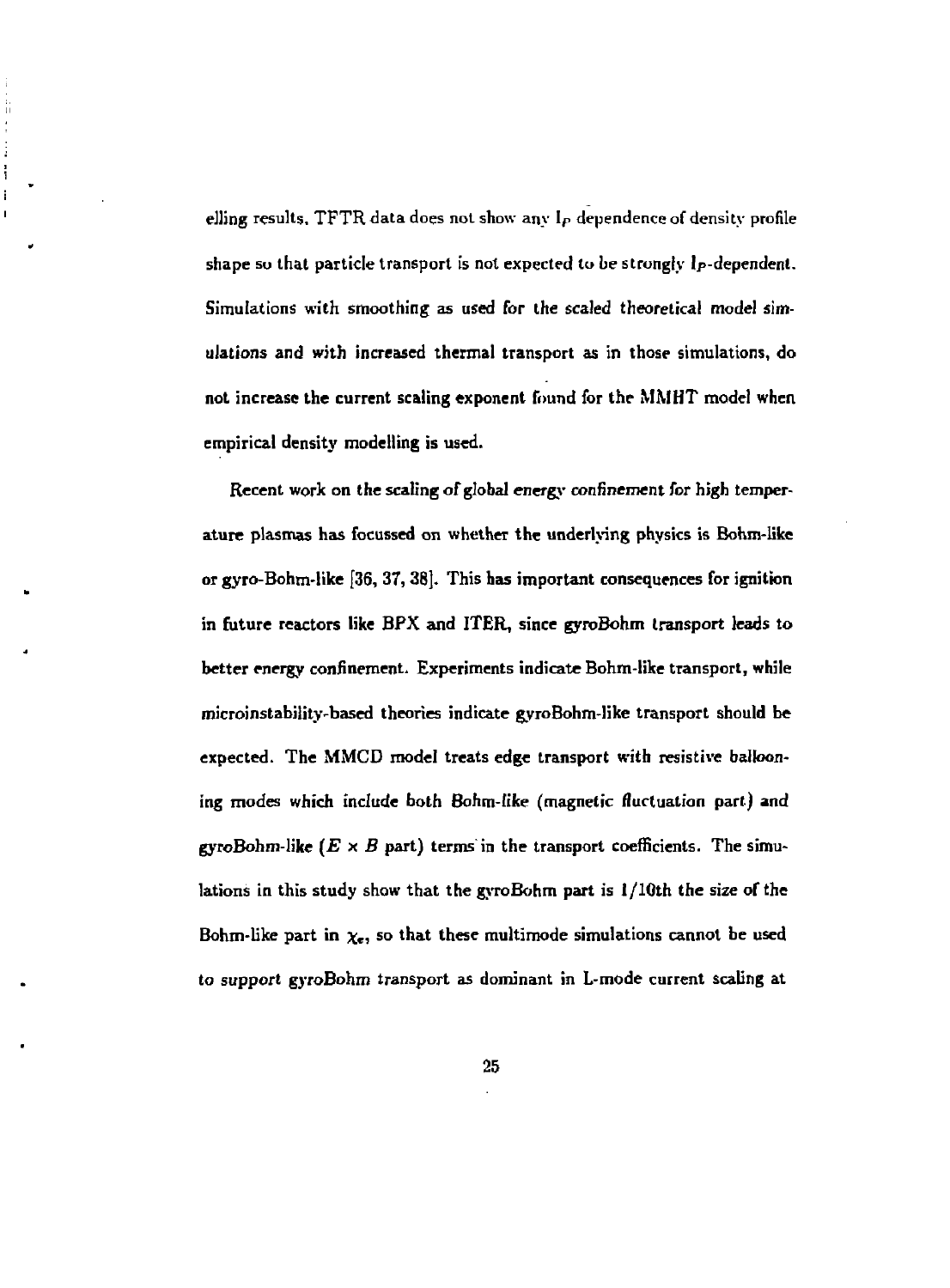elling results, TFTR data does not show any $I_p$ dependence of density profile shape so that particle transport is not expected to be strongly $I_P$-dependent. Simulations with smoothing as used for the scaled theoretical model simulations and with increased thermal transport as in those simulations, do not increase the current scaling exponent found for the MMHT model when empirical density modelling is used.

Recent work on the scaling of global energy confinement for high temperature plasmas has focussed on whether the underlying physics is Bohm-like or gyro-Bohm-like [36, 37, 38]. This has important consequences for ignition in future reactors like BPX and ITER, since gyroBohm transport leads to better energy confinement. Experiments indicate Bohm-like transport, while microinstability-based theories indicate gyroBohm-like transport should be expected. The MMCD model treats edge transport with resistive ballooning modes which include both Bohm-like (magnetic fluctuation part) and gyroBohm-like ($E \times B$ part) terms in the transport coefficients. The simulations in this study show that the gyroBohm part is 1/10th the size of the Bohm-like part in $\chi_e$, so that these multimode simulations cannot be used to support gyroBohm transport as dominant in L-mode current scaling at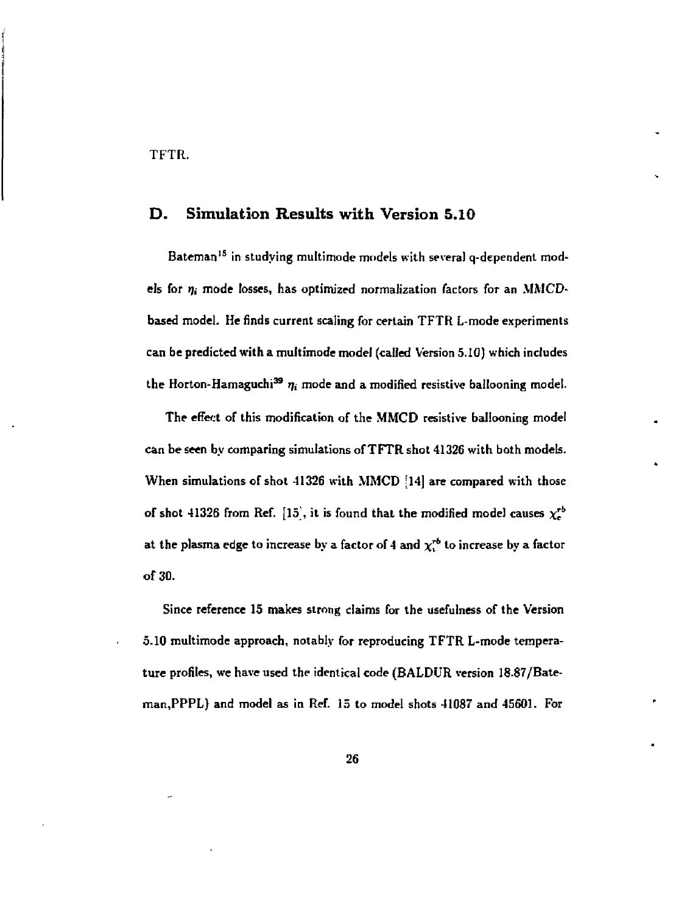TFTR.

## D. Simulation Results with Version 5.10

Bateman[15] in studying multimode models with several q-dependent models for $\eta_i$ mode losses, has optimized normalization factors for an MMCD-based model. He finds current scaling for certain TFTR L-mode experiments can be predicted with a multimode model (called Version 5.10) which includes the Horton-Hamaguchi[39] $\eta_i$ mode and a modified resistive ballooning model.

The effect of this modification of the MMCD resistive ballooning model can be seen by comparing simulations of TFTR shot 41326 with both models. When simulations of shot 41326 with MMCD [14] are compared with those of shot 41326 from Ref. [15], it is found that the modified model causes $\chi_e^{rb}$ at the plasma edge to increase by a factor of 4 and $\chi_i^{rb}$ to increase by a factor of 30.

Since reference 15 makes strong claims for the usefulness of the Version 5.10 multimode approach, notably for reproducing TFTR L-mode temperature profiles, we have used the identical code (BALDUR version 18.87/Bateman,PPPL) and model as in Ref. 15 to model shots 41087 and 45601. For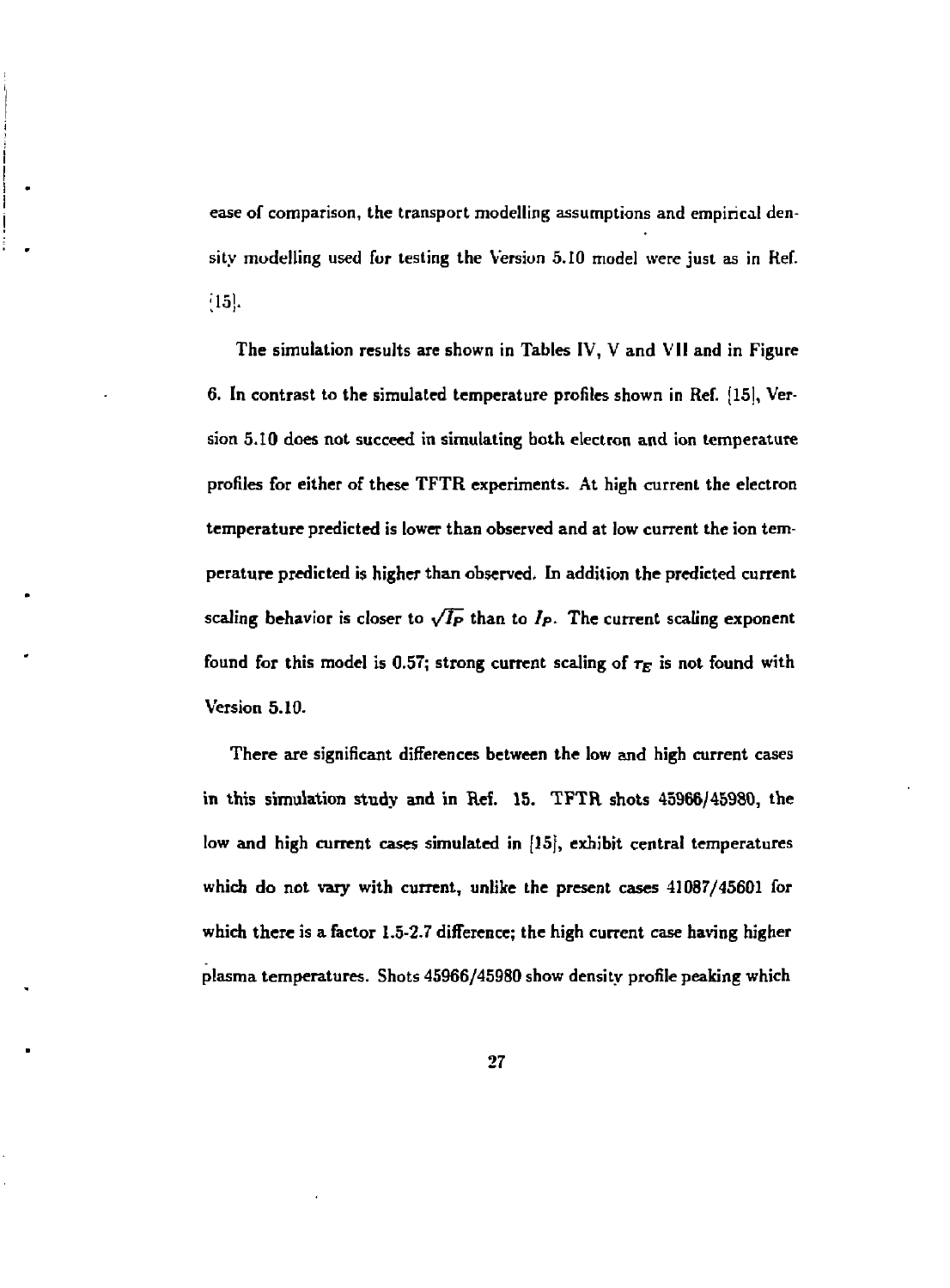ease of comparison, the transport modelling assumptions and empirical density modelling used for testing the Version 5.10 model were just as in Ref. [15].

The simulation results are shown in Tables IV, V and VII and in Figure 6. In contrast to the simulated temperature profiles shown in Ref. [15], Version 5.10 does not succeed in simulating both electron and ion temperature profiles for either of these TFTR experiments. At high current the electron temperature predicted is lower than observed and at low current the ion temperature predicted is higher than observed. In addition the predicted current scaling behavior is closer to $\sqrt{I_P}$ than to $I_P$. The current scaling exponent found for this model is 0.57; strong current scaling of $\tau_E$ is not found with Version 5.10.

There are significant differences between the low and high current cases in this simulation study and in Ref. 15. TFTR shots 45966/45980, the low and high current cases simulated in [15], exhibit central temperatures which do not vary with current, unlike the present cases 41087/45601 for which there is a factor 1.5-2.7 difference; the high current case having higher plasma temperatures. Shots 45966/45980 show density profile peaking which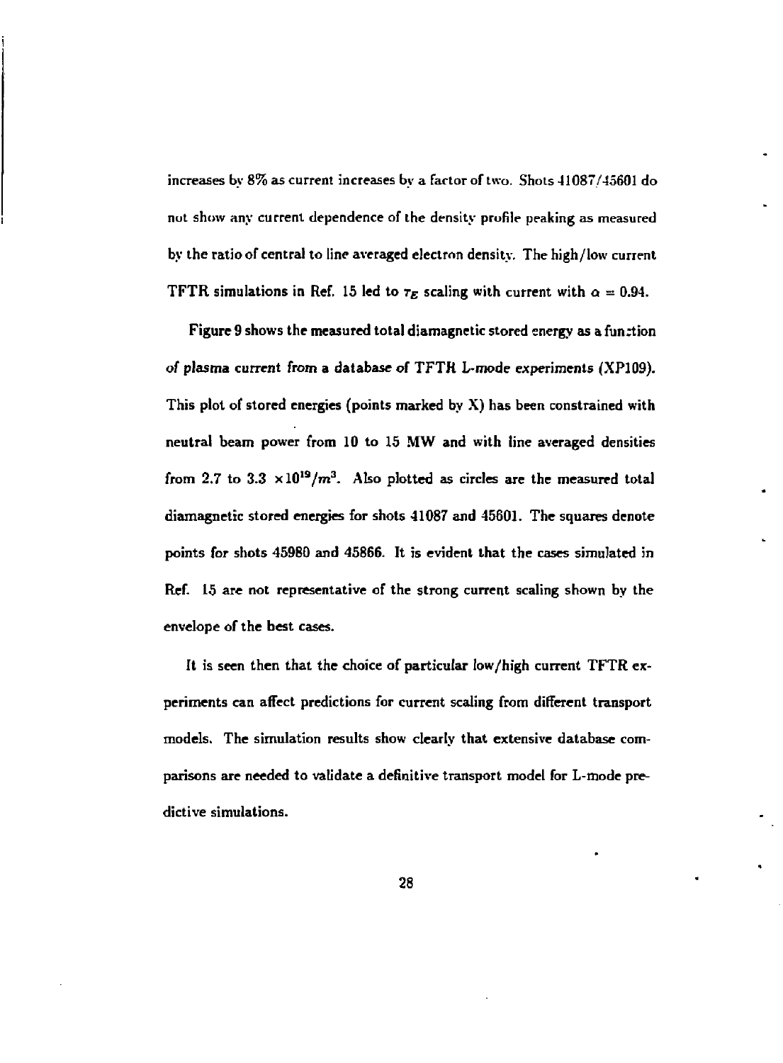increases by 8% as current increases by a factor of two. Shots 41087/45601 do not show any current dependence of the density profile peaking as measured by the ratio of central to line averaged electron density. The high/low current TFTR simulations in Ref. 15 led to $\tau_E$ scaling with current with $\alpha = 0.94$.

Figure 9 shows the measured total diamagnetic stored energy as a function of plasma current from a database of TFTR L-mode experiments (XP109). This plot of stored energies (points marked by X) has been constrained with neutral beam power from 10 to 15 MW and with line averaged densities from 2.7 to 3.3 $\times 10^{19}/m^3$. Also plotted as circles are the measured total diamagnetic stored energies for shots 41087 and 45601. The squares denote points for shots 45980 and 45866. It is evident that the cases simulated in Ref. 15 are not representative of the strong current scaling shown by the envelope of the best cases.

It is seen then that the choice of particular low/high current TFTR experiments can affect predictions for current scaling from different transport models. The simulation results show clearly that extensive database comparisons are needed to validate a definitive transport model for L-mode predictive simulations.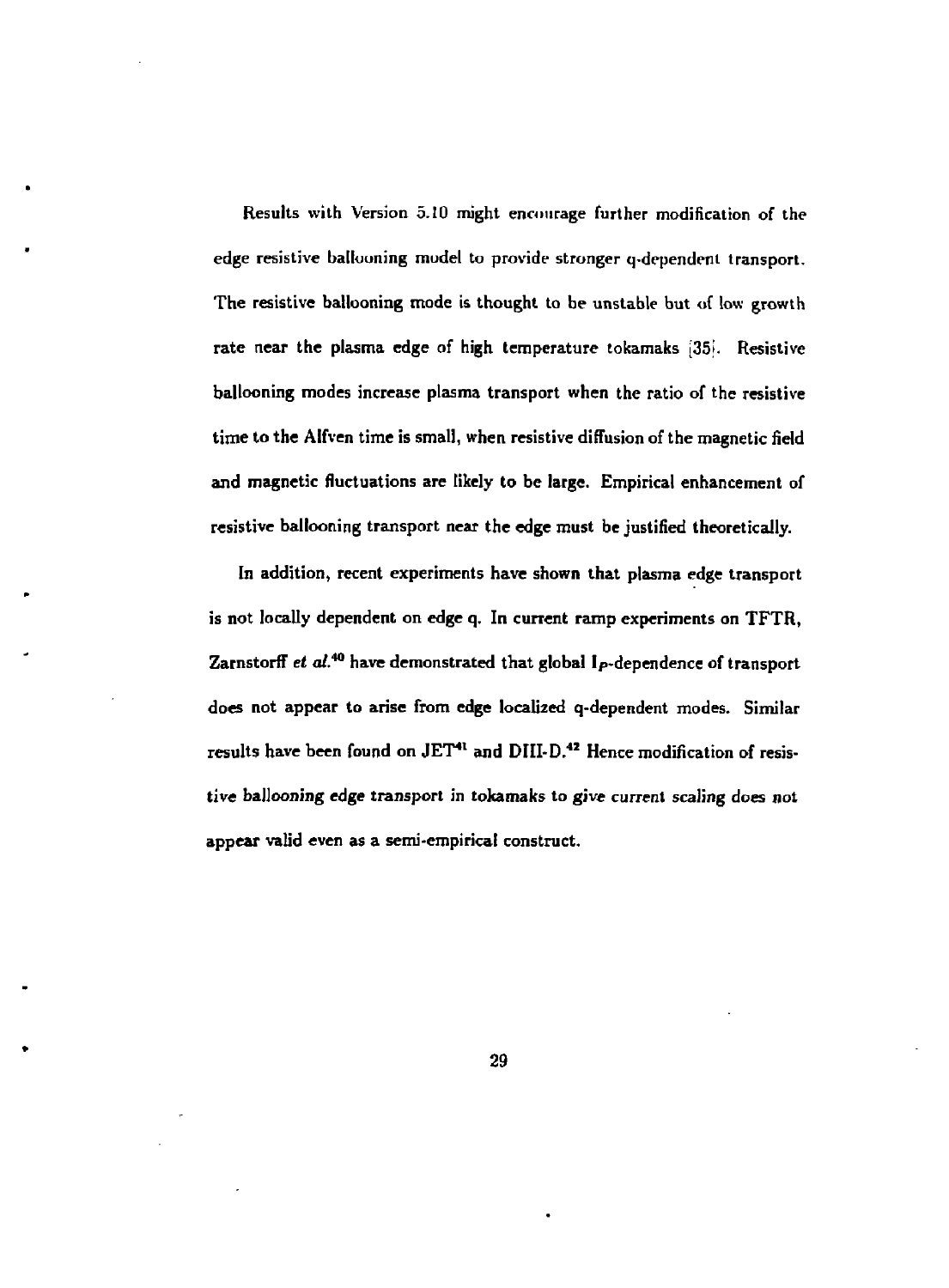Results with Version 5.10 might encourage further modification of the edge resistive ballooning model to provide stronger q-dependent transport. The resistive ballooning mode is thought to be unstable but of low growth rate near the plasma edge of high temperature tokamaks [35]. Resistive ballooning modes increase plasma transport when the ratio of the resistive time to the Alfven time is small, when resistive diffusion of the magnetic field and magnetic fluctuations are likely to be large. Empirical enhancement of resistive ballooning transport near the edge must be justified theoretically.

In addition, recent experiments have shown that plasma edge transport is not locally dependent on edge q. In current ramp experiments on TFTR, Zarnstorff *et al.*[40] have demonstrated that global $I_p$-dependence of transport does not appear to arise from edge localized q-dependent modes. Similar results have been found on JET[41] and DIII-D.[42] Hence modification of resistive ballooning edge transport in tokamaks to give current scaling does not appear valid even as a semi-empirical construct.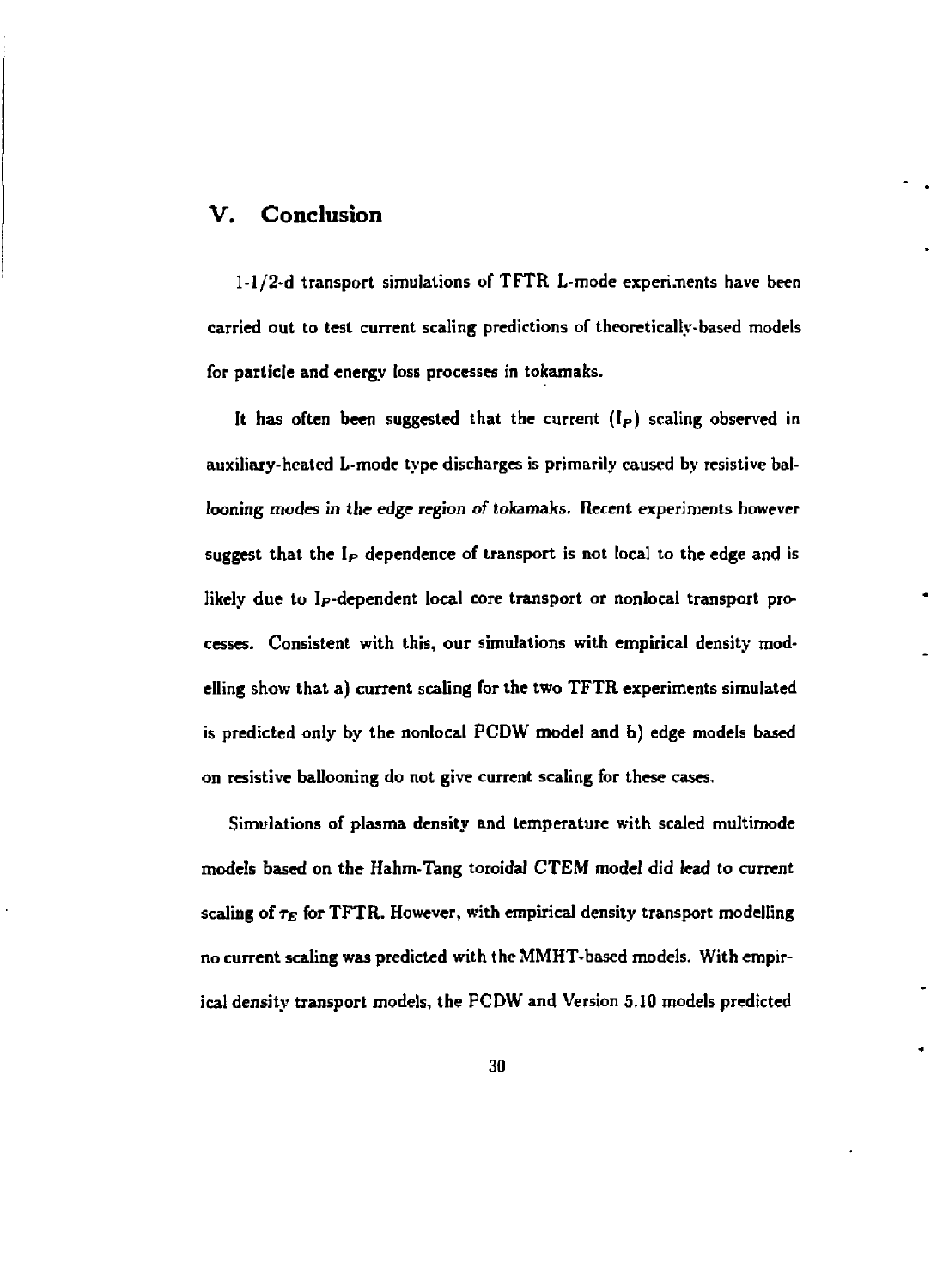## V. Conclusion

1-1/2-d transport simulations of TFTR L-mode experiments have been carried out to test current scaling predictions of theoretically-based models for particle and energy loss processes in tokamaks.

It has often been suggested that the current ($I_P$) scaling observed in auxiliary-heated L-mode type discharges is primarily caused by resistive ballooning modes in the edge region of tokamaks. Recent experiments however suggest that the $I_P$ dependence of transport is not local to the edge and is likely due to $I_P$-dependent local core transport or nonlocal transport processes. Consistent with this, our simulations with empirical density modelling show that a) current scaling for the two TFTR experiments simulated is predicted only by the nonlocal PCDW model and b) edge models based on resistive ballooning do not give current scaling for these cases.

Simulations of plasma density and temperature with scaled multimode models based on the Hahm-Tang toroidal CTEM model did lead to current scaling of $\tau_E$ for TFTR. However, with empirical density transport modelling no current scaling was predicted with the MMHT-based models. With empirical density transport models, the PCDW and Version 5.10 models predicted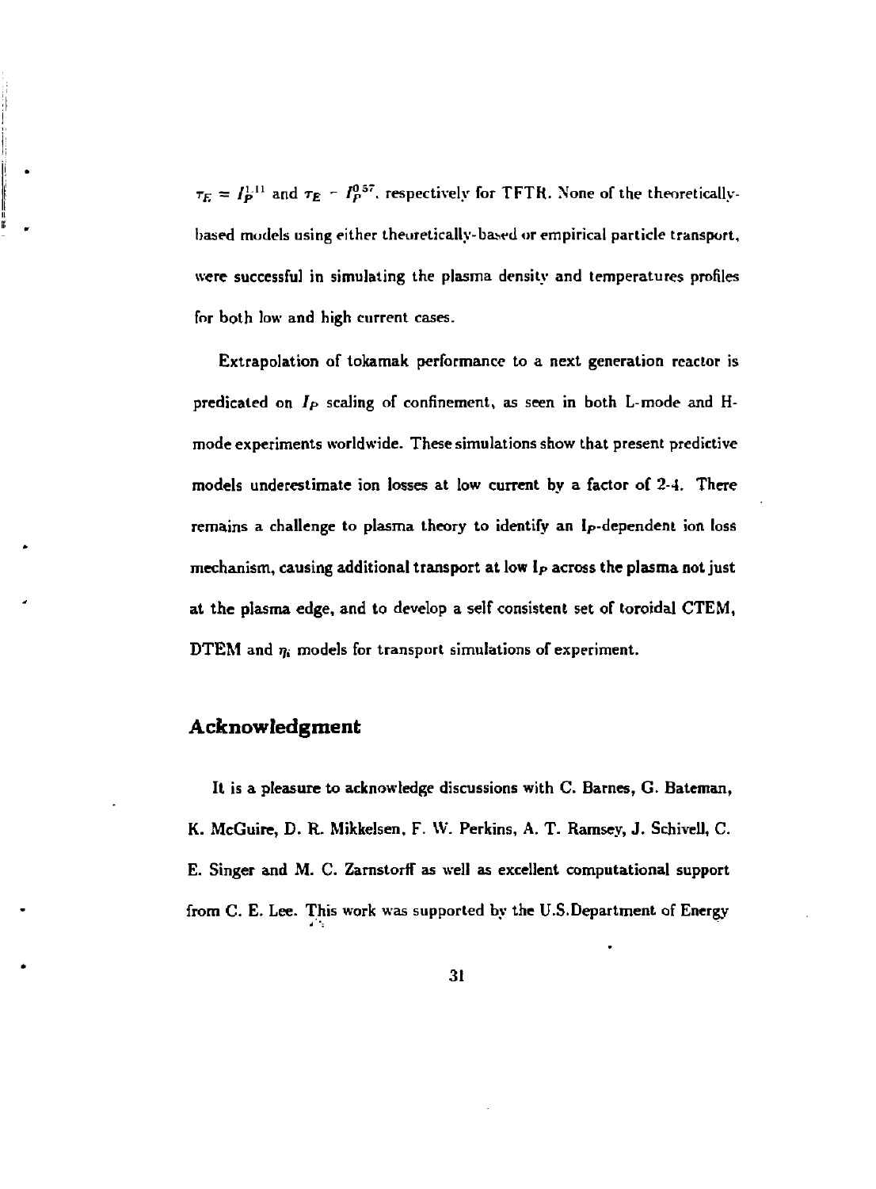$\tau_E = I_P^{1.11}$ and $\tau_E \sim I_P^{0.57}$, respectively for TFTR. None of the theoretically-based models using either theoretically-based or empirical particle transport, were successful in simulating the plasma density and temperatures profiles for both low and high current cases.

Extrapolation of tokamak performance to a next generation reactor is predicated on $I_P$ scaling of confinement, as seen in both L-mode and H-mode experiments worldwide. These simulations show that present predictive models underestimate ion losses at low current by a factor of 2-4. There remains a challenge to plasma theory to identify an $I_P$-dependent ion loss mechanism, causing additional transport at low $I_P$ across the plasma not just at the plasma edge, and to develop a self consistent set of toroidal CTEM, DTEM and $\eta_i$ models for transport simulations of experiment.

## Acknowledgment

It is a pleasure to acknowledge discussions with C. Barnes, G. Bateman, K. McGuire, D. R. Mikkelsen, F. W. Perkins, A. T. Ramsey, J. Schivell, C. E. Singer and M. C. Zarnstorff as well as excellent computational support from C. E. Lee. This work was supported by the U.S.Department of Energy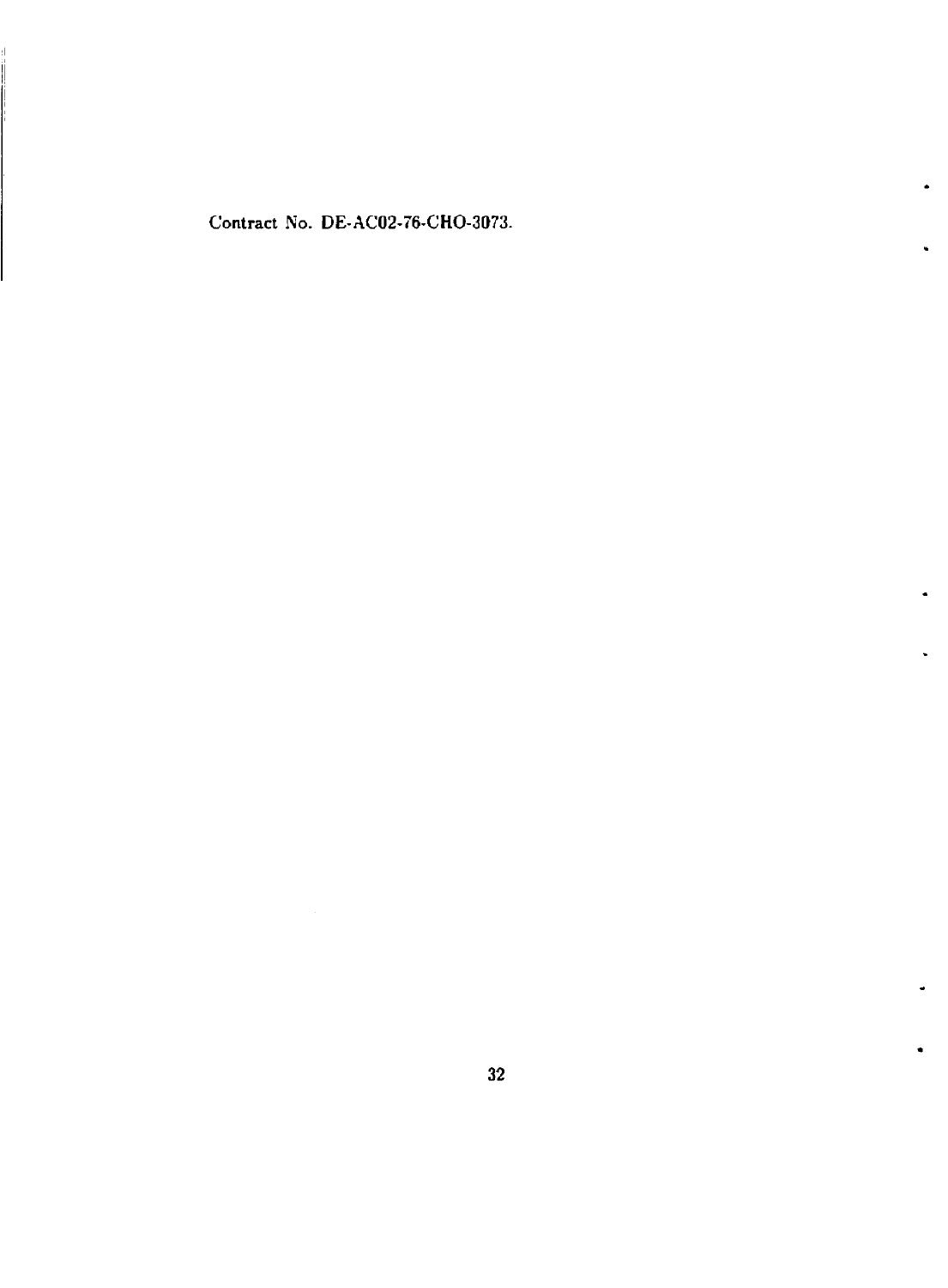Contract No. DE-AC02-76-CHO-3073.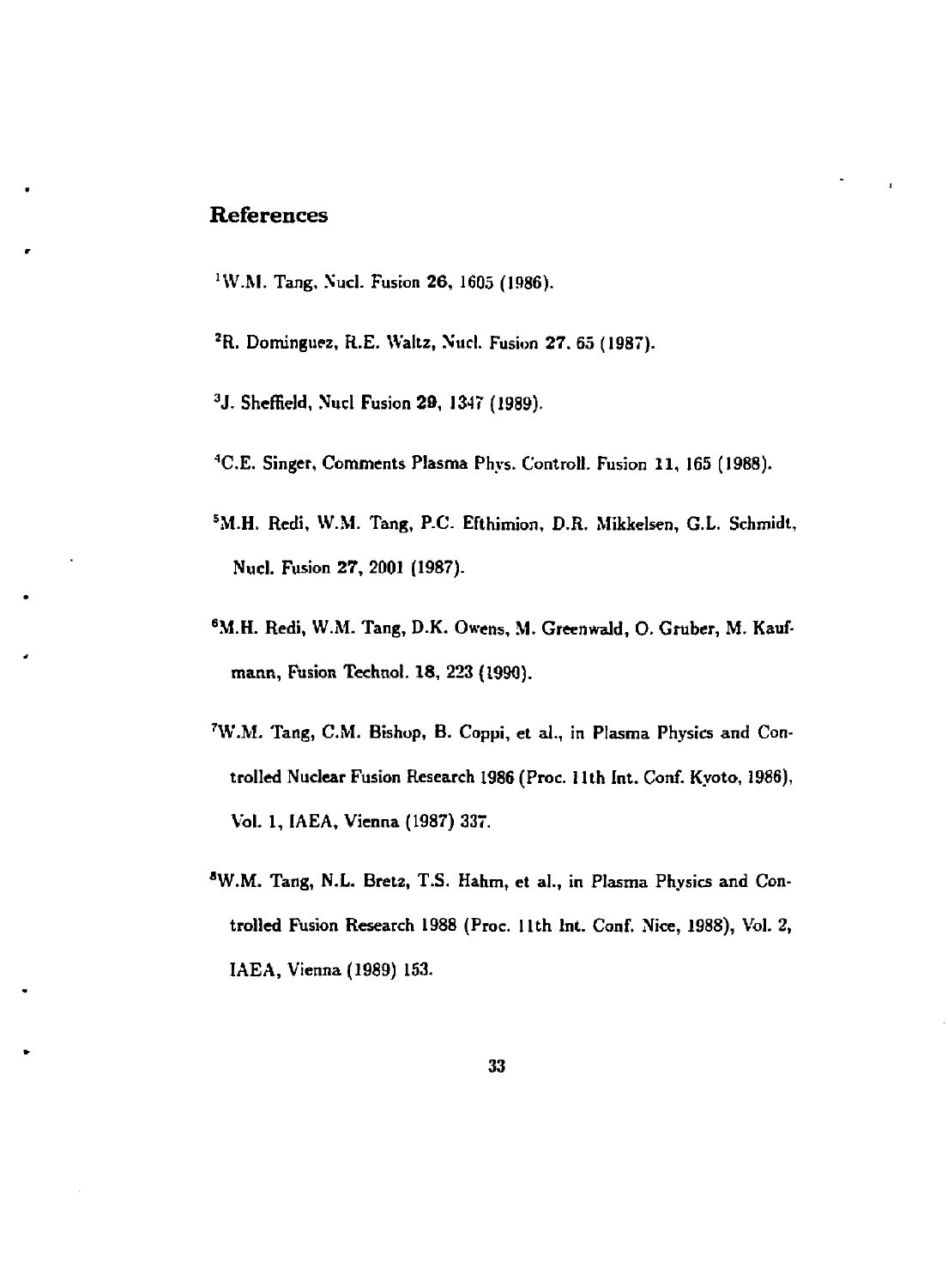## References

[1]W.M. Tang, Nucl. Fusion **26**, 1605 (1986).

[2]R. Dominguez, R.E. Waltz, Nucl. Fusion **27**, 65 (1987).

[3]J. Sheffield, Nucl Fusion **29**, 1347 (1989).

[4]C.E. Singer, Comments Plasma Phys. Controll. Fusion **11**, 165 (1988).

[5]M.H. Redi, W.M. Tang, P.C. Efthimion, D.R. Mikkelsen, G.L. Schmidt, Nucl. Fusion **27**, 2001 (1987).

[6]M.H. Redi, W.M. Tang, D.K. Owens, M. Greenwald, O. Gruber, M. Kaufmann, Fusion Technol. **18**, 223 (1990).

[7]W.M. Tang, C.M. Bishop, B. Coppi, et al., in Plasma Physics and Controlled Nuclear Fusion Research 1986 (Proc. 11th Int. Conf. Kyoto, 1986), Vol. 1, IAEA, Vienna (1987) 337.

[8]W.M. Tang, N.L. Bretz, T.S. Hahm, et al., in Plasma Physics and Controlled Fusion Research 1988 (Proc. 11th Int. Conf. Nice, 1988), Vol. 2, IAEA, Vienna (1989) 153.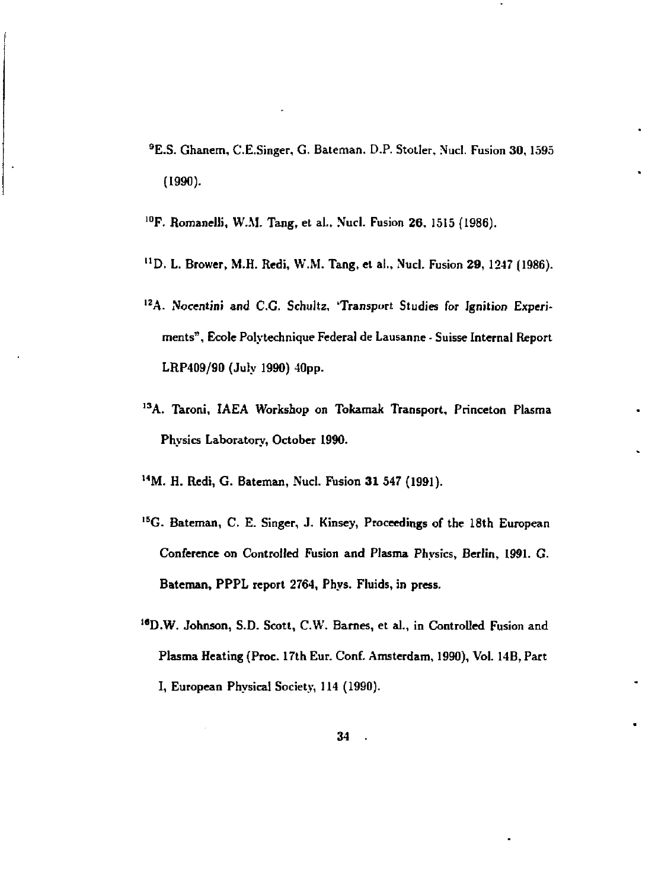[9]E.S. Ghanem, C.E.Singer, G. Bateman. D.P. Stotler, Nucl. Fusion **30**, 1595 (1990).

[10]F. Romanelli, W.M. Tang, et al., Nucl. Fusion **26**, 1515 (1986).

[11]D. L. Brower, M.H. Redi, W.M. Tang, et al., Nucl. Fusion **29**, 1247 (1986).

[12]A. *Nocentini* and C.G. Schultz, 'Transport Studies for Ignition Experiments", Ecole Polytechnique Federal de Lausanne - Suisse Internal Report LRP409/90 (July 1990) 40pp.

[13]A. Taroni, IAEA Workshop on Tokamak Transport, Princeton Plasma Physics Laboratory, October 1990.

[14]M. H. Redi, G. Bateman, Nucl. Fusion **31** 547 (1991).

[15]G. Bateman, C. E. Singer, J. Kinsey, Proceedings of the 18th European Conference on Controlled Fusion and Plasma Physics, Berlin, 1991. G. Bateman, PPPL report 2764, Phys. Fluids, in press.

[16]D.W. Johnson, S.D. Scott, C.W. Barnes, et al., in Controlled Fusion and Plasma Heating (Proc. 17th Eur. Conf. Amsterdam, 1990), Vol. 14B, Part I, European Physical Society, 114 (1990).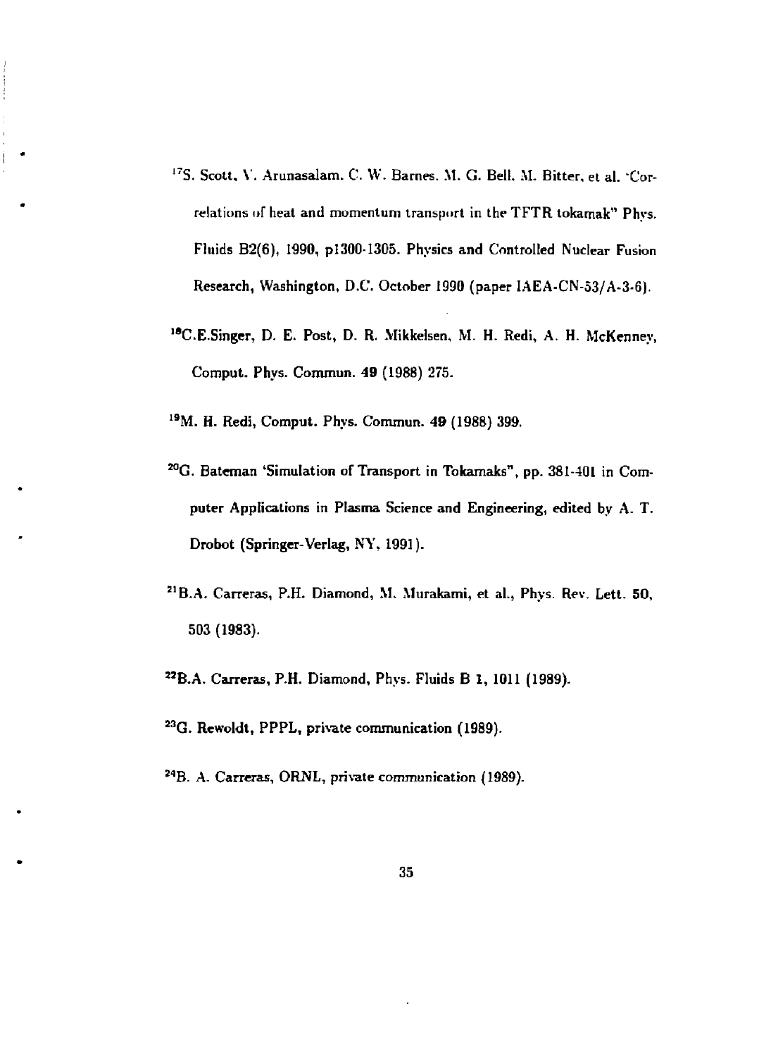[17] S. Scott, V. Arunasalam, C. W. Barnes, M. G. Bell, M. Bitter, et al. 'Correlations of heat and momentum transport in the TFTR tokamak" Phys. Fluids B2(6), 1990, p1300-1305. Physics and Controlled Nuclear Fusion Research, Washington, D.C. October 1990 (paper IAEA-CN-53/A-3-6).

[18] C.E.Singer, D. E. Post, D. R. Mikkelsen, M. H. Redi, A. H. McKenney, Comput. Phys. Commun. **49** (1988) 275.

[19] M. H. Redi, Comput. Phys. Commun. **49** (1988) 399.

[20] G. Bateman 'Simulation of Transport in Tokamaks", pp. 381-401 in Computer Applications in Plasma Science and Engineering, edited by A. T. Drobot (Springer-Verlag, NY, 1991).

[21] B.A. Carreras, P.H. Diamond, M. Murakami, et al., Phys. Rev. Lett. **50**, 503 (1983).

[22] B.A. Carreras, P.H. Diamond, Phys. Fluids B **1**, 1011 (1989).

[23] G. Rewoldt, PPPL, private communication (1989).

[24] B. A. Carreras, ORNL, private communication (1989).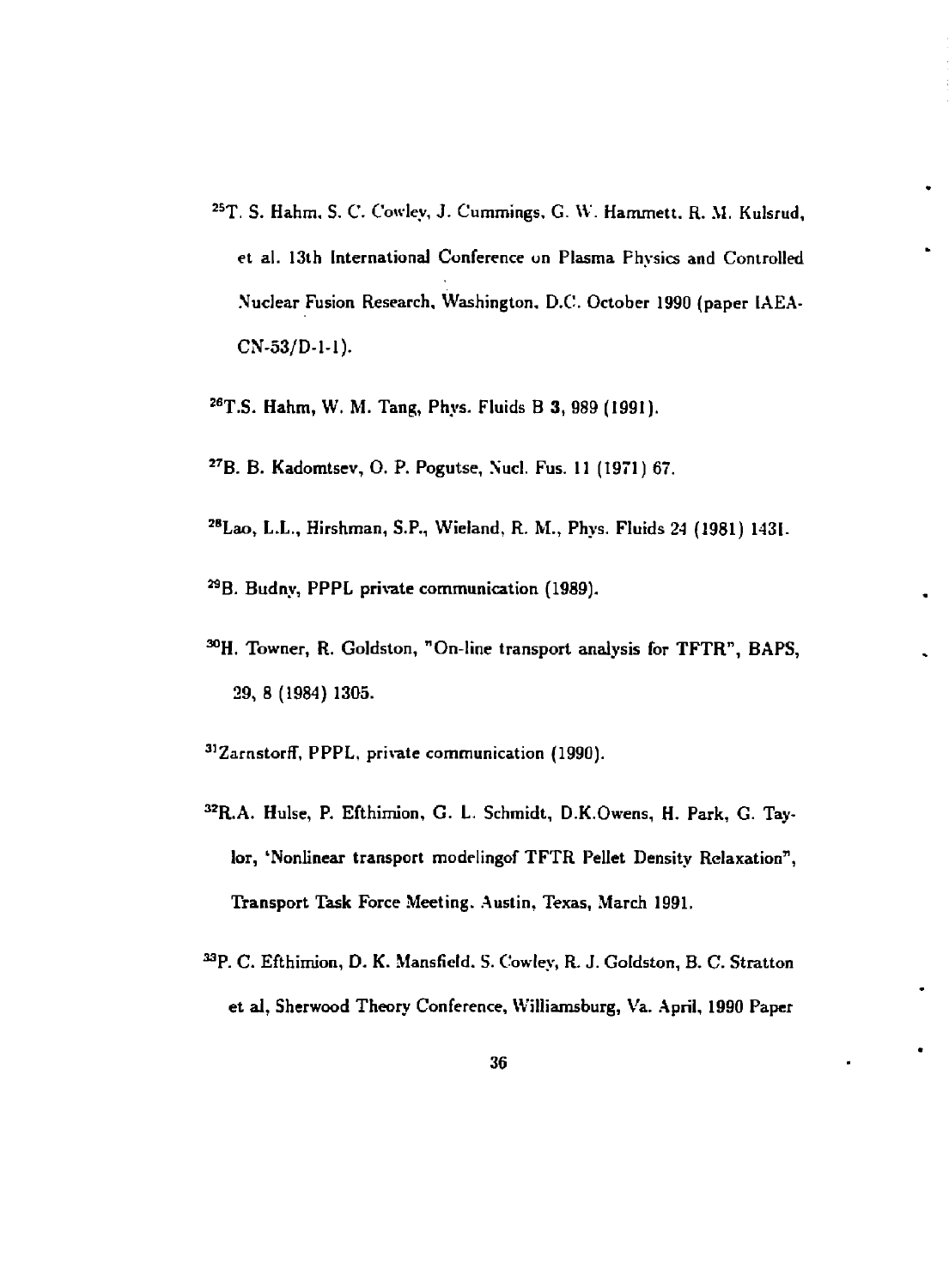[25]T. S. Hahm, S. C. Cowley, J. Cummings, G. W. Hammett, R. M. Kulsrud, et al. 13th International Conference on Plasma Physics and Controlled Nuclear Fusion Research, Washington, D.C. October 1990 (paper IAEA-CN-53/D-1-1).

[26]T.S. Hahm, W. M. Tang, Phys. Fluids B **3**, 989 (1991).

[27]B. B. Kadomtsev, O. P. Pogutse, Nucl. Fus. 11 (1971) 67.

[28]Lao, L.L., Hirshman, S.P., Wieland, R. M., Phys. Fluids 24 (1981) 1431.

[29]B. Budny, PPPL private communication (1989).

[30]H. Towner, R. Goldston, "On-line transport analysis for TFTR", BAPS, 29, 8 (1984) 1305.

[31]Zarnstorff, PPPL, private communication (1990).

[32]R.A. Hulse, P. Efthimion, G. L. Schmidt, D.K.Owens, H. Park, G. Taylor, 'Nonlinear transport modelingof TFTR Pellet Density Relaxation", Transport Task Force Meeting, Austin, Texas, March 1991.

[33]P. C. Efthimion, D. K. Mansfield, S. Cowley, R. J. Goldston, B. C. Stratton et al, Sherwood Theory Conference, Williamsburg, Va. April, 1990 Paper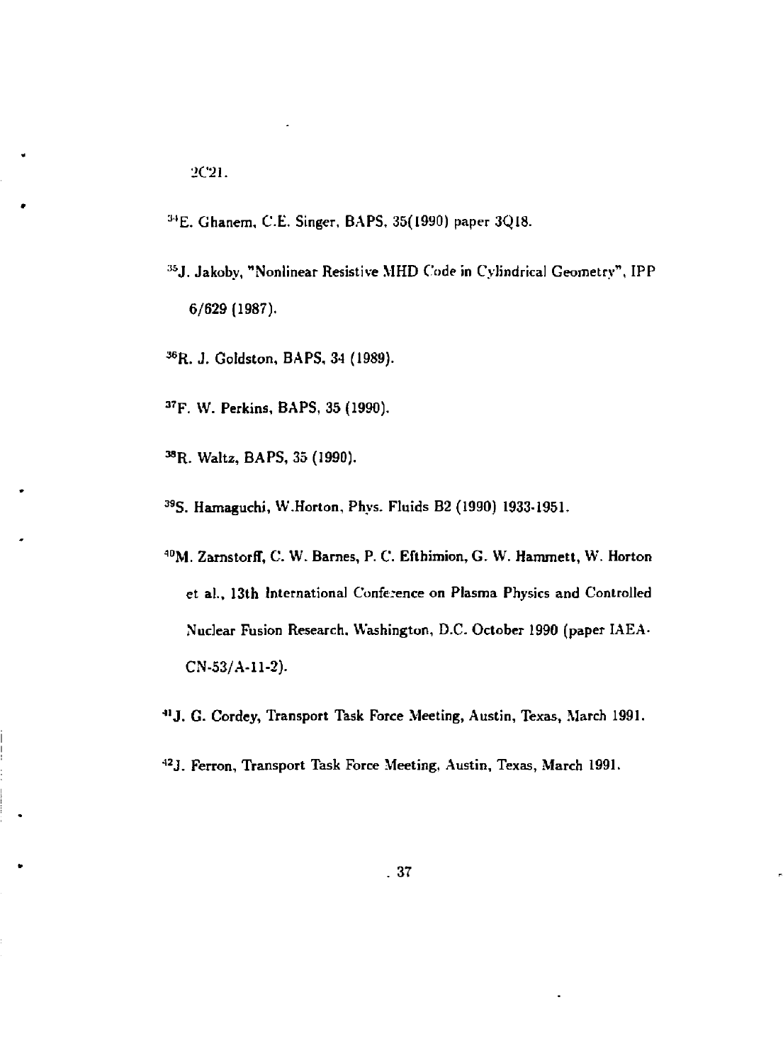2C21.

[34]E. Ghanem, C.E. Singer, BAPS, 35(1990) paper 3Q18.

[35]J. Jakoby, "Nonlinear Resistive MHD Code in Cylindrical Geometry", IPP 6/629 (1987).

[36]R. J. Goldston, BAPS, 34 (1989).

[37]F. W. Perkins, BAPS, 35 (1990).

[38]R. Waltz, BAPS, 35 (1990).

[39]S. Hamaguchi, W.Horton, Phys. Fluids B2 (1990) 1933-1951.

[40]M. Zarnstorff, C. W. Barnes, P. C. Efthimion, G. W. Hammett, W. Horton et al., 13th International Conference on Plasma Physics and Controlled Nuclear Fusion Research, Washington, D.C. October 1990 (paper IAEA-CN-53/A-11-2).

[41]J. G. Cordey, Transport Task Force Meeting, Austin, Texas, March 1991.

[42]J. Ferron, Transport Task Force Meeting, Austin, Texas, March 1991.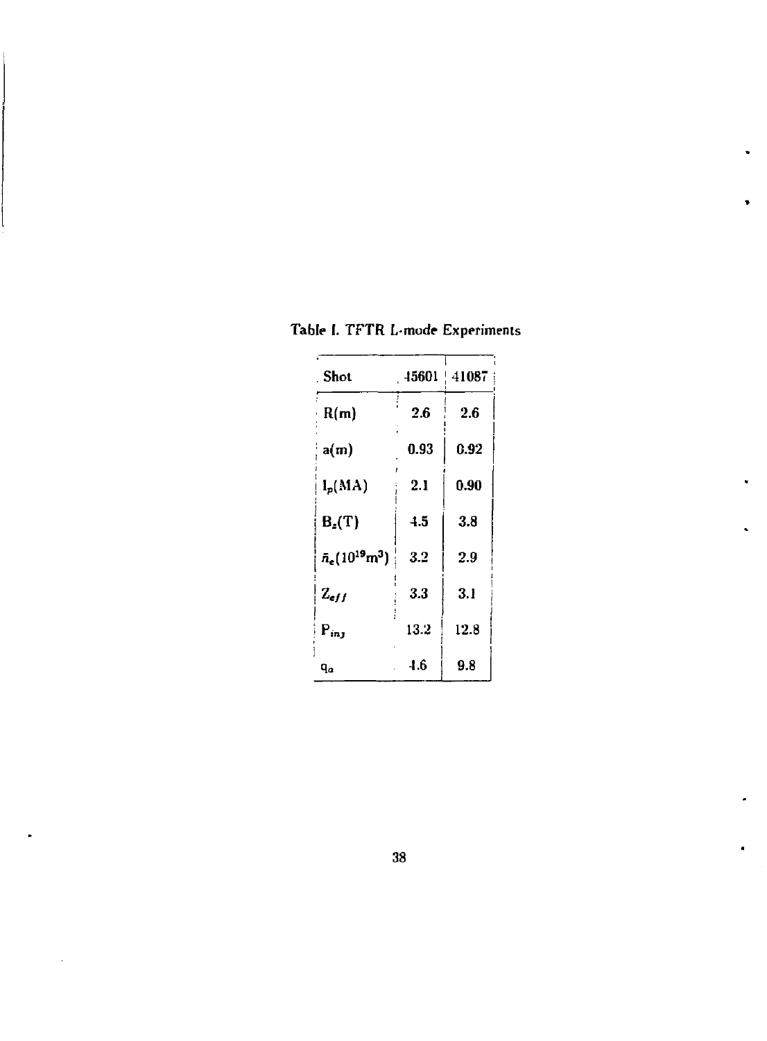Table I. TFTR L-mode Experiments

| Shot | 45601 | 41087 |
|---|---|---|
| R(m) | 2.6 | 2.6 |
| a(m) | 0.93 | 0.92 |
| $I_p$(MA) | 2.1 | 0.90 |
| $B_z$(T) | 4.5 | 3.8 |
| $\bar{n}_e(10^{19}m^3)$ | 3.2 | 2.9 |
| $Z_{eff}$ | 3.3 | 3.1 |
| $P_{inj}$ | 13.2 | 12.8 |
| $q_a$ | 4.6 | 9.8 |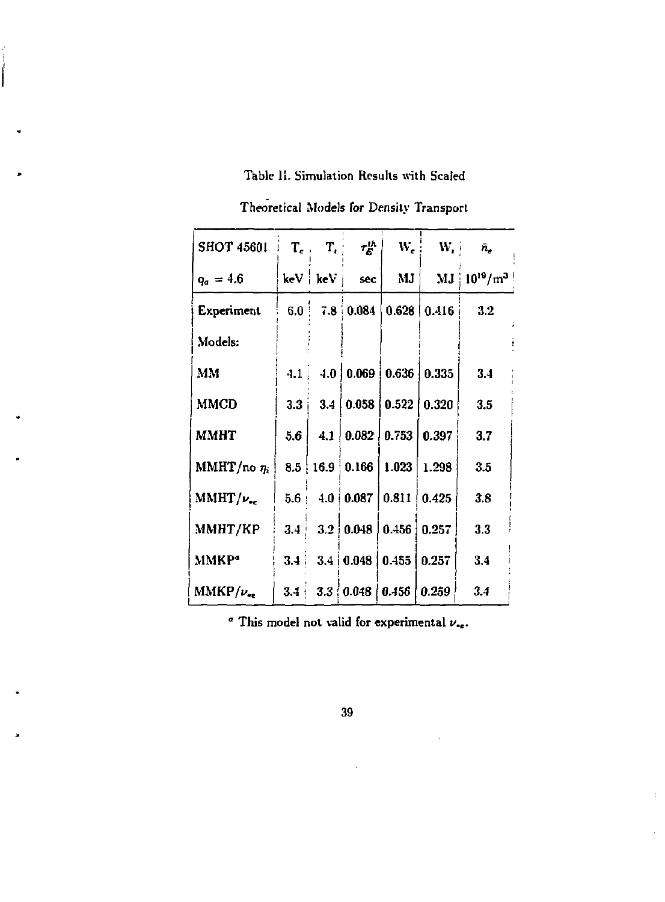Table II. Simulation Results with Scaled

Theoretical Models for Density Transport

| SHOT 45601 | $T_e$ | $T_i$ | $\tau_E^{th}$ | $W_e$ | $W_i$ | $\bar{n}_e$ |
|---|---|---|---|---|---|---|
| $q_a = 4.6$ | keV | keV | sec | MJ | MJ | $10^{19}/m^3$ |
| Experiment | 6.0 | 7.8 | 0.084 | 0.628 | 0.416 | 3.2 |
| Models: | | | | | | |
| MM | 4.1 | 4.0 | 0.069 | 0.636 | 0.335 | 3.4 |
| MMCD | 3.3 | 3.4 | 0.058 | 0.522 | 0.320 | 3.5 |
| MMHT | 5.6 | 4.1 | 0.082 | 0.753 | 0.397 | 3.7 |
| MMHT/no $\eta_i$ | 8.5 | 16.9 | 0.166 | 1.023 | 1.298 | 3.5 |
| MMHT/$\nu_{ee}$ | 5.6 | 4.0 | 0.087 | 0.811 | 0.425 | 3.8 |
| MMHT/KP | 3.4 | 3.2 | 0.048 | 0.456 | 0.257 | 3.3 |
| MMKP[a] | 3.4 | 3.4 | 0.048 | 0.455 | 0.257 | 3.4 |
| MMKP/$\nu_{ee}$ | 3.4 | 3.3 | 0.048 | 0.456 | 0.259 | 3.4 |

[a] This model not valid for experimental $\nu_{ee}$.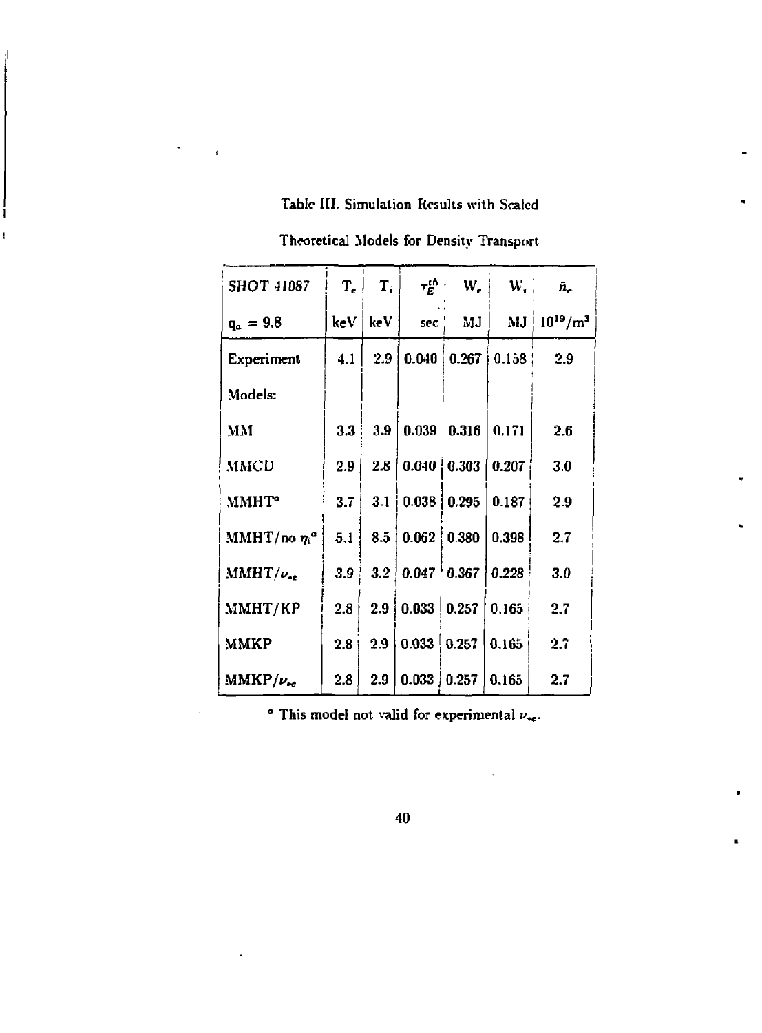Table III. Simulation Results with Scaled

Theoretical Models for Density Transport

| SHOT 41087 | $T_e$ | $T_i$ | $\tau_E^{th}$ | $W_e$ | $W_i$ | $\bar{n}_e$ |
|---|---|---|---|---|---|---|
| $q_a = 9.8$ | keV | keV | sec | MJ | MJ | $10^{19}/m^3$ |
| Experiment | 4.1 | 2.9 | 0.040 | 0.267 | 0.158 | 2.9 |
| Models: | | | | | | |
| MM | 3.3 | 3.9 | 0.039 | 0.316 | 0.171 | 2.6 |
| MMCD | 2.9 | 2.8 | 0.040 | 0.303 | 0.207 | 3.0 |
| MMHT[a] | 3.7 | 3.1 | 0.038 | 0.295 | 0.187 | 2.9 |
| MMHT/no $\eta_i$[a] | 5.1 | 8.5 | 0.062 | 0.380 | 0.398 | 2.7 |
| MMHT/$\nu_{*e}$ | 3.9 | 3.2 | 0.047 | 0.367 | 0.228 | 3.0 |
| MMHT/KP | 2.8 | 2.9 | 0.033 | 0.257 | 0.165 | 2.7 |
| MMKP | 2.8 | 2.9 | 0.033 | 0.257 | 0.165 | 2.7 |
| MMKP/$\nu_{*e}$ | 2.8 | 2.9 | 0.033 | 0.257 | 0.165 | 2.7 |

[a] This model not valid for experimental $\nu_{*e}$.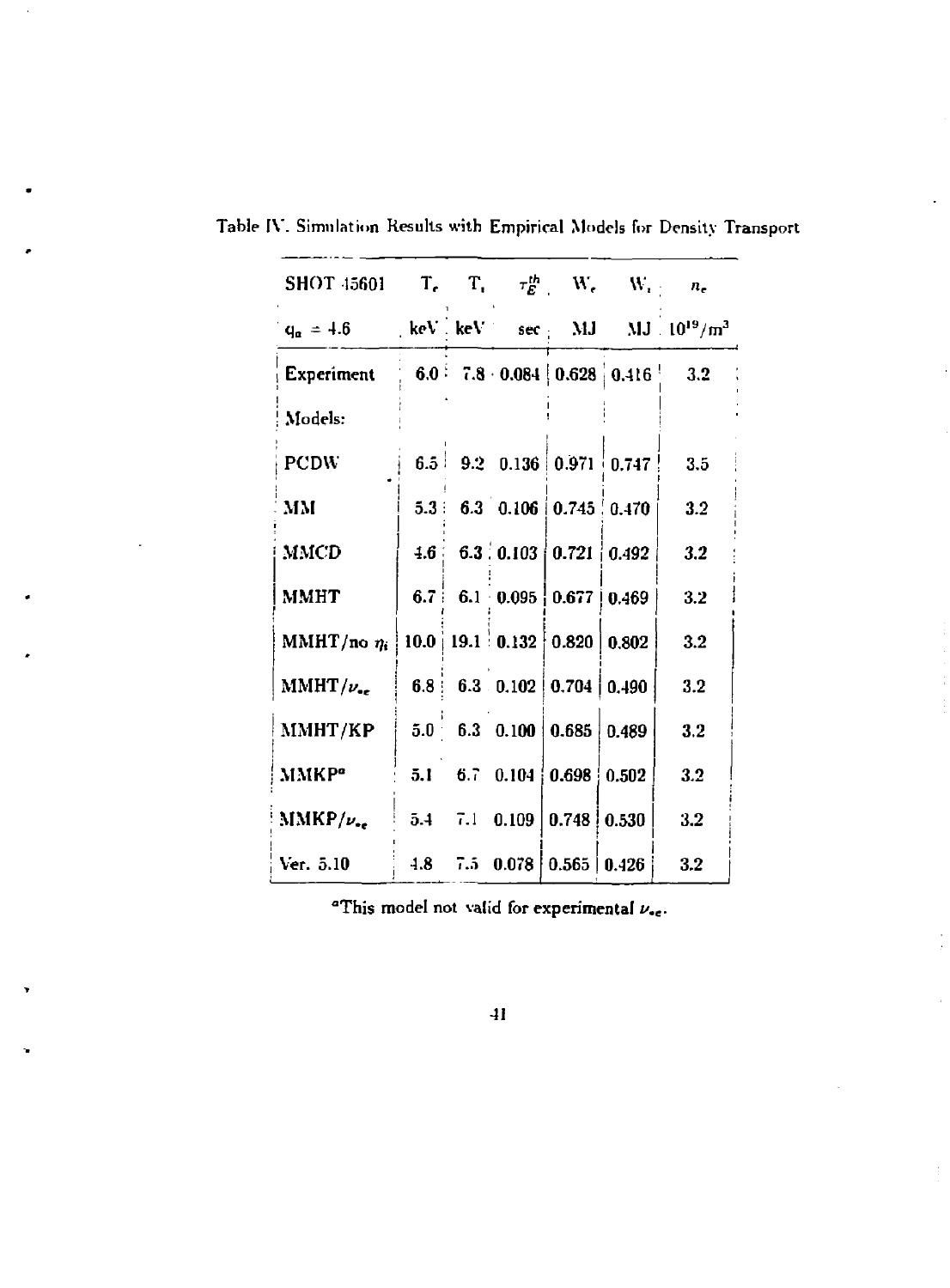Table IV. Simulation Results with Empirical Models for Density Transport

| SHOT 45601 | $T_e$ | $T_i$ | $\tau_E^{th}$ | $W_e$ | $W_i$ | $n_e$ |
|---|---|---|---|---|---|---|
| $q_a = 4.6$ | keV | keV | sec | MJ | MJ | $10^{19}/m^3$ |
| **Experiment** | 6.0 | 7.8 | 0.084 | 0.628 | 0.416 | 3.2 |
| Models: | | | | | | |
| PCDW | 6.5 | 9.2 | 0.136 | 0.971 | 0.747 | 3.5 |
| MM | 5.3 | 6.3 | 0.106 | 0.745 | 0.470 | 3.2 |
| MMCD | 4.6 | 6.3 | 0.103 | 0.721 | 0.492 | 3.2 |
| MMHT | 6.7 | 6.1 | 0.095 | 0.677 | 0.469 | 3.2 |
| MMHT/no $\eta_i$ | 10.0 | 19.1 | 0.132 | 0.820 | 0.802 | 3.2 |
| MMHT/$\nu_{*e}$ | 6.8 | 6.3 | 0.102 | 0.704 | 0.490 | 3.2 |
| MMHT/KP | 5.0 | 6.3 | 0.100 | 0.685 | 0.489 | 3.2 |
| MMKP[a] | 5.1 | 6.7 | 0.104 | 0.698 | 0.502 | 3.2 |
| MMKP/$\nu_{*e}$ | 5.4 | 7.1 | 0.109 | 0.748 | 0.530 | 3.2 |
| Ver. 5.10 | 4.8 | 7.5 | 0.078 | 0.565 | 0.426 | 3.2 |

[a]This model not valid for experimental $\nu_{*e}$.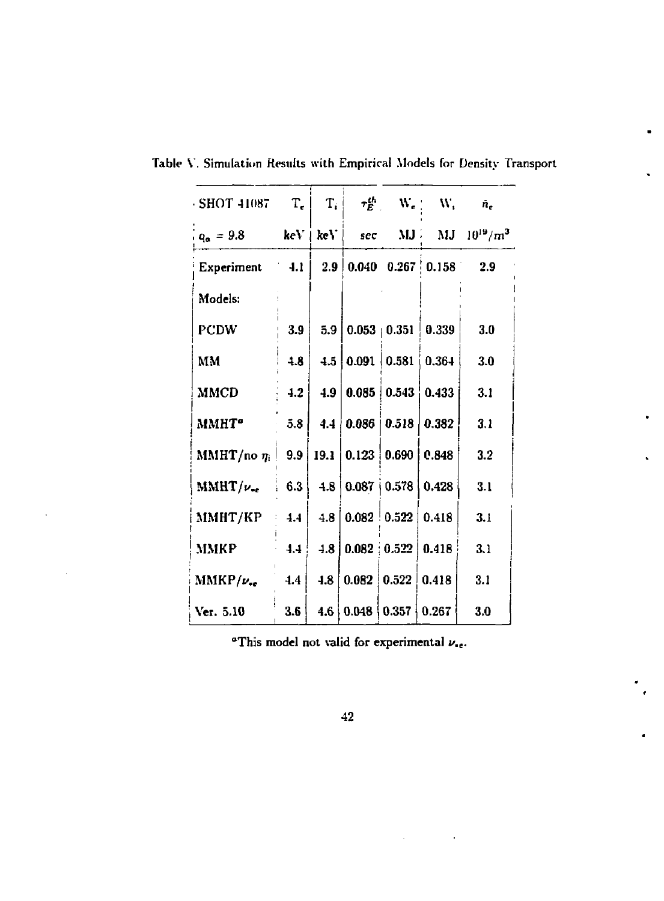Table V. Simulation Results with Empirical Models for Density Transport

| SHOT 41087 | $T_e$ | $T_i$ | $\tau_E^{th}$ | $W_e$ | $W_i$ | $\bar{n}_e$ |
|---|---|---|---|---|---|---|
| $q_a = 9.8$ | keV | keV | sec | MJ | MJ | $10^{19}/m^3$ |
| Experiment | 4.1 | 2.9 | 0.040 | 0.267 | 0.158 | 2.9 |
| Models: | | | | | | |
| PCDW | 3.9 | 5.9 | 0.053 | 0.351 | 0.339 | 3.0 |
| MM | 4.8 | 4.5 | 0.091 | 0.581 | 0.364 | 3.0 |
| MMCD | 4.2 | 4.9 | 0.085 | 0.543 | 0.433 | 3.1 |
| MMHT[a] | 5.8 | 4.4 | 0.086 | 0.518 | 0.382 | 3.1 |
| MMHT/no $\eta_i$ | 9.9 | 19.1 | 0.123 | 0.690 | 0.848 | 3.2 |
| MMHT/$\nu_{*e}$ | 6.3 | 4.8 | 0.087 | 0.578 | 0.428 | 3.1 |
| MMHT/KP | 4.4 | 4.8 | 0.082 | 0.522 | 0.418 | 3.1 |
| MMKP | 4.4 | 4.8 | 0.082 | 0.522 | 0.418 | 3.1 |
| MMKP/$\nu_{*e}$ | 4.4 | 4.8 | 0.082 | 0.522 | 0.418 | 3.1 |
| Ver. 5.10 | 3.6 | 4.6 | 0.048 | 0.357 | 0.267 | 3.0 |

[a]This model not valid for experimental $\nu_{*e}$.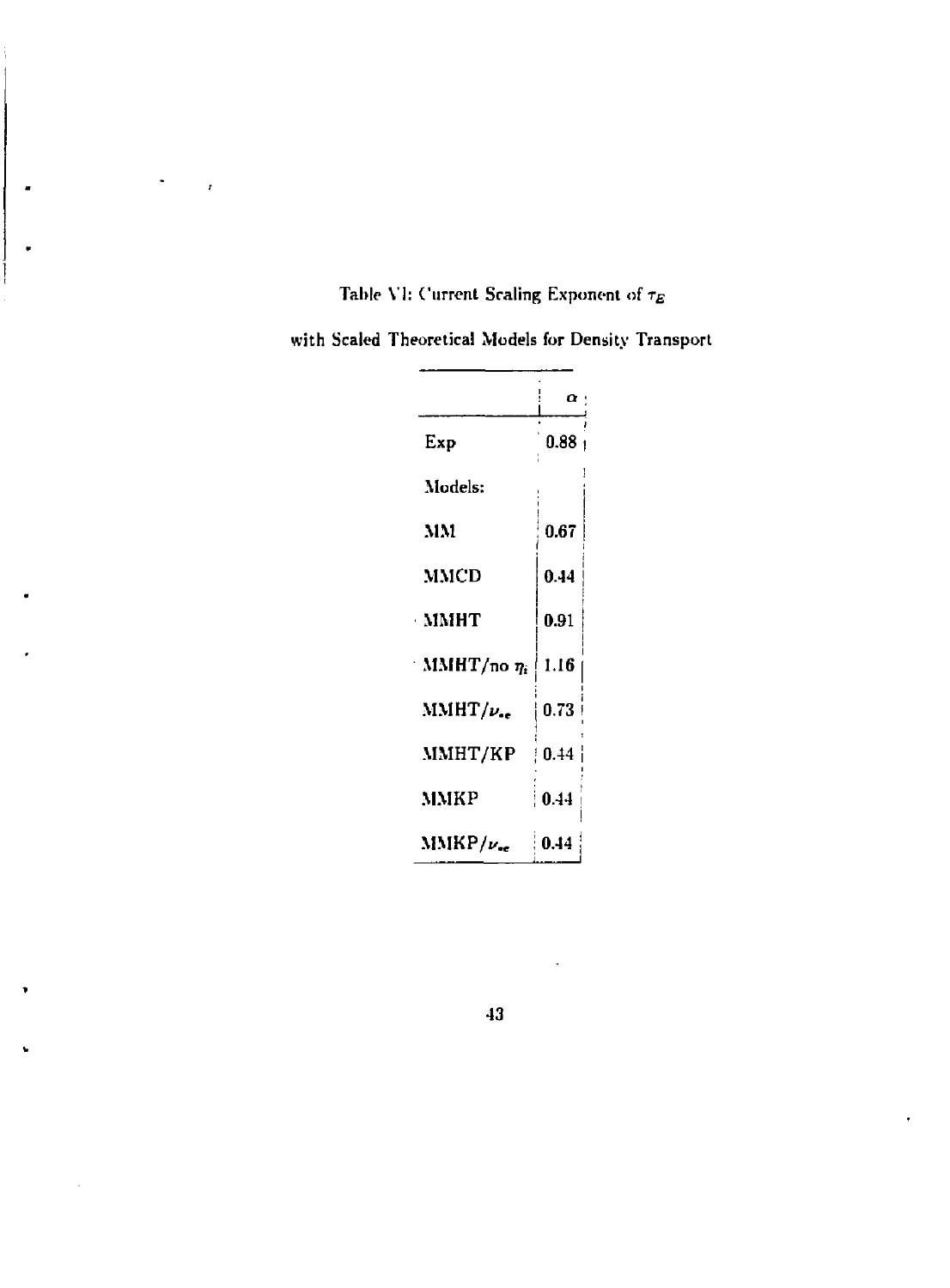Table VI: Current Scaling Exponent of $\tau_E$

with Scaled Theoretical Models for Density Transport

| | $\alpha$ |
|---|---|
| Exp | 0.88 |
| Models: | |
| MM | 0.67 |
| MMCD | 0.44 |
| MMHT | 0.91 |
| MMHT/no $\eta_i$ | 1.16 |
| MMHT/$\nu_{*e}$ | 0.73 |
| MMHT/KP | 0.44 |
| MMKP | 0.44 |
| MMKP/$\nu_{*e}$ | 0.44 |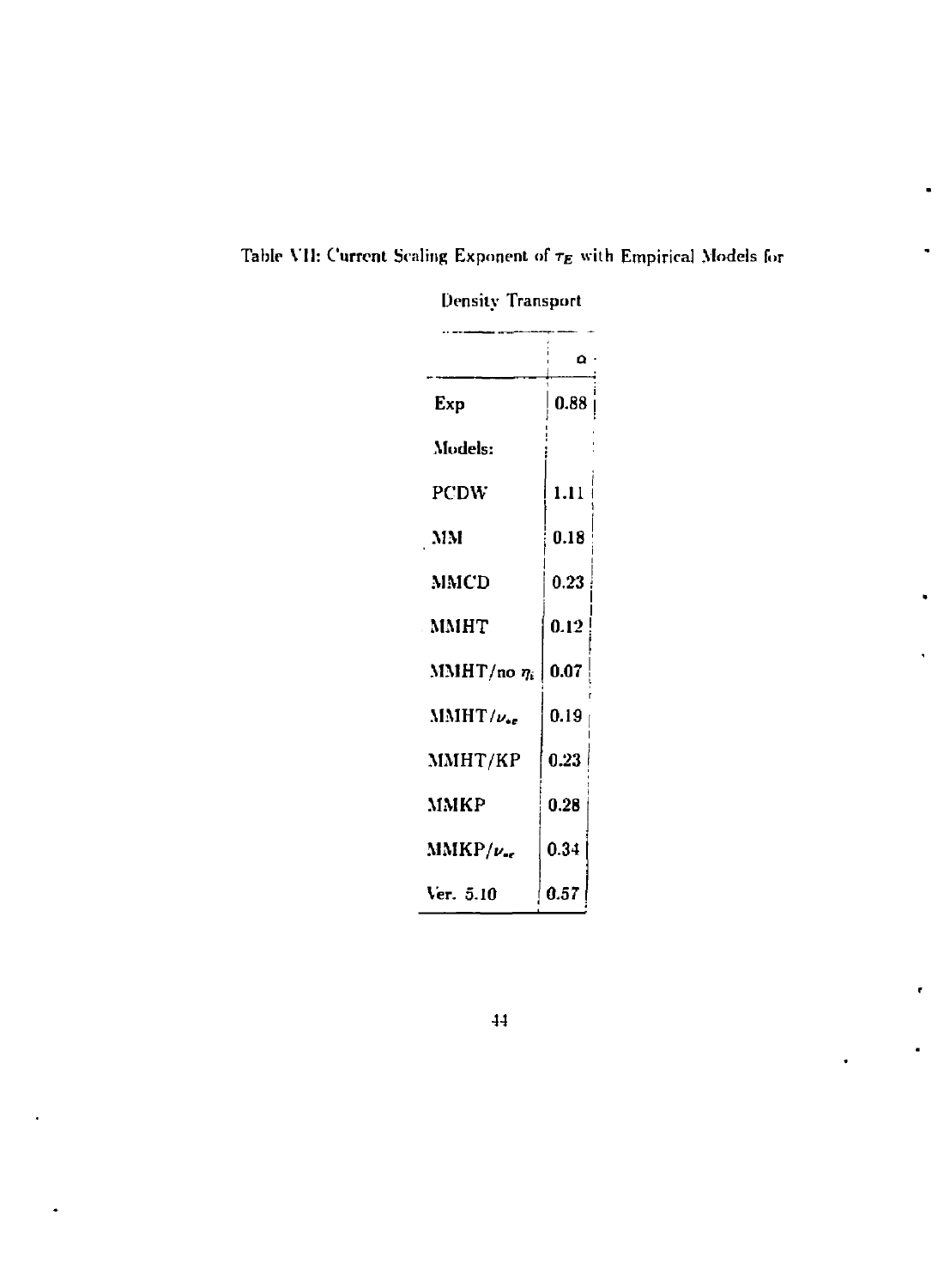Table VII: Current Scaling Exponent of $\tau_E$ with Empirical Models for Density Transport

| | $\alpha$ |
|---|---|
| **Exp** | **0.88** |
| **Models:** | |
| **PCDW** | **1.11** |
| **MM** | **0.18** |
| **MMCD** | **0.23** |
| **MMHT** | **0.12** |
| **MMHT/no $\eta_i$** | **0.07** |
| **MMHT/$\nu_{*e}$** | **0.19** |
| **MMHT/KP** | **0.23** |
| **MMKP** | **0.28** |
| **MMKP/$\nu_{*e}$** | **0.34** |
| **Ver. 5.10** | **0.57** |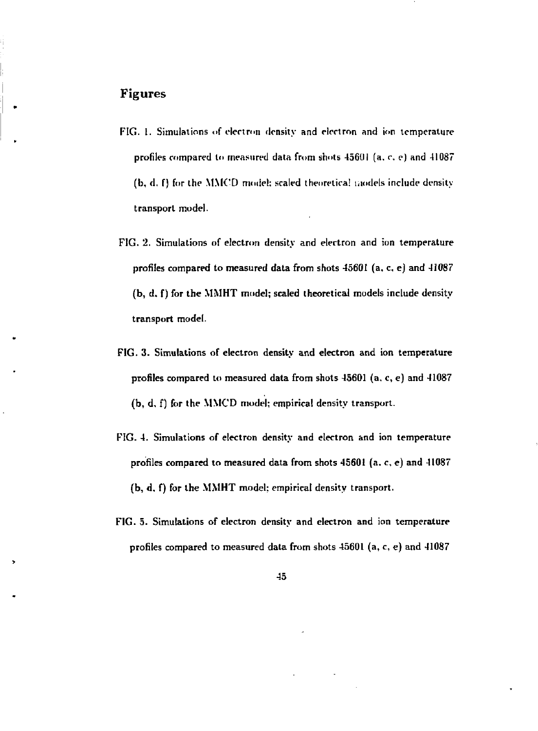## Figures

FIG. 1. Simulations of electron density and electron and ion temperature profiles compared to measured data from shots 45601 (a, c, e) and 41087 (b, d, f) for the MMCD model; scaled theoretical models include density transport model.

FIG. 2. Simulations of electron density and electron and ion temperature profiles compared to measured data from shots 45601 (a, c, e) and 41087 (b, d, f) for the MMHT model; scaled theoretical models include density transport model.

FIG. 3. Simulations of electron density and electron and ion temperature profiles compared to measured data from shots 45601 (a, c, e) and 41087 (b, d, f) for the MMCD model; empirical density transport.

FIG. 4. Simulations of electron density and electron and ion temperature profiles compared to measured data from shots 45601 (a, c, e) and 41087 (b, d, f) for the MMHT model; empirical density transport.

FIG. 5. Simulations of electron density and electron and ion temperature profiles compared to measured data from shots 45601 (a, c, e) and 41087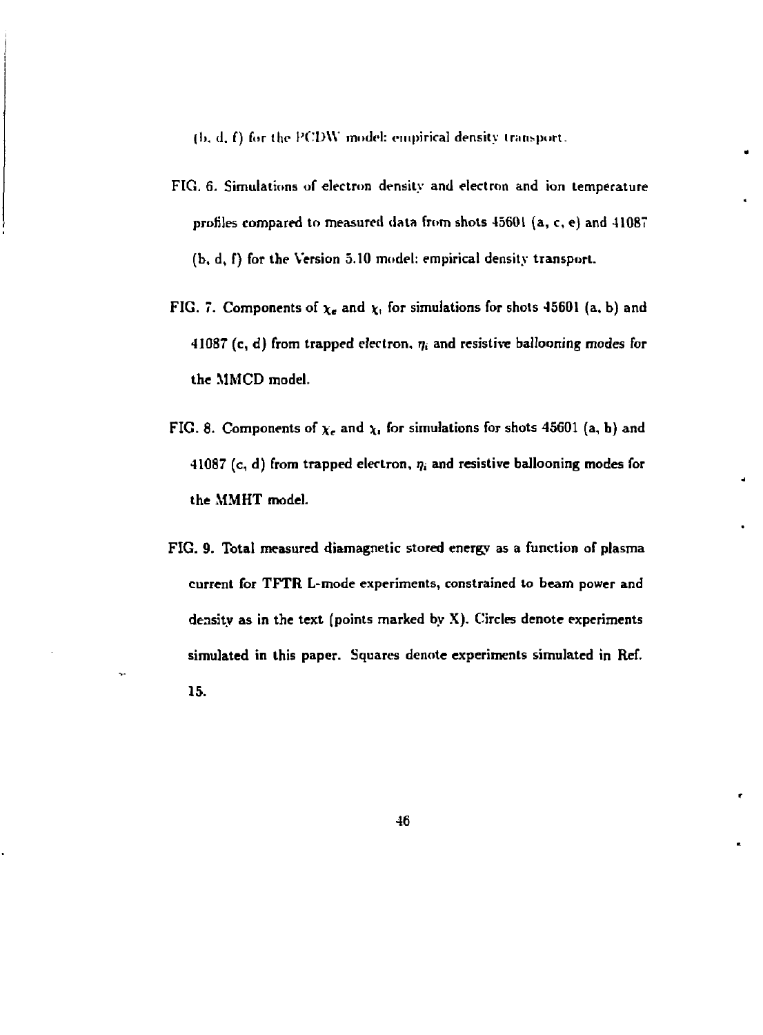(b, d, f) for the PCDW model: empirical density transport.

FIG. 6. Simulations of electron density and electron and ion temperature profiles compared to measured data from shots 45601 (a, c, e) and 41087 (b, d, f) for the Version 5.10 model: empirical density transport.

FIG. 7. Components of $\chi_e$ and $\chi_i$ for simulations for shots 45601 (a, b) and 41087 (c, d) from trapped electron, $\eta_i$ and resistive ballooning modes for the MMCD model.

FIG. 8. Components of $\chi_e$ and $\chi_i$ for simulations for shots 45601 (a, b) and 41087 (c, d) from trapped electron, $\eta_i$ and resistive ballooning modes for the MMHT model.

FIG. 9. Total measured diamagnetic stored energy as a function of plasma current for TFTR L-mode experiments, constrained to beam power and density as in the text (points marked by X). Circles denote experiments simulated in this paper. Squares denote experiments simulated in Ref. 15.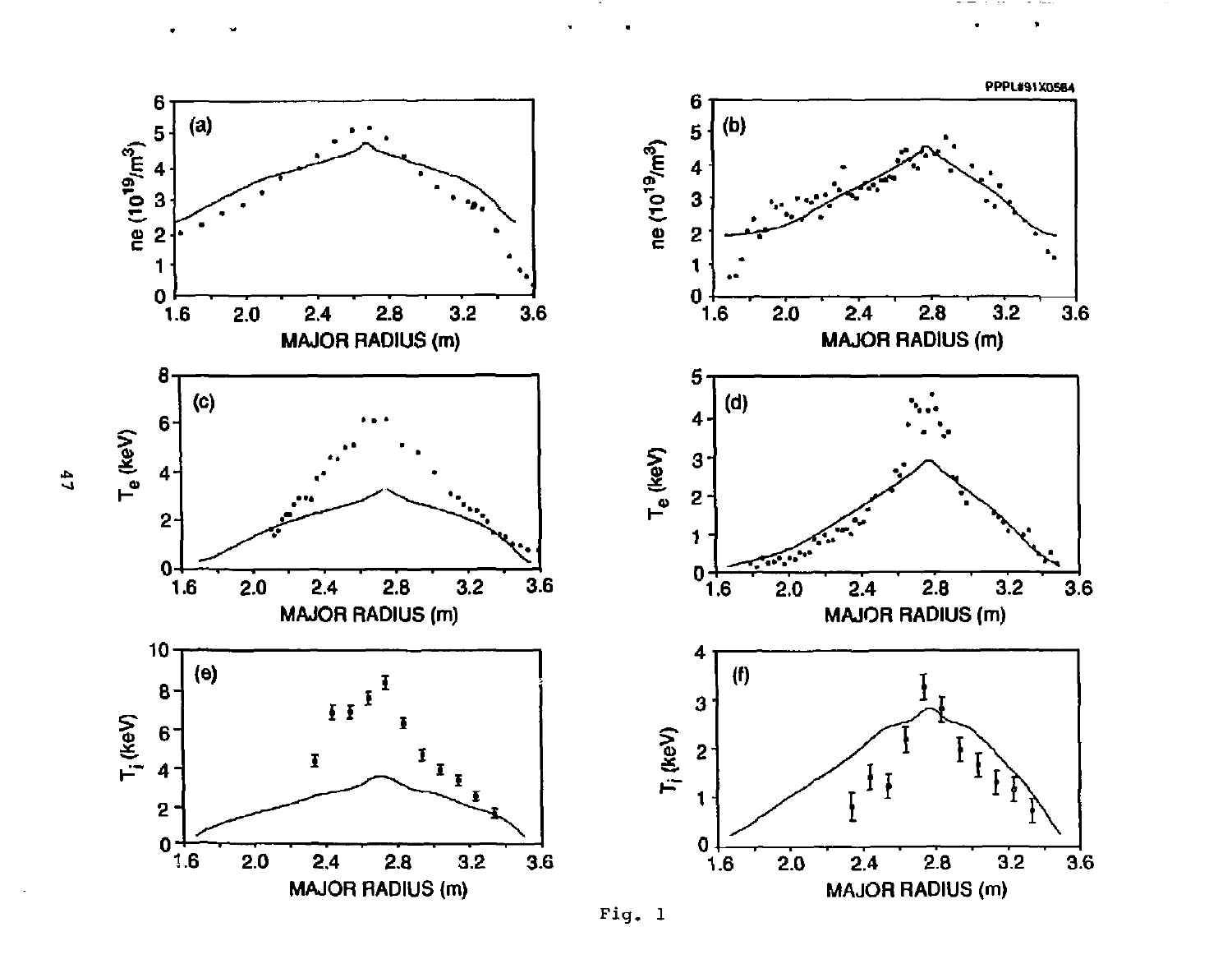Fig. 1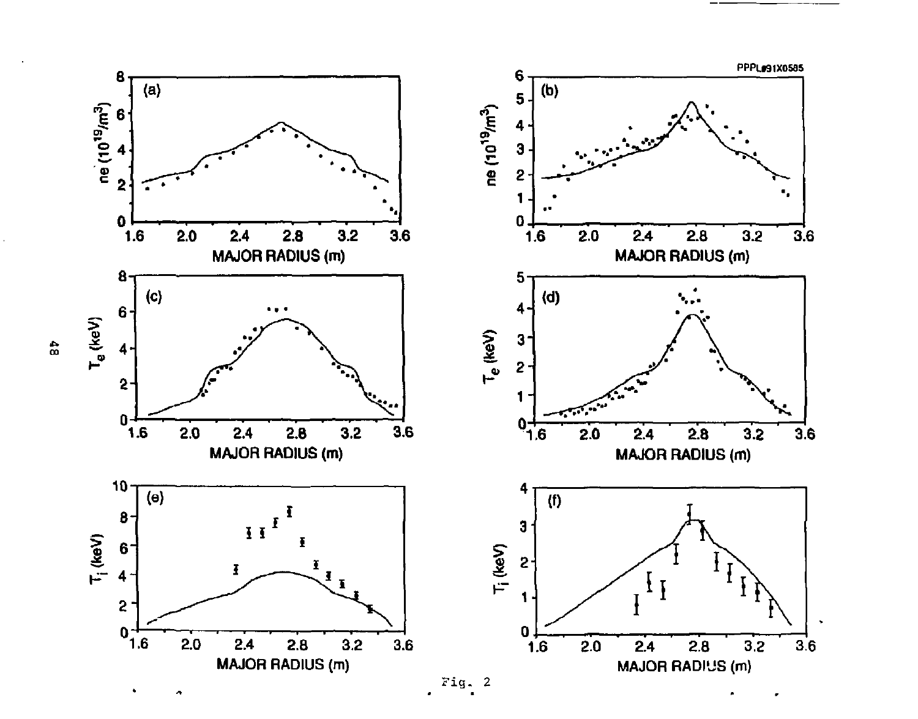Fig. 2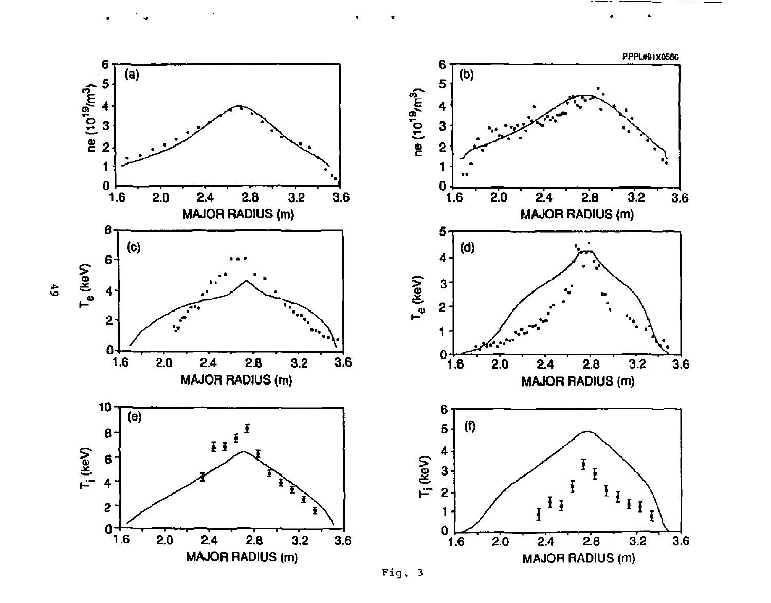Fig. 3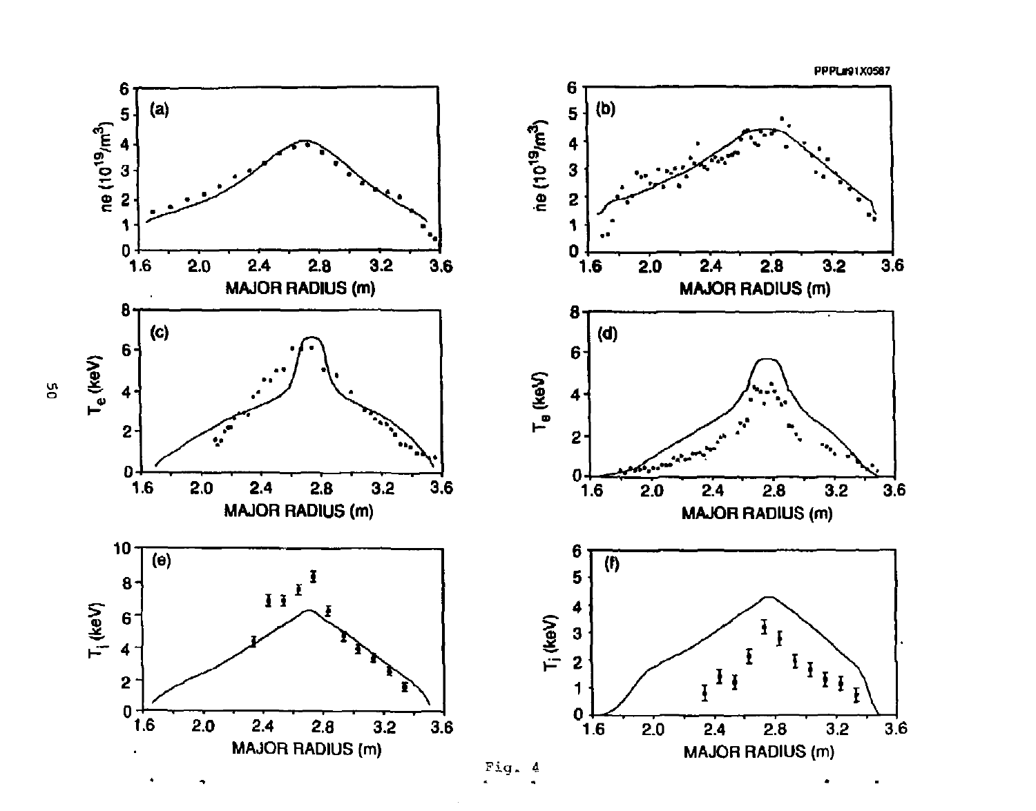Fig. 4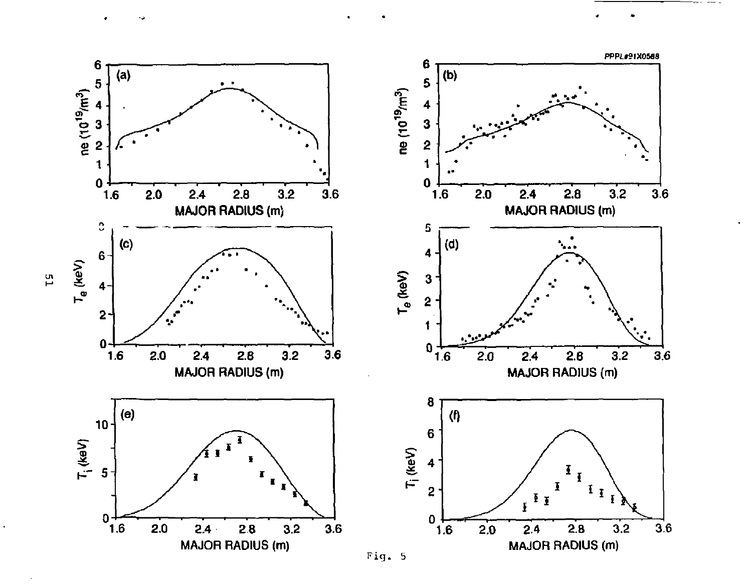Fig. 5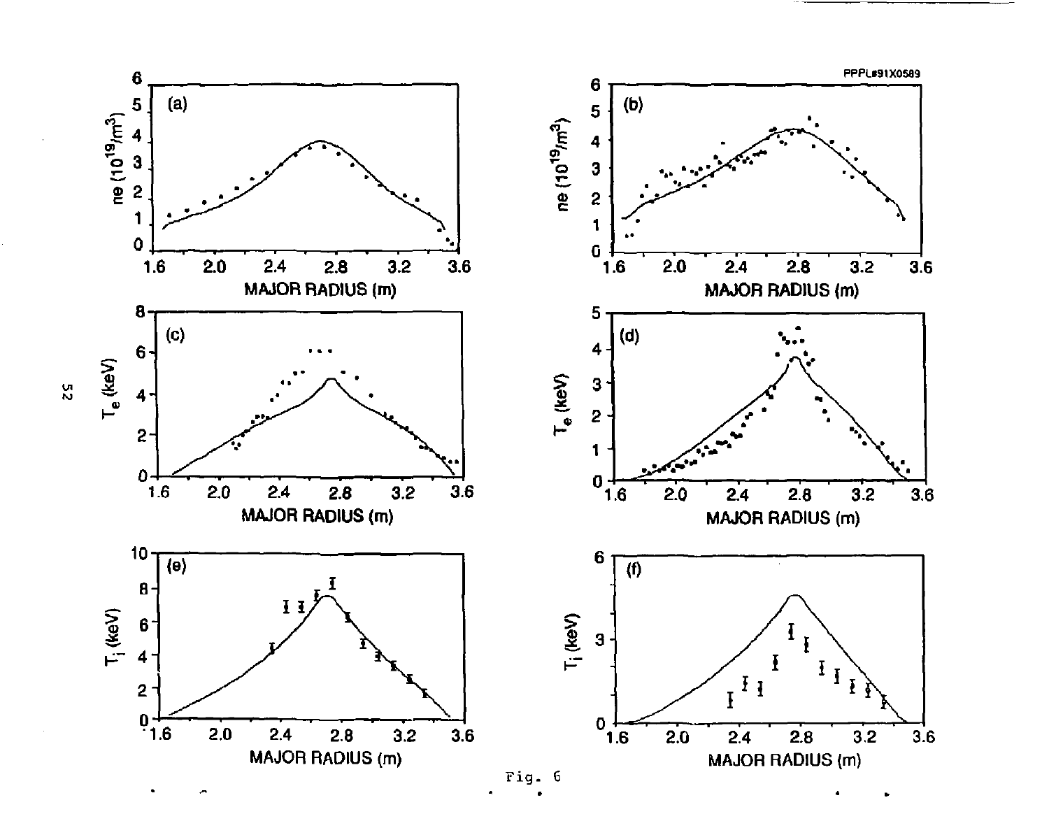Fig. 6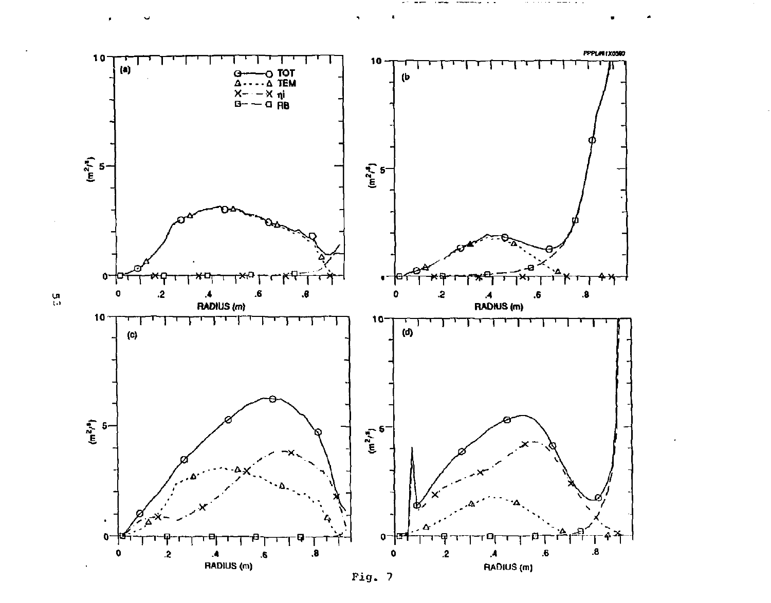Fig. 7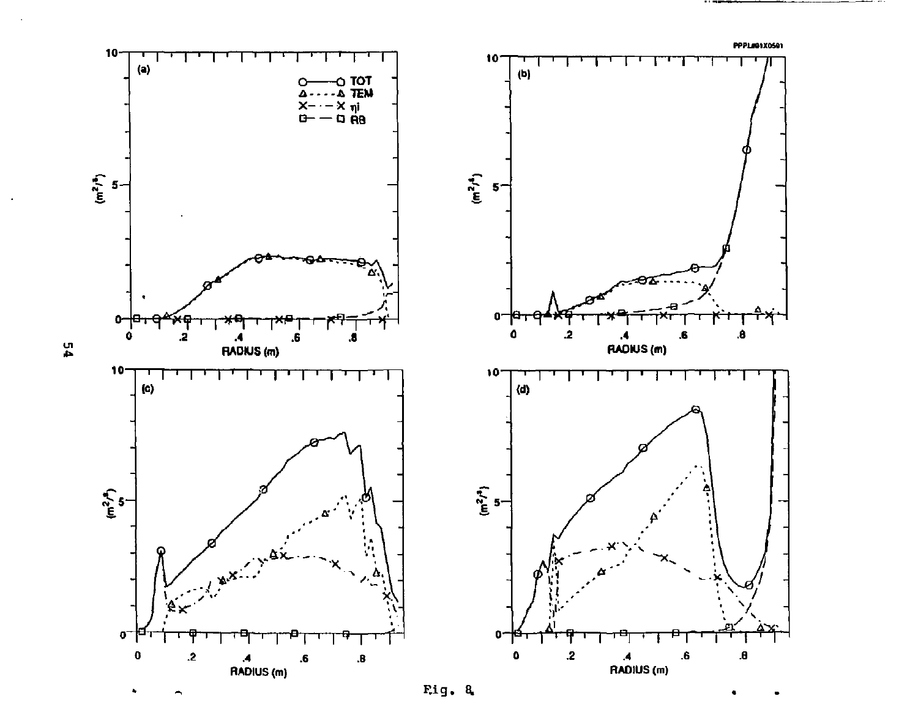Fig. 8.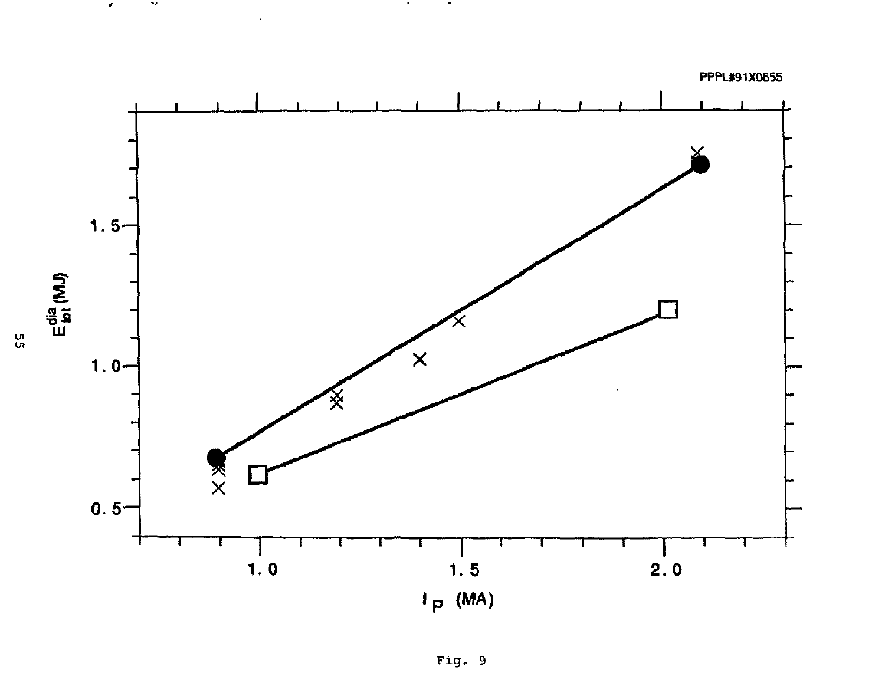PPPL#91X0655

Fig. 9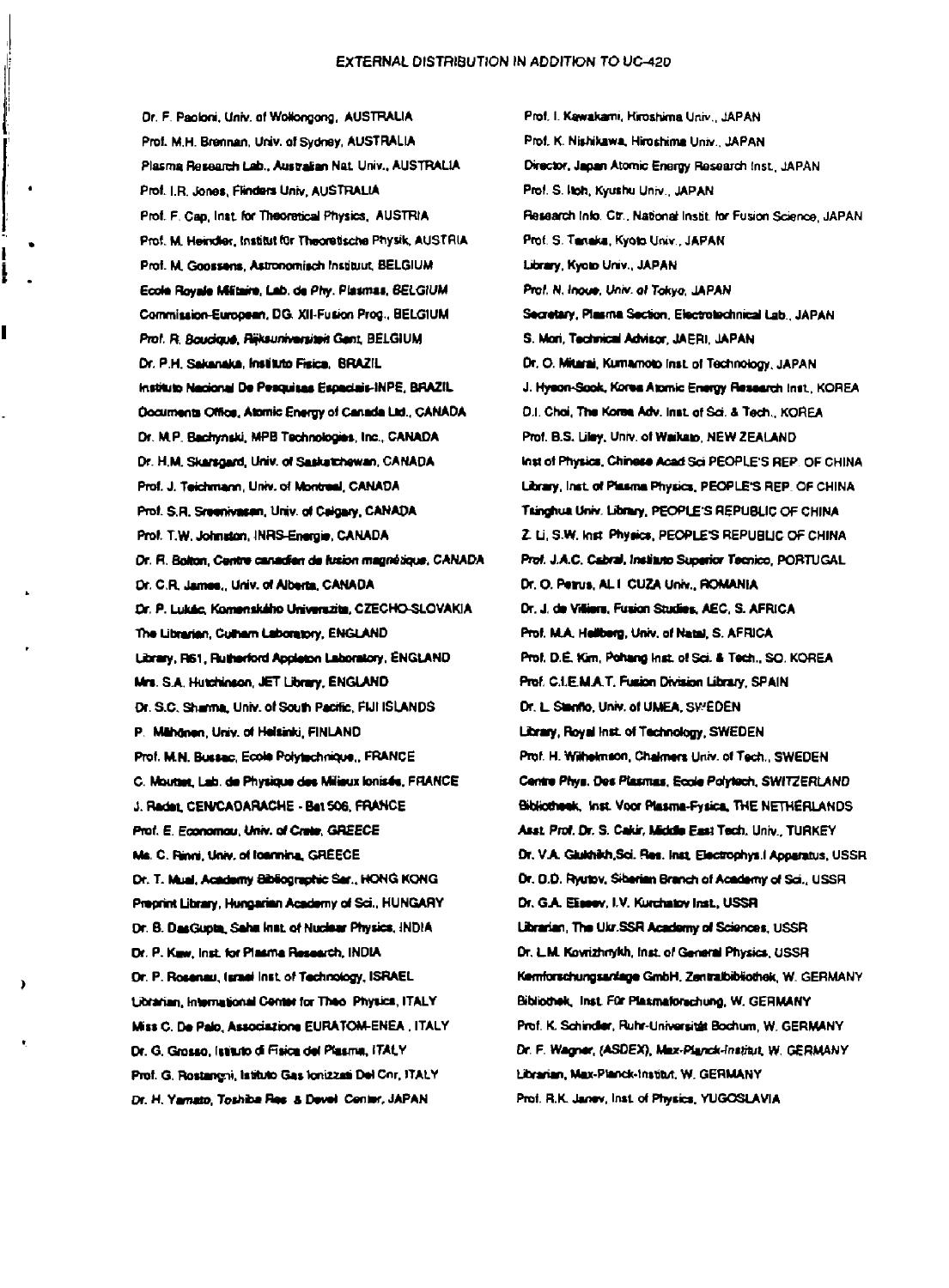## EXTERNAL DISTRIBUTION IN ADDITION TO UC-420

Dr. F. Paoloni, Univ. of Wollongong, AUSTRALIA
Prof. M.H. Brennan, Univ. of Sydney, AUSTRALIA
Plasma Research Lab., Australian Nat. Univ., AUSTRALIA
Prof. I.R. Jones, Flinders Univ, AUSTRALIA
Prof. F. Cap, Inst. for Theoretical Physics, AUSTRIA
Prof. M. Heindler, Institut für Theoretische Physik, AUSTRIA
Prof. M. Goossens, Astronomisch Instituut, BELGIUM
Ecole Royale Militaire, Lab. de Phy. Plasmas, BELGIUM
Commission-European, DG. XII-Fusion Prog., BELGIUM
*Prof. R. Boucique, Rijksuniversiteit Gent, BELGIUM*
Dr. P.H. Sakanaka, Instituto Fisica, BRAZIL
Instituto Nacional De Pesquisas Espaciais-INPE, BRAZIL
Documents Office, Atomic Energy of Canada Ltd., CANADA
Dr. M.P. Bachynski, MPB Technologies, Inc., CANADA
Dr. H.M. Skarsgard, Univ. of Saskatchewan, CANADA
Prof. J. Teichmann, Univ. of Montreal, CANADA
Prof. S.R. Sreenivasan, Univ. of Calgary, CANADA
Prof. T.W. Johnston, INRS-Energie, CANADA
*Dr. R. Bolton, Centre canadien de fusion magnétique, CANADA*
Dr. C.R. James., Univ. of Alberta, CANADA
Dr. P. Lukác, Komenského Universzita, CZECHO-SLOVAKIA
The Librarian, Culham Laboratory, ENGLAND
Library, R61, Rutherford Appleton Laboratory, ENGLAND
Mrs. S.A. Hutchinson, JET Library, ENGLAND
Dr. S.C. Sharma, Univ. of South Pacific, FIJI ISLANDS
P. Mähönen, Univ. of Helsinki, FINLAND
Prof. M.N. Bussac, Ecole Polytechnique,, FRANCE
C. Mouttet, Lab. de Physique des Milieux Ionisés, FRANCE
J. Radet, CEN/CADARACHE - Bat 506, FRANCE
*Prof. E. Economou, Univ. of Crete, GREECE*
Ms. C. Rinni, Univ. of Ioannina, GREECE
Dr. T. Mual, Academy Bibliographic Ser., HONG KONG
Preprint Library, Hungarian Academy of Sci., HUNGARY
Dr. B. DasGupta, Saha Inst. of Nuclear Physics, INDIA
Dr. P. Kaw, Inst. for Plasma Research, INDIA
Dr. P. Rosenau, Israel Inst. of Technology, ISRAEL
Librarian, International Center for Theo Physics, ITALY
Miss C. De Palo, Associazione EURATOM-ENEA , ITALY
Dr. G. Grosso, Istituto di Fisica del Plasma, ITALY
Prof. G. Rostangni, Istituto Gas Ionizzati Del Cnr, ITALY
*Dr. H. Yamato, Toshiba Res & Devel Center, JAPAN*
Prof. I. Kawakami, Hiroshima Univ., JAPAN
Prof. K. Nishikawa, Hiroshima Univ., JAPAN
Director, Japan Atomic Energy Research Inst., JAPAN
Prof. S. Itoh, Kyushu Univ., JAPAN
Research Info. Ctr., National Instit. for Fusion Science, JAPAN
Prof. S. Tanaka, Kyoto Univ., JAPAN
Library, Kyoto Univ., JAPAN
*Prof. N. Inoue, Univ. of Tokyo, JAPAN*
Secretary, Plasma Section, Electrotechnical Lab., JAPAN
S. Mori, Technical Advisor, JAERI, JAPAN
Dr. O. Mitarai, Kumamoto Inst. of Technology, JAPAN
J. Hyeon-Sook, Korea Atomic Energy Research Inst., KOREA
D.I. Choi, The Korea Adv. Inst. of Sci. & Tech., KOREA
Prof. B.S. Liley, Univ. of Waikato, NEW ZEALAND
Inst of Physics, Chinese Acad Sci PEOPLE'S REP. OF CHINA
Library, Inst. of Plasma Physics, PEOPLE'S REP. OF CHINA
Tsinghua Univ. Library, PEOPLE'S REPUBLIC OF CHINA
Z. Li, S.W. Inst Physics, PEOPLE'S REPUBLIC OF CHINA
*Prof. J.A.C. Cabral, Instituto Superior Tecnico, PORTUGAL*
Dr. O. Petrus, AL I CUZA Univ., ROMANIA
Dr. J. de Villiers, Fusion Studies, AEC, S. AFRICA
Prof. M.A. Hellberg, Univ. of Natal, S. AFRICA
Prof. D.E. Kim, Pohang Inst. of Sci. & Tech., SO. KOREA
Prof. C.I.E.M.A.T. Fusion Division Library, SPAIN
Dr. L. Stenflo, Univ. of UMEA, SWEDEN
Library, Royal Inst. of Technology, SWEDEN
Prof. H. Wilhelmson, Chalmers Univ. of Tech., SWEDEN
*Centre Phys. Des Plasmas, Ecole Polytech, SWITZERLAND*
Bibliotheek, Inst. Voor Plasma-Fysica, THE NETHERLANDS
*Asst. Prof. Dr. S. Cakir, Middle East Tech. Univ., TURKEY*
Dr. V.A. Glukhikh, Sci. Res. Inst. Electrophys.l Apparatus, USSR
Dr. D.D. Ryutov, Siberian Branch of Academy of Sci., USSR
Dr. G.A. Eliseev, I.V. Kurchatov Inst., USSR
Librarian, The Ukr.SSR Academy of Sciences, USSR
Dr. L.M. Kovrizhnykh, Inst. of General Physics, USSR
Kernforschungsanlage GmbH, Zentralbibliothek, W. GERMANY
Bibliothek, Inst. Für Plasmaforschung, W. GERMANY
Prof. K. Schindler, Ruhr-Universität Bochum, W. GERMANY
*Dr. F. Wagner, (ASDEX), Max-Planck-Institut, W. GERMANY*
Librarian, Max-Planck-Institut, W. GERMANY
Prof. R.K. Janev, Inst. of Physics, YUGOSLAVIA